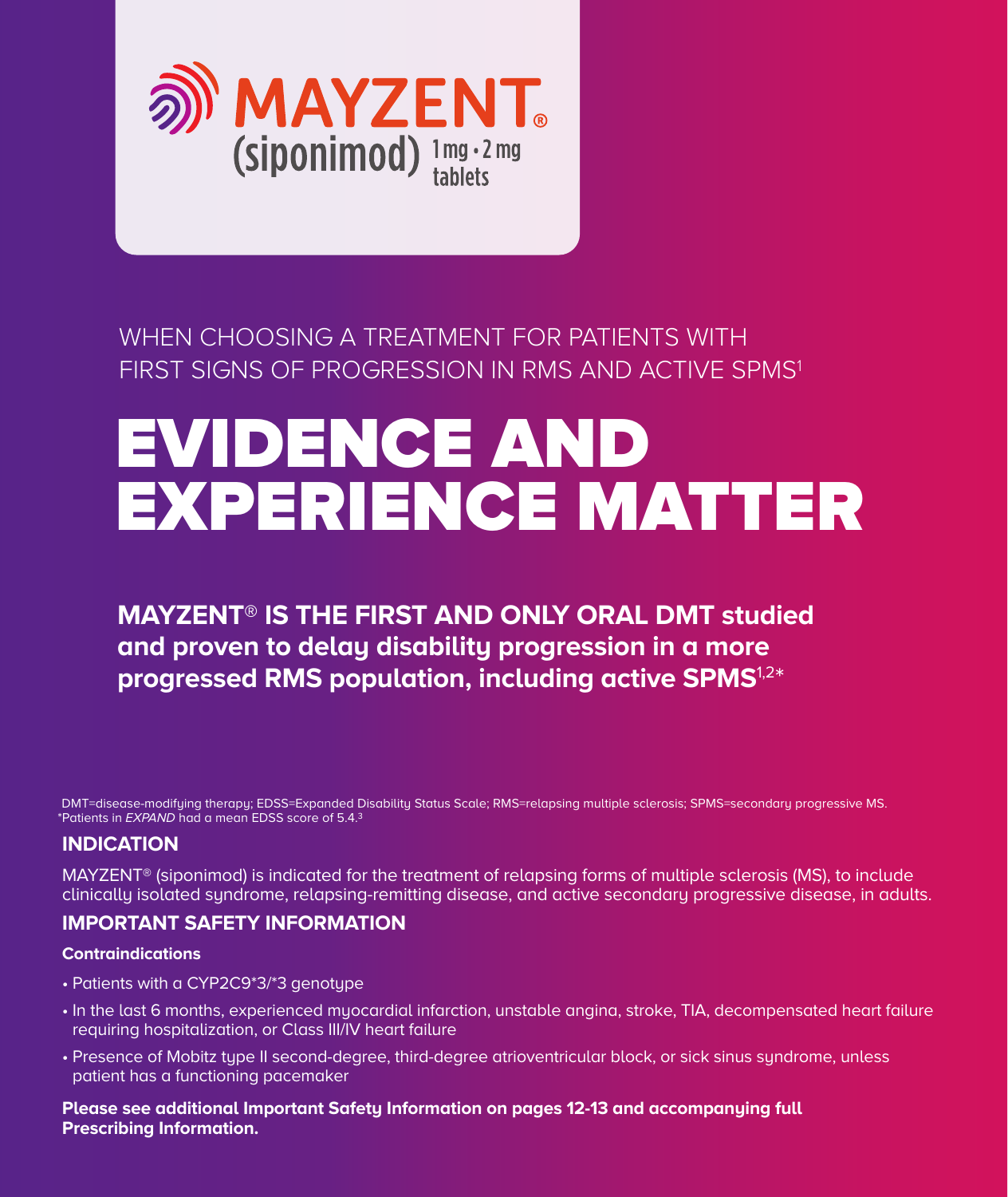# MAYZENT®

(siponimod) 1 mg • 2 mg tablets

WHEN CHOOSING A TREATMENT FOR PATIENTS WITH FIRST SIGNS OF PROGRESSION IN RMS AND ACTIVE SPMS[1]

# EVIDENCE AND EXPERIENCE MATTER

**MAYZENT® IS THE FIRST AND ONLY ORAL DMT studied and proven to delay disability progression in a more progressed RMS population, including active SPMS[1,2*]**

DMT=disease-modifying therapy; EDSS=Expanded Disability Status Scale; RMS=relapsing multiple sclerosis; SPMS=secondary progressive MS.
*Patients in *EXPAND* had a mean EDSS score of 5.4.[3]

## INDICATION

MAYZENT® (siponimod) is indicated for the treatment of relapsing forms of multiple sclerosis (MS), to include clinically isolated syndrome, relapsing-remitting disease, and active secondary progressive disease, in adults.

## IMPORTANT SAFETY INFORMATION

### Contraindications

- Patients with a CYP2C9*3/*3 genotype
- In the last 6 months, experienced myocardial infarction, unstable angina, stroke, TIA, decompensated heart failure requiring hospitalization, or Class III/IV heart failure
- Presence of Mobitz type II second-degree, third-degree atrioventricular block, or sick sinus syndrome, unless patient has a functioning pacemaker

**Please see additional Important Safety Information on pages 12-13 and accompanying full Prescribing Information.**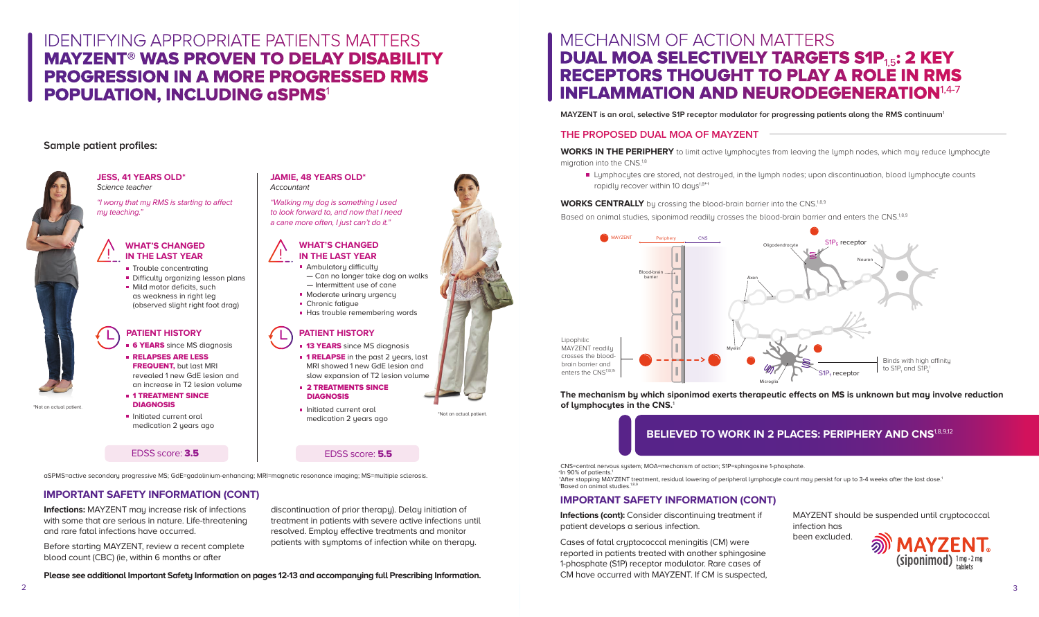# IDENTIFYING APPROPRIATE PATIENTS MATTERS

## MAYZENT® WAS PROVEN TO DELAY DISABILITY PROGRESSION IN A MORE PROGRESSED RMS POPULATION, INCLUDING aSPMS[1]

**Sample patient profiles:**

### JESS, 41 YEARS OLD*

*Science teacher*

*"I worry that my RMS is starting to affect my teaching."*

**WHAT'S CHANGED IN THE LAST YEAR**

- Trouble concentrating
- Difficulty organizing lesson plans
- Mild motor deficits, such as weakness in right leg (observed slight right foot drag)

**PATIENT HISTORY**

- **6 YEARS** since MS diagnosis
- **RELAPSES ARE LESS FREQUENT,** but last MRI revealed 1 new GdE lesion and an increase in T2 lesion volume
- **1 TREATMENT SINCE DIAGNOSIS**
- Initiated current oral medication 2 years ago

EDSS score: **3.5**

*Not an actual patient.

### JAMIE, 48 YEARS OLD*

*Accountant*

*"Walking my dog is something I used to look forward to, and now that I need a cane more often, I just can't do it."*

**WHAT'S CHANGED IN THE LAST YEAR**

- Ambulatory difficulty
  - — Can no longer take dog on walks
  - — Intermittent use of cane
- Moderate urinary urgency
- Chronic fatigue
- Has trouble remembering words

**PATIENT HISTORY**

- **13 YEARS** since MS diagnosis
- **1 RELAPSE** in the past 2 years, last MRI showed 1 new GdE lesion and slow expansion of T2 lesion volume
- **2 TREATMENTS SINCE DIAGNOSIS**
- Initiated current oral medication 2 years ago

EDSS score: **5.5**

*Not an actual patient.

aSPMS=active secondary progressive MS; GdE=gadolinium-enhancing; MRI=magnetic resonance imaging; MS=multiple sclerosis.

### IMPORTANT SAFETY INFORMATION (CONT)

**Infections:** MAYZENT may increase risk of infections with some that are serious in nature. Life-threatening and rare fatal infections have occurred.

Before starting MAYZENT, review a recent complete blood count (CBC) (ie, within 6 months or after discontinuation of prior therapy). Delay initiation of treatment in patients with severe active infections until resolved. Employ effective treatments and monitor patients with symptoms of infection while on therapy.

**Please see additional Important Safety Information on pages 12-13 and accompanying full Prescribing Information.**

# MECHANISM OF ACTION MATTERS

## DUAL MOA SELECTIVELY TARGETS $S1P_{1,5}$: 2 KEY RECEPTORS THOUGHT TO PLAY A ROLE IN RMS INFLAMMATION AND NEURODEGENERATION[1,4-7]

**MAYZENT is an oral, selective S1P receptor modulator for progressing patients along the RMS continuum[1]**

### THE PROPOSED DUAL MOA OF MAYZENT

**WORKS IN THE PERIPHERY** to limit active lymphocytes from leaving the lymph nodes, which may reduce lymphocyte migration into the CNS.[1,8]

- Lymphocytes are stored, not destroyed, in the lymph nodes; upon discontinuation, blood lymphocyte counts rapidly recover within 10 days[1,8*†]

**WORKS CENTRALLY** by crossing the blood-brain barrier into the CNS.[1,8,9]

Based on animal studies, siponimod readily crosses the blood-brain barrier and enters the CNS.[1,8,9]

MAYZENT | Periphery | CNS | Blood-brain barrier | Oligodendrocyte | $S1P_5$ receptor | Neuron | Axon | Myelin | Microglia | $S1P_1$ receptor

Lipophilic MAYZENT readily crosses the blood-brain barrier and enters the CNS[1,10,11‡]

Binds with high affinity to $S1P_1$ and $S1P_5$[1]

**The mechanism by which siponimod exerts therapeutic effects on MS is unknown but may involve reduction of lymphocytes in the CNS.**[1]

**BELIEVED TO WORK IN 2 PLACES: PERIPHERY AND CNS[1,8,9,12]**

CNS=central nervous system; MOA=mechanism of action; S1P=sphingosine 1-phosphate.

*In 90% of patients.[1]

†After stopping MAYZENT treatment, residual lowering of peripheral lymphocyte count may persist for up to 3-4 weeks after the last dose.[1]

‡Based on animal studies.[1,8,9]

### IMPORTANT SAFETY INFORMATION (CONT)

**Infections (cont):** Consider discontinuing treatment if patient develops a serious infection.

Cases of fatal cryptococcal meningitis (CM) were reported in patients treated with another sphingosine 1-phosphate (S1P) receptor modulator. Rare cases of CM have occurred with MAYZENT. If CM is suspected, MAYZENT should be suspended until cryptococcal infection has been excluded.

MAYZENT (siponimod) 1 mg · 2 mg tablets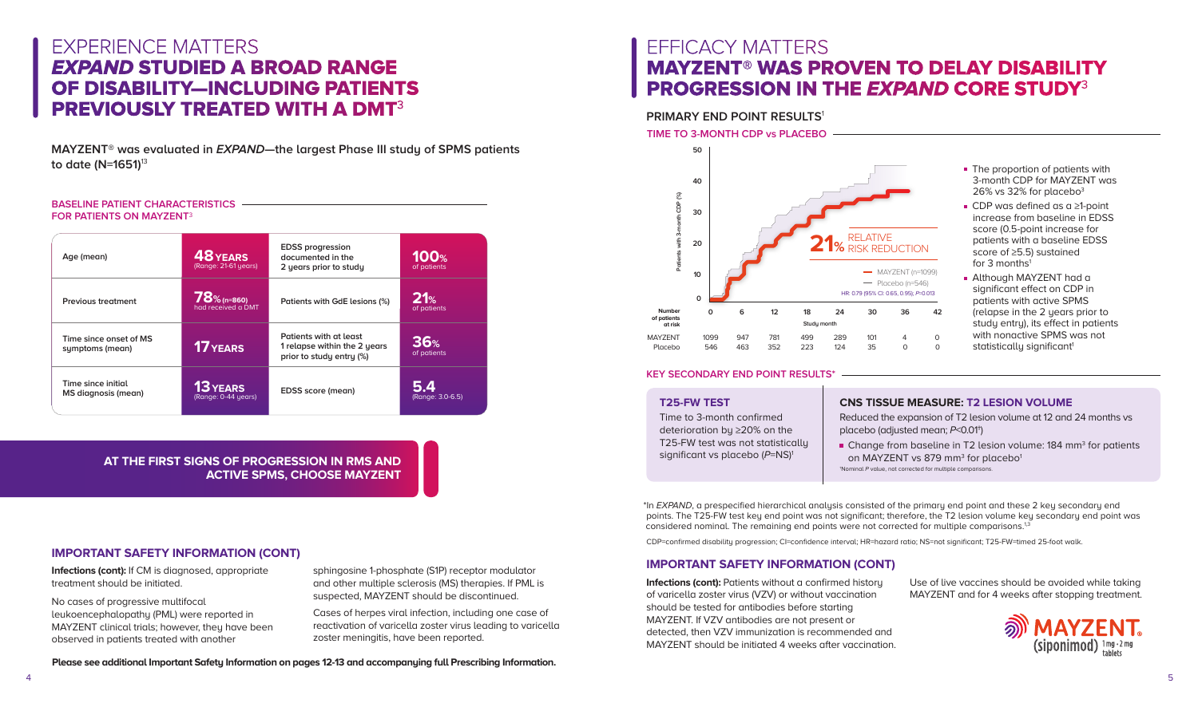# EXPERIENCE MATTERS

## *EXPAND* STUDIED A BROAD RANGE OF DISABILITY—INCLUDING PATIENTS PREVIOUSLY TREATED WITH A DMT[3]

**MAYZENT® was evaluated in *EXPAND*—the largest Phase III study of SPMS patients to date (N=1651)[13]**

**BASELINE PATIENT CHARACTERISTICS FOR PATIENTS ON MAYZENT[3]**

| | | | |
|---|---|---|---|
| Age (mean) | **48 YEARS** (Range: 21-61 years) | EDSS progression documented in the 2 years prior to study | **100%** of patients |
| Previous treatment | **78%** (n=860) had received a DMT | Patients with GdE lesions (%) | **21%** of patients |
| Time since onset of MS symptoms (mean) | **17 YEARS** | Patients with at least 1 relapse within the 2 years prior to study entry (%) | **36%** of patients |
| Time since initial MS diagnosis (mean) | **13 YEARS** (Range: 0-44 years) | EDSS score (mean) | **5.4** (Range: 3.0-6.5) |

**AT THE FIRST SIGNS OF PROGRESSION IN RMS AND ACTIVE SPMS, CHOOSE MAYZENT**

### IMPORTANT SAFETY INFORMATION (CONT)

**Infections (cont):** If CM is diagnosed, appropriate treatment should be initiated.

No cases of progressive multifocal leukoencephalopathy (PML) were reported in MAYZENT clinical trials; however, they have been observed in patients treated with another sphingosine 1-phosphate (S1P) receptor modulator and other multiple sclerosis (MS) therapies. If PML is suspected, MAYZENT should be discontinued.

Cases of herpes viral infection, including one case of reactivation of varicella zoster virus leading to varicella zoster meningitis, have been reported.

**Please see additional Important Safety Information on pages 12-13 and accompanying full Prescribing Information.**

# EFFICACY MATTERS

## MAYZENT® WAS PROVEN TO DELAY DISABILITY PROGRESSION IN THE *EXPAND* CORE STUDY[3]

### PRIMARY END POINT RESULTS[1]

**TIME TO 3-MONTH CDP vs PLACEBO**

Patients with 3-month CDP (%)

**21%** RELATIVE RISK REDUCTION

— MAYZENT (n=1099)
— Placebo (n=546)
HR: 0.79 (95% CI: 0.65, 0.95); *P*=0.013

| Number of patients at risk | 0 | 6 | 12 | 18 | 24 | 30 | 36 | 42 |
|---|---|---|---|---|---|---|---|---|
| MAYZENT | 1099 | 947 | 781 | 499 | 289 | 101 | 4 | 0 |
| Placebo | 546 | 463 | 352 | 223 | 124 | 35 | 0 | 0 |

Study month

- The proportion of patients with 3-month CDP for MAYZENT was 26% vs 32% for placebo[3]
- CDP was defined as a ≥1-point increase from baseline in EDSS score (0.5-point increase for patients with a baseline EDSS score of ≥5.5) sustained for 3 months[1]
- Although MAYZENT had a significant effect on CDP in patients with active SPMS (relapse in the 2 years prior to study entry), its effect in patients with nonactive SPMS was not statistically significant[1]

### KEY SECONDARY END POINT RESULTS*

**T25-FW TEST**

Time to 3-month confirmed deterioration by ≥20% on the T25-FW test was not statistically significant vs placebo (*P*=NS)[1]

**CNS TISSUE MEASURE: T2 LESION VOLUME**

Reduced the expansion of T2 lesion volume at 12 and 24 months vs placebo (adjusted mean; *P*<0.01†)

- Change from baseline in T2 lesion volume: 184 mm³ for patients on MAYZENT vs 879 mm³ for placebo[1]

†Nominal *P* value, not corrected for multiple comparisons.

*In *EXPAND*, a prespecified hierarchical analysis consisted of the primary end point and these 2 key secondary end points. The T25-FW test key end point was not significant; therefore, the T2 lesion volume key secondary end point was considered nominal. The remaining end points were not corrected for multiple comparisons.[1,3]

CDP=confirmed disability progression; CI=confidence interval; HR=hazard ratio; NS=not significant; T25-FW=timed 25-foot walk.

### IMPORTANT SAFETY INFORMATION (CONT)

**Infections (cont):** Patients without a confirmed history of varicella zoster virus (VZV) or without vaccination should be tested for antibodies before starting MAYZENT. If VZV antibodies are not present or detected, then VZV immunization is recommended and MAYZENT should be initiated 4 weeks after vaccination.

Use of live vaccines should be avoided while taking MAYZENT and for 4 weeks after stopping treatment.

MAYZENT® (siponimod) 1 mg · 2 mg tablets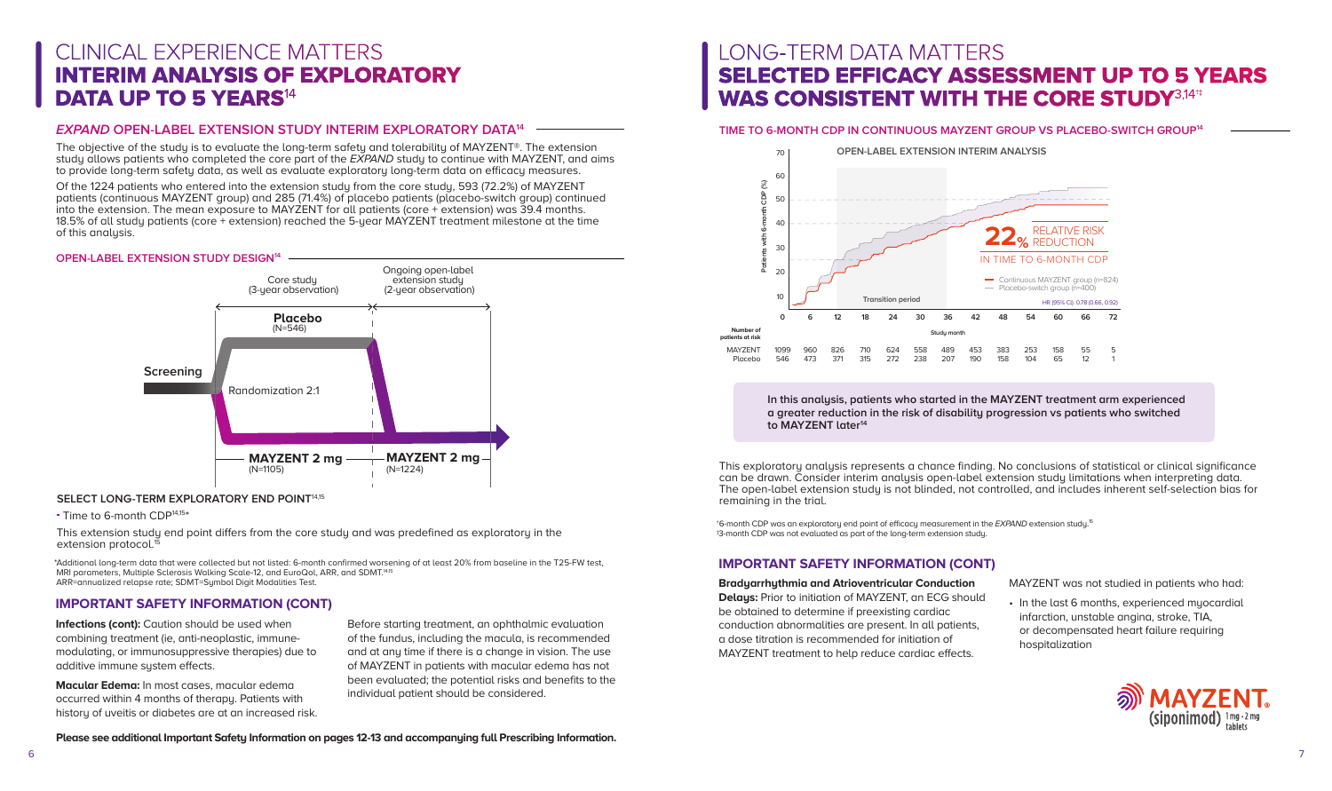# CLINICAL EXPERIENCE MATTERS
# INTERIM ANALYSIS OF EXPLORATORY DATA UP TO 5 YEARS[14]

## *EXPAND* OPEN-LABEL EXTENSION STUDY INTERIM EXPLORATORY DATA[14]

The objective of the study is to evaluate the long-term safety and tolerability of MAYZENT®. The extension study allows patients who completed the core part of the *EXPAND* study to continue with MAYZENT, and aims to provide long-term safety data, as well as evaluate exploratory long-term data on efficacy measures.

Of the 1224 patients who entered into the extension study from the core study, 593 (72.2%) of MAYZENT patients (continuous MAYZENT group) and 285 (71.4%) of placebo patients (placebo-switch group) continued into the extension. The mean exposure to MAYZENT for all patients (core + extension) was 39.4 months. 18.5% of all study patients (core + extension) reached the 5-year MAYZENT treatment milestone at the time of this analysis.

### OPEN-LABEL EXTENSION STUDY DESIGN[14]

Screening → Randomization 2:1

Core study (3-year observation): Placebo (N=546); MAYZENT 2 mg (N=1105)

Ongoing open-label extension study (2-year observation): MAYZENT 2 mg (N=1224)

### SELECT LONG-TERM EXPLORATORY END POINT[14,15]

- Time to 6-month CDP[14,15]*

This extension study end point differs from the core study and was predefined as exploratory in the extension protocol.[15]

*Additional long-term data that were collected but not listed: 6-month confirmed worsening of at least 20% from baseline in the T25-FW test, MRI parameters, Multiple Sclerosis Walking Scale-12, and EuroQol, ARR, and SDMT.[14,15]
ARR=annualized relapse rate; SDMT=Symbol Digit Modalities Test.

## IMPORTANT SAFETY INFORMATION (CONT)

**Infections (cont):** Caution should be used when combining treatment (ie, anti-neoplastic, immune-modulating, or immunosuppressive therapies) due to additive immune system effects.

**Macular Edema:** In most cases, macular edema occurred within 4 months of therapy. Patients with history of uveitis or diabetes are at an increased risk. Before starting treatment, an ophthalmic evaluation of the fundus, including the macula, is recommended and at any time if there is a change in vision. The use of MAYZENT in patients with macular edema has not been evaluated; the potential risks and benefits to the individual patient should be considered.

**Please see additional Important Safety Information on pages 12-13 and accompanying full Prescribing Information.**

# LONG-TERM DATA MATTERS
# SELECTED EFFICACY ASSESSMENT UP TO 5 YEARS WAS CONSISTENT WITH THE CORE STUDY[3,14†‡]

## TIME TO 6-MONTH CDP IN CONTINUOUS MAYZENT GROUP VS PLACEBO-SWITCH GROUP[14]

OPEN-LABEL EXTENSION INTERIM ANALYSIS

**22%** RELATIVE RISK REDUCTION IN TIME TO 6-MONTH CDP

Continuous MAYZENT group (n=824)
Placebo-switch group (n=400)
HR (95% CI): 0.78 (0.66, 0.92)

Transition period

| Number of patients at risk (Study month) | 0 | 6 | 12 | 18 | 24 | 30 | 36 | 42 | 48 | 54 | 60 | 66 | 72 |
|---|---|---|---|---|---|---|---|---|---|---|---|---|---|
| MAYZENT | 1099 | 960 | 826 | 710 | 624 | 558 | 489 | 453 | 383 | 253 | 158 | 55 | 5 |
| Placebo | 546 | 473 | 371 | 315 | 272 | 238 | 207 | 190 | 158 | 104 | 65 | 12 | 1 |

**In this analysis, patients who started in the MAYZENT treatment arm experienced a greater reduction in the risk of disability progression vs patients who switched to MAYZENT later[14]**

This exploratory analysis represents a chance finding. No conclusions of statistical or clinical significance can be drawn. Consider interim analysis open-label extension study limitations when interpreting data. The open-label extension study is not blinded, not controlled, and includes inherent self-selection bias for remaining in the trial.

†6-month CDP was an exploratory end point of efficacy measurement in the *EXPAND* extension study.[15]
‡3-month CDP was not evaluated as part of the long-term extension study.

## IMPORTANT SAFETY INFORMATION (CONT)

**Bradyarrhythmia and Atrioventricular Conduction Delays:** Prior to initiation of MAYZENT, an ECG should be obtained to determine if preexisting cardiac conduction abnormalities are present. In all patients, a dose titration is recommended for initiation of MAYZENT treatment to help reduce cardiac effects.

MAYZENT was not studied in patients who had:

- In the last 6 months, experienced myocardial infarction, unstable angina, stroke, TIA, or decompensated heart failure requiring hospitalization

MAYZENT® (siponimod) 1 mg • 2 mg tablets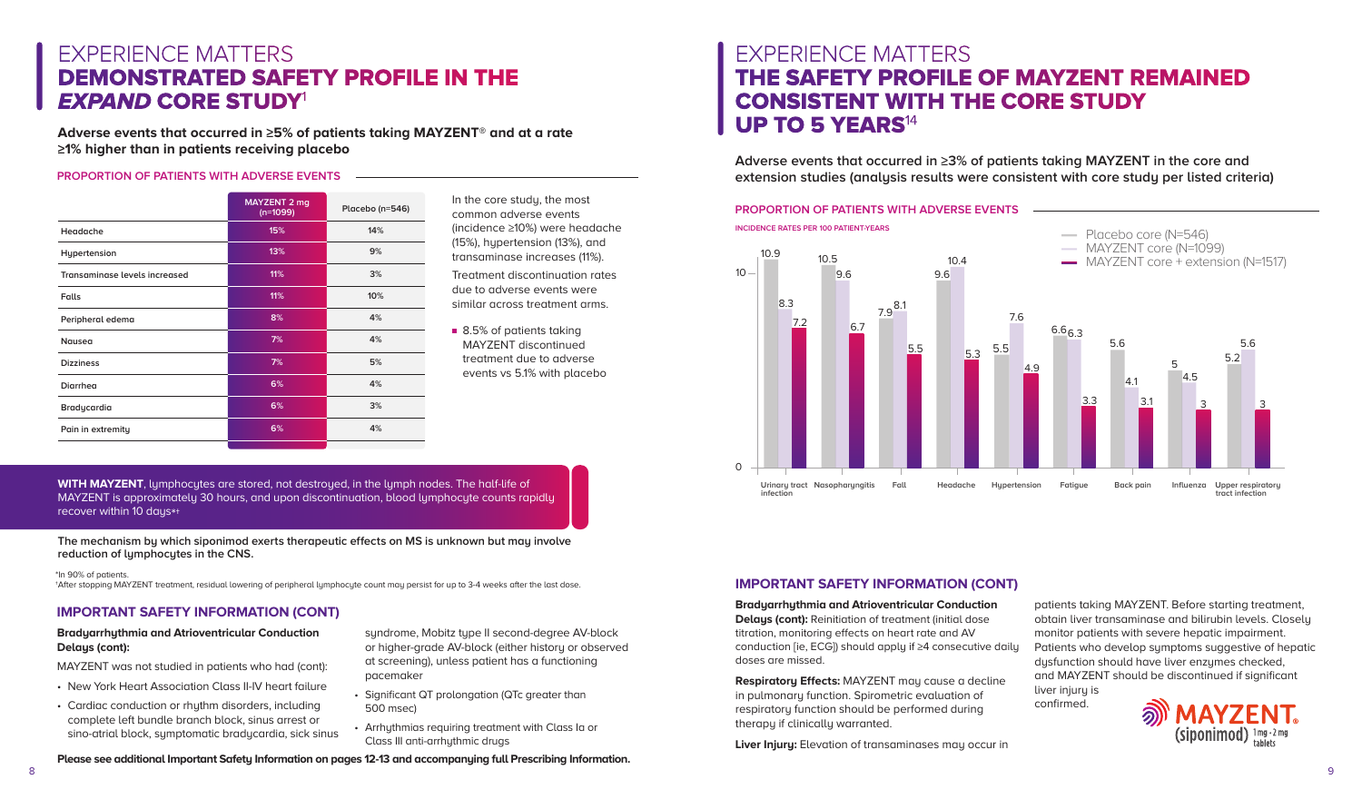# EXPERIENCE MATTERS

## DEMONSTRATED SAFETY PROFILE IN THE *EXPAND* CORE STUDY[1]

**Adverse events that occurred in ≥5% of patients taking MAYZENT® and at a rate ≥1% higher than in patients receiving placebo**

**PROPORTION OF PATIENTS WITH ADVERSE EVENTS**

| | MAYZENT 2 mg (n=1099) | Placebo (n=546) |
|---|---|---|
| Headache | 15% | 14% |
| Hypertension | 13% | 9% |
| Transaminase levels increased | 11% | 3% |
| Falls | 11% | 10% |
| Peripheral edema | 8% | 4% |
| Nausea | 7% | 4% |
| Dizziness | 7% | 5% |
| Diarrhea | 6% | 4% |
| Bradycardia | 6% | 3% |
| Pain in extremity | 6% | 4% |

In the core study, the most common adverse events (incidence ≥10%) were headache (15%), hypertension (13%), and transaminase increases (11%).

Treatment discontinuation rates due to adverse events were similar across treatment arms.

- 8.5% of patients taking MAYZENT discontinued treatment due to adverse events vs 5.1% with placebo

**WITH MAYZENT**, lymphocytes are stored, not destroyed, in the lymph nodes. The half-life of MAYZENT is approximately 30 hours, and upon discontinuation, blood lymphocyte counts rapidly recover within 10 days*†

**The mechanism by which siponimod exerts therapeutic effects on MS is unknown but may involve reduction of lymphocytes in the CNS.**

*In 90% of patients.
†After stopping MAYZENT treatment, residual lowering of peripheral lymphocyte count may persist for up to 3-4 weeks after the last dose.

### IMPORTANT SAFETY INFORMATION (CONT)

**Bradyarrhythmia and Atrioventricular Conduction Delays (cont):**

MAYZENT was not studied in patients who had (cont):

- New York Heart Association Class II-IV heart failure
- Cardiac conduction or rhythm disorders, including complete left bundle branch block, sinus arrest or sino-atrial block, symptomatic bradycardia, sick sinus syndrome, Mobitz type II second-degree AV-block or higher-grade AV-block (either history or observed at screening), unless patient has a functioning pacemaker
- Significant QT prolongation (QTc greater than 500 msec)
- Arrhythmias requiring treatment with Class Ia or Class III anti-arrhythmic drugs

**Please see additional Important Safety Information on pages 12-13 and accompanying full Prescribing Information.**

# EXPERIENCE MATTERS

## THE SAFETY PROFILE OF MAYZENT REMAINED CONSISTENT WITH THE CORE STUDY UP TO 5 YEARS[14]

**Adverse events that occurred in ≥3% of patients taking MAYZENT in the core and extension studies (analysis results were consistent with core study per listed criteria)**

**PROPORTION OF PATIENTS WITH ADVERSE EVENTS**

INCIDENCE RATES PER 100 PATIENT-YEARS

| Adverse event | Placebo core (N=546) | MAYZENT core (N=1099) | MAYZENT core + extension (N=1517) |
|---|---|---|---|
| Urinary tract infection | 10.9 | 8.3 | 7.2 |
| Nasopharyngitis | 10.5 | 9.6 | 6.7 |
| Fall | 7.9 | 8.1 | 5.5 |
| Headache | 9.6 | 10.4 | 5.3 |
| Hypertension | 5.5 | 7.6 | 4.9 |
| Fatigue | 6.6 | 6.3 | 3.3 |
| Back pain | 5.6 | 4.1 | 3.1 |
| Influenza | 5 | 4.5 | 3 |
| Upper respiratory tract infection | 5.2 | 5.6 | 3 |

### IMPORTANT SAFETY INFORMATION (CONT)

**Bradyarrhythmia and Atrioventricular Conduction Delays (cont):** Reinitiation of treatment (initial dose titration, monitoring effects on heart rate and AV conduction [ie, ECG]) should apply if ≥4 consecutive daily doses are missed.

**Respiratory Effects:** MAYZENT may cause a decline in pulmonary function. Spirometric evaluation of respiratory function should be performed during therapy if clinically warranted.

**Liver Injury:** Elevation of transaminases may occur in patients taking MAYZENT. Before starting treatment, obtain liver transaminase and bilirubin levels. Closely monitor patients with severe hepatic impairment. Patients who develop symptoms suggestive of hepatic dysfunction should have liver enzymes checked, and MAYZENT should be discontinued if significant liver injury is confirmed.

MAYZENT® (siponimod) 1 mg • 2 mg tablets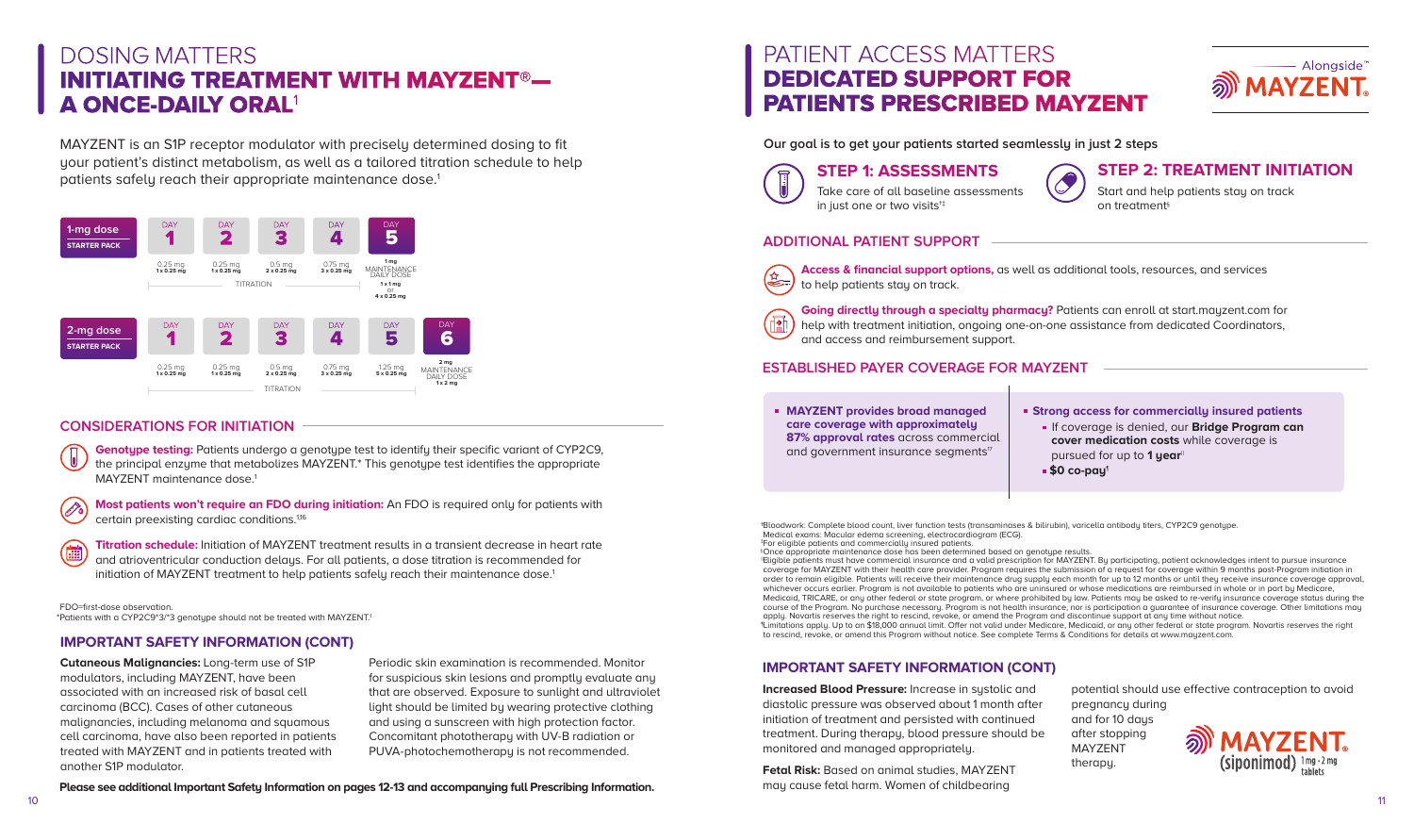# DOSING MATTERS

## INITIATING TREATMENT WITH MAYZENT®— A ONCE-DAILY ORAL[1]

MAYZENT is an S1P receptor modulator with precisely determined dosing to fit your patient's distinct metabolism, as well as a tailored titration schedule to help patients safely reach their appropriate maintenance dose.[1]

| | DAY 1 | DAY 2 | DAY 3 | DAY 4 | DAY 5 | DAY 6 |
|---|---|---|---|---|---|---|
| **1-mg dose** STARTER PACK | 0.25 mg 1 x 0.25 mg | 0.25 mg 1 x 0.25 mg | 0.5 mg 2 x 0.25 mg | 0.75 mg 3 x 0.25 mg | 1 mg MAINTENANCE DAILY DOSE 1 x 1 mg or 4 x 0.25 mg | |
| **2-mg dose** STARTER PACK | 0.25 mg 1 x 0.25 mg | 0.25 mg 1 x 0.25 mg | 0.5 mg 2 x 0.25 mg | 0.75 mg 3 x 0.25 mg | 1.25 mg 5 x 0.25 mg | 2 mg MAINTENANCE DAILY DOSE 1 x 2 mg |

TITRATION

### CONSIDERATIONS FOR INITIATION

**Genotype testing:** Patients undergo a genotype test to identify their specific variant of CYP2C9, the principal enzyme that metabolizes MAYZENT.* This genotype test identifies the appropriate MAYZENT maintenance dose.[1]

**Most patients won't require an FDO during initiation:** An FDO is required only for patients with certain preexisting cardiac conditions.[1,16]

**Titration schedule:** Initiation of MAYZENT treatment results in a transient decrease in heart rate and atrioventricular conduction delays. For all patients, a dose titration is recommended for initiation of MAYZENT treatment to help patients safely reach their maintenance dose.[1]

FDO=first-dose observation.
*Patients with a CYP2C9*3/*3 genotype should not be treated with MAYZENT.[1]

### IMPORTANT SAFETY INFORMATION (CONT)

**Cutaneous Malignancies:** Long-term use of S1P modulators, including MAYZENT, have been associated with an increased risk of basal cell carcinoma (BCC). Cases of other cutaneous malignancies, including melanoma and squamous cell carcinoma, have also been reported in patients treated with MAYZENT and in patients treated with another S1P modulator.

Periodic skin examination is recommended. Monitor for suspicious skin lesions and promptly evaluate any that are observed. Exposure to sunlight and ultraviolet light should be limited by wearing protective clothing and using a sunscreen with high protection factor. Concomitant phototherapy with UV-B radiation or PUVA-photochemotherapy is not recommended.

**Please see additional Important Safety Information on pages 12-13 and accompanying full Prescribing Information.**

# PATIENT ACCESS MATTERS

## DEDICATED SUPPORT FOR PATIENTS PRESCRIBED MAYZENT

Alongside™ MAYZENT.

**Our goal is to get your patients started seamlessly in just 2 steps**

### STEP 1: ASSESSMENTS

Take care of all baseline assessments in just one or two visits[†‡]

### STEP 2: TREATMENT INITIATION

Start and help patients stay on track on treatment[§]

### ADDITIONAL PATIENT SUPPORT

**Access & financial support options,** as well as additional tools, resources, and services to help patients stay on track.

**Going directly through a specialty pharmacy?** Patients can enroll at start.mayzent.com for help with treatment initiation, ongoing one-on-one assistance from dedicated Coordinators, and access and reimbursement support.

### ESTABLISHED PAYER COVERAGE FOR MAYZENT

- **MAYZENT provides broad managed care coverage with approximately 87% approval rates** across commercial and government insurance segments[17]

- **Strong access for commercially insured patients**
  - If coverage is denied, our **Bridge Program can cover medication costs** while coverage is pursued for up to **1 year**[‖]
  - **$0 co-pay**[¶]

[†]Bloodwork: Complete blood count, liver function tests (transaminases & bilirubin), varicella antibody titers, CYP2C9 genotype. Medical exams: Macular edema screening, electrocardiogram (ECG).
[‡]For eligible patients and commercially insured patients.
[§]Once appropriate maintenance dose has been determined based on genotype results.
[‖]Eligible patients must have commercial insurance and a valid prescription for MAYZENT. By participating, patient acknowledges intent to pursue insurance coverage for MAYZENT with their health care provider. Program requires the submission of a request for coverage within 9 months post-Program initiation in order to remain eligible. Patients will receive their maintenance drug supply each month for up to 12 months or until they receive insurance coverage approval, whichever occurs earlier. Program is not available to patients who are uninsured or whose medications are reimbursed in whole or in part by Medicare, Medicaid, TRICARE, or any other federal or state program, or where prohibited by law. Patients may be asked to re-verify insurance coverage status during the course of the Program. No purchase necessary. Program is not health insurance, nor is participation a guarantee of insurance coverage. Other limitations may apply. Novartis reserves the right to rescind, revoke, or amend the Program and discontinue support at any time without notice.
[¶]Limitations apply. Up to an $18,000 annual limit. Offer not valid under Medicare, Medicaid, or any other federal or state program. Novartis reserves the right to rescind, revoke, or amend this Program without notice. See complete Terms & Conditions for details at www.mayzent.com.

### IMPORTANT SAFETY INFORMATION (CONT)

**Increased Blood Pressure:** Increase in systolic and diastolic pressure was observed about 1 month after initiation of treatment and persisted with continued treatment. During therapy, blood pressure should be monitored and managed appropriately.

**Fetal Risk:** Based on animal studies, MAYZENT may cause fetal harm. Women of childbearing potential should use effective contraception to avoid pregnancy during and for 10 days after stopping MAYZENT therapy.

MAYZENT® (siponimod) 1 mg · 2 mg tablets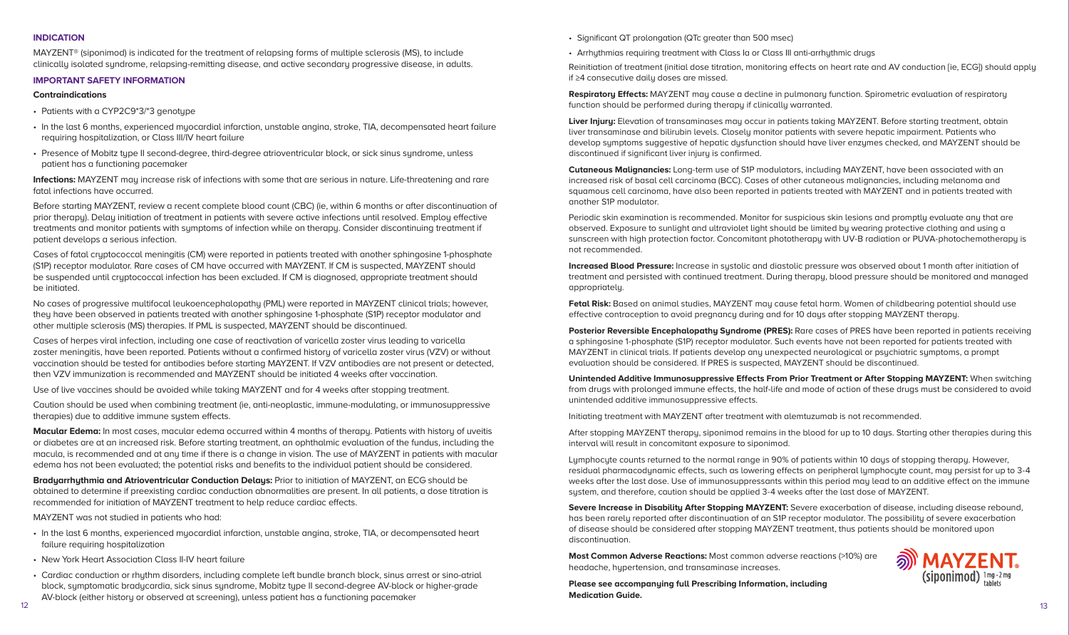## INDICATION

MAYZENT® (siponimod) is indicated for the treatment of relapsing forms of multiple sclerosis (MS), to include clinically isolated syndrome, relapsing-remitting disease, and active secondary progressive disease, in adults.

## IMPORTANT SAFETY INFORMATION

### Contraindications

- Patients with a CYP2C9*3/*3 genotype
- In the last 6 months, experienced myocardial infarction, unstable angina, stroke, TIA, decompensated heart failure requiring hospitalization, or Class III/IV heart failure
- Presence of Mobitz type II second-degree, third-degree atrioventricular block, or sick sinus syndrome, unless patient has a functioning pacemaker

**Infections:** MAYZENT may increase risk of infections with some that are serious in nature. Life-threatening and rare fatal infections have occurred.

Before starting MAYZENT, review a recent complete blood count (CBC) (ie, within 6 months or after discontinuation of prior therapy). Delay initiation of treatment in patients with severe active infections until resolved. Employ effective treatments and monitor patients with symptoms of infection while on therapy. Consider discontinuing treatment if patient develops a serious infection.

Cases of fatal cryptococcal meningitis (CM) were reported in patients treated with another sphingosine 1-phosphate (S1P) receptor modulator. Rare cases of CM have occurred with MAYZENT. If CM is suspected, MAYZENT should be suspended until cryptococcal infection has been excluded. If CM is diagnosed, appropriate treatment should be initiated.

No cases of progressive multifocal leukoencephalopathy (PML) were reported in MAYZENT clinical trials; however, they have been observed in patients treated with another sphingosine 1-phosphate (S1P) receptor modulator and other multiple sclerosis (MS) therapies. If PML is suspected, MAYZENT should be discontinued.

Cases of herpes viral infection, including one case of reactivation of varicella zoster virus leading to varicella zoster meningitis, have been reported. Patients without a confirmed history of varicella zoster virus (VZV) or without vaccination should be tested for antibodies before starting MAYZENT. If VZV antibodies are not present or detected, then VZV immunization is recommended and MAYZENT should be initiated 4 weeks after vaccination.

Use of live vaccines should be avoided while taking MAYZENT and for 4 weeks after stopping treatment.

Caution should be used when combining treatment (ie, anti-neoplastic, immune-modulating, or immunosuppressive therapies) due to additive immune system effects.

**Macular Edema:** In most cases, macular edema occurred within 4 months of therapy. Patients with history of uveitis or diabetes are at an increased risk. Before starting treatment, an ophthalmic evaluation of the fundus, including the macula, is recommended and at any time if there is a change in vision. The use of MAYZENT in patients with macular edema has not been evaluated; the potential risks and benefits to the individual patient should be considered.

**Bradyarrhythmia and Atrioventricular Conduction Delays:** Prior to initiation of MAYZENT, an ECG should be obtained to determine if preexisting cardiac conduction abnormalities are present. In all patients, a dose titration is recommended for initiation of MAYZENT treatment to help reduce cardiac effects.

MAYZENT was not studied in patients who had:

- In the last 6 months, experienced myocardial infarction, unstable angina, stroke, TIA, or decompensated heart failure requiring hospitalization
- New York Heart Association Class II-IV heart failure
- Cardiac conduction or rhythm disorders, including complete left bundle branch block, sinus arrest or sino-atrial block, symptomatic bradycardia, sick sinus syndrome, Mobitz type II second-degree AV-block or higher-grade AV-block (either history or observed at screening), unless patient has a functioning pacemaker
- Significant QT prolongation (QTc greater than 500 msec)
- Arrhythmias requiring treatment with Class Ia or Class III anti-arrhythmic drugs

Reinitiation of treatment (initial dose titration, monitoring effects on heart rate and AV conduction [ie, ECG]) should apply if ≥4 consecutive daily doses are missed.

**Respiratory Effects:** MAYZENT may cause a decline in pulmonary function. Spirometric evaluation of respiratory function should be performed during therapy if clinically warranted.

**Liver Injury:** Elevation of transaminases may occur in patients taking MAYZENT. Before starting treatment, obtain liver transaminase and bilirubin levels. Closely monitor patients with severe hepatic impairment. Patients who develop symptoms suggestive of hepatic dysfunction should have liver enzymes checked, and MAYZENT should be discontinued if significant liver injury is confirmed.

**Cutaneous Malignancies:** Long-term use of S1P modulators, including MAYZENT, have been associated with an increased risk of basal cell carcinoma (BCC). Cases of other cutaneous malignancies, including melanoma and squamous cell carcinoma, have also been reported in patients treated with MAYZENT and in patients treated with another S1P modulator.

Periodic skin examination is recommended. Monitor for suspicious skin lesions and promptly evaluate any that are observed. Exposure to sunlight and ultraviolet light should be limited by wearing protective clothing and using a sunscreen with high protection factor. Concomitant phototherapy with UV-B radiation or PUVA-photochemotherapy is not recommended.

**Increased Blood Pressure:** Increase in systolic and diastolic pressure was observed about 1 month after initiation of treatment and persisted with continued treatment. During therapy, blood pressure should be monitored and managed appropriately.

**Fetal Risk:** Based on animal studies, MAYZENT may cause fetal harm. Women of childbearing potential should use effective contraception to avoid pregnancy during and for 10 days after stopping MAYZENT therapy.

**Posterior Reversible Encephalopathy Syndrome (PRES):** Rare cases of PRES have been reported in patients receiving a sphingosine 1-phosphate (S1P) receptor modulator. Such events have not been reported for patients treated with MAYZENT in clinical trials. If patients develop any unexpected neurological or psychiatric symptoms, a prompt evaluation should be considered. If PRES is suspected, MAYZENT should be discontinued.

**Unintended Additive Immunosuppressive Effects From Prior Treatment or After Stopping MAYZENT:** When switching from drugs with prolonged immune effects, the half-life and mode of action of these drugs must be considered to avoid unintended additive immunosuppressive effects.

Initiating treatment with MAYZENT after treatment with alemtuzumab is not recommended.

After stopping MAYZENT therapy, siponimod remains in the blood for up to 10 days. Starting other therapies during this interval will result in concomitant exposure to siponimod.

Lymphocyte counts returned to the normal range in 90% of patients within 10 days of stopping therapy. However, residual pharmacodynamic effects, such as lowering effects on peripheral lymphocyte count, may persist for up to 3-4 weeks after the last dose. Use of immunosuppressants within this period may lead to an additive effect on the immune system, and therefore, caution should be applied 3-4 weeks after the last dose of MAYZENT.

**Severe Increase in Disability After Stopping MAYZENT:** Severe exacerbation of disease, including disease rebound, has been rarely reported after discontinuation of an S1P receptor modulator. The possibility of severe exacerbation of disease should be considered after stopping MAYZENT treatment, thus patients should be monitored upon discontinuation.

**Most Common Adverse Reactions:** Most common adverse reactions (>10%) are headache, hypertension, and transaminase increases.

**Please see accompanying full Prescribing Information, including Medication Guide.**

MAYZENT® (siponimod) 1 mg · 2 mg tablets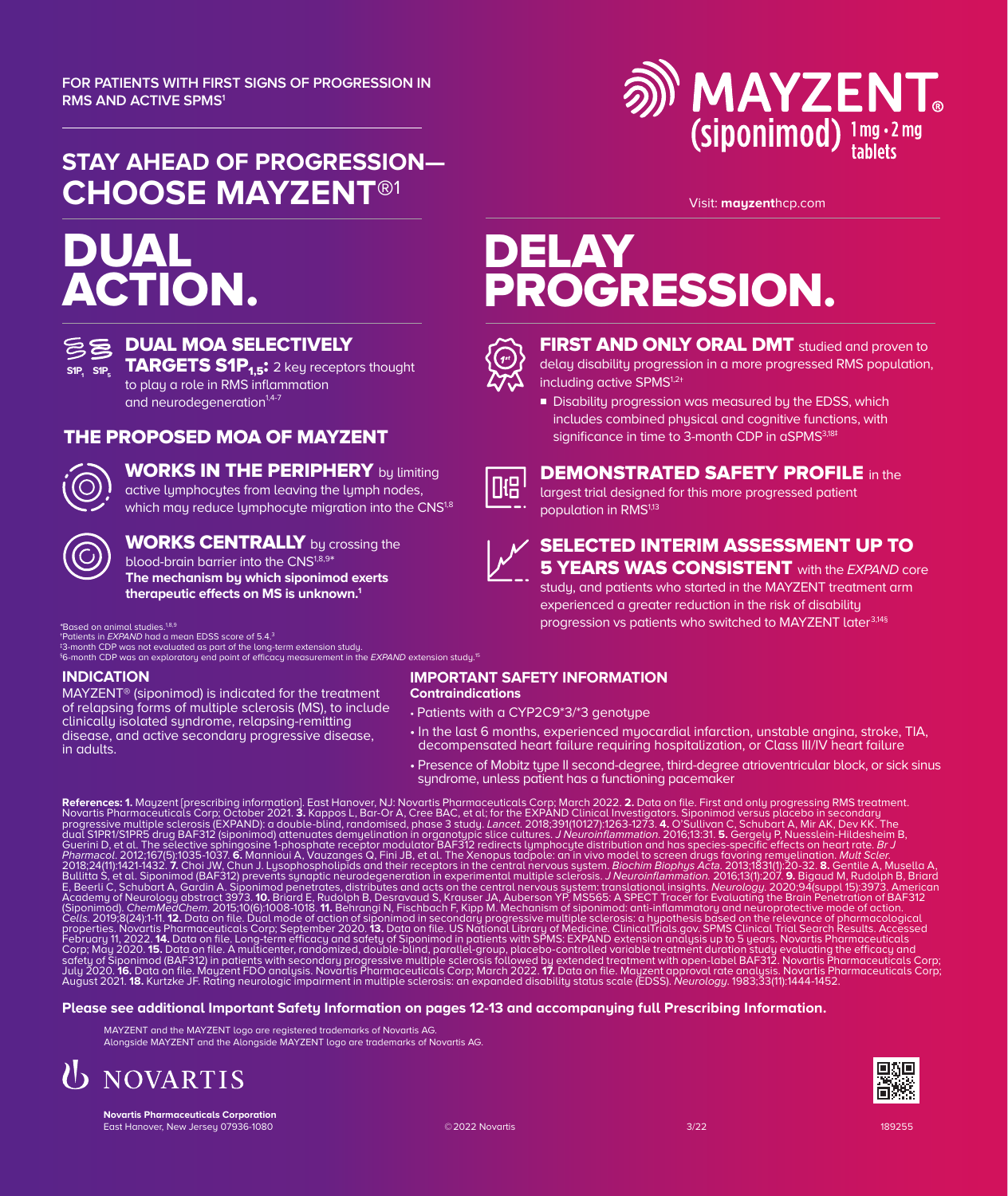FOR PATIENTS WITH FIRST SIGNS OF PROGRESSION IN RMS AND ACTIVE SPMS[1]

MAYZENT (siponimod) 1 mg • 2 mg tablets

Visit: **mayzent**hcp.com

## STAY AHEAD OF PROGRESSION—CHOOSE MAYZENT®[1]

# DUAL ACTION.

**DUAL MOA SELECTIVELY TARGETS $S1P_{1,5}$:** 2 key receptors thought to play a role in RMS inflammation and neurodegeneration[1,4-7]

### THE PROPOSED MOA OF MAYZENT

**WORKS IN THE PERIPHERY** by limiting active lymphocytes from leaving the lymph nodes, which may reduce lymphocyte migration into the CNS[1,8]

**WORKS CENTRALLY** by crossing the blood-brain barrier into the CNS[1,8,9*]
**The mechanism by which siponimod exerts therapeutic effects on MS is unknown.[1]**

# DELAY PROGRESSION.

**FIRST AND ONLY ORAL DMT** studied and proven to delay disability progression in a more progressed RMS population, including active SPMS[1,2†]

- Disability progression was measured by the EDSS, which includes combined physical and cognitive functions, with significance in time to 3-month CDP in aSPMS[3,18‡]

**DEMONSTRATED SAFETY PROFILE** in the largest trial designed for this more progressed patient population in RMS[1,13]

**SELECTED INTERIM ASSESSMENT UP TO 5 YEARS WAS CONSISTENT** with the *EXPAND* core study, and patients who started in the MAYZENT treatment arm experienced a greater reduction in the risk of disability progression vs patients who switched to MAYZENT later[3,14§]

*Based on animal studies.[1,8,9]
†Patients in *EXPAND* had a mean EDSS score of 5.4.[3]
‡3-month CDP was not evaluated as part of the long-term extension study.
§6-month CDP was an exploratory end point of efficacy measurement in the *EXPAND* extension study.[15]

### INDICATION

MAYZENT® (siponimod) is indicated for the treatment of relapsing forms of multiple sclerosis (MS), to include clinically isolated syndrome, relapsing-remitting disease, and active secondary progressive disease, in adults.

### IMPORTANT SAFETY INFORMATION

**Contraindications**

- Patients with a CYP2C9*3/*3 genotype
- In the last 6 months, experienced myocardial infarction, unstable angina, stroke, TIA, decompensated heart failure requiring hospitalization, or Class III/IV heart failure
- Presence of Mobitz type II second-degree, third-degree atrioventricular block, or sick sinus syndrome, unless patient has a functioning pacemaker

**References: 1.** Mayzent [prescribing information]. East Hanover, NJ: Novartis Pharmaceuticals Corp; March 2022. **2.** Data on file. First and only progressing RMS treatment. Novartis Pharmaceuticals Corp; October 2021. **3.** Kappos L, Bar-Or A, Cree BAC, et al; for the EXPAND Clinical Investigators. Siponimod versus placebo in secondary progressive multiple sclerosis (EXPAND): a double-blind, randomised, phase 3 study. *Lancet*. 2018;391(10127):1263-1273. **4.** O'Sullivan C, Schubart A, Mir AK, Dev KK. The dual S1PR1/S1PR5 drug BAF312 (siponimod) attenuates demyelination in organotypic slice cultures. *J Neuroinflammation*. 2016;13:31. **5.** Gergely P, Nuesslein-Hildesheim B, Guerini D, et al. The selective sphingosine 1-phosphate receptor modulator BAF312 redirects lymphocyte distribution and has species-specific effects on heart rate. *Br J Pharmacol*. 2012;167(5):1035-1037. **6.** Mannioui A, Vauzanges Q, Fini JB, et al. The Xenopus tadpole: an in vivo model to screen drugs favoring remyelination. *Mult Scler*. 2018;24(11):1421-1432. **7.** Choi JW, Chun J. Lysophospholipids and their receptors in the central nervous system. *Biochim Biophys Acta*. 2013;1831(1):20-32. **8.** Gentile A, Musella A, Bullitta S, et al. Siponimod (BAF312) prevents synaptic neurodegeneration in experimental multiple sclerosis. *J Neuroinflammation*. 2016;13(1):207. **9.** Bigaud M, Rudolph B, Briard E, Beerli C, Schubart A, Gardin A. Siponimod penetrates, distributes and acts on the central nervous system: translational insights. *Neurology*. 2020;94(suppl 15):3973. American Academy of Neurology abstract 3973. **10.** Briard E, Rudolph B, Desravaud S, Krauser JA, Auberson YP. MS565: A SPECT Tracer for Evaluating the Brain Penetration of BAF312 (Siponimod). *ChemMedChem*. 2015;10(6):1008-1018. **11.** Behrangi N, Fischbach F, Kipp M. Mechanism of siponimod: anti-inflammatory and neuroprotective mode of action. *Cells*. 2019;8(24):1-11. **12.** Data on file. Dual mode of action of siponimod in secondary progressive multiple sclerosis: a hypothesis based on the relevance of pharmacological properties. Novartis Pharmaceuticals Corp; September 2020. **13.** Data on file. US National Library of Medicine. ClinicalTrials.gov. SPMS Clinical Trial Search Results. Accessed February 11, 2022. **14.** Data on file. Long-term efficacy and safety of Siponimod in patients with SPMS: EXPAND extension analysis up to 5 years. Novartis Pharmaceuticals Corp; May 2020. **15.** Data on file. A multicenter, randomized, double-blind, parallel-group, placebo-controlled variable treatment duration study evaluating the efficacy and safety of Siponimod (BAF312) in patients with secondary progressive multiple sclerosis followed by extended treatment with open-label BAF312. Novartis Pharmaceuticals Corp; July 2020. **16.** Data on file. Mayzent FDO analysis. Novartis Pharmaceuticals Corp; March 2022. **17.** Data on file. Mayzent approval rate analysis. Novartis Pharmaceuticals Corp; August 2021. **18.** Kurtzke JF. Rating neurologic impairment in multiple sclerosis: an expanded disability status scale (EDSS). *Neurology*. 1983;33(11):1444-1452.

**Please see additional Important Safety Information on pages 12-13 and accompanying full Prescribing Information.**

MAYZENT and the MAYZENT logo are registered trademarks of Novartis AG.
Alongside MAYZENT and the Alongside MAYZENT logo are trademarks of Novartis AG.

NOVARTIS

**Novartis Pharmaceuticals Corporation**
East Hanover, New Jersey 07936-1080

©2022 Novartis 3/22 189255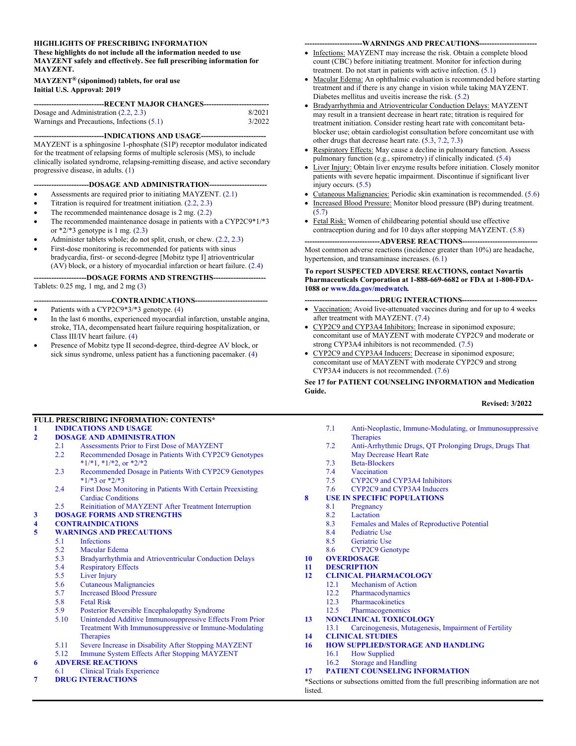**HIGHLIGHTS OF PRESCRIBING INFORMATION**

**These highlights do not include all the information needed to use MAYZENT safely and effectively. See full prescribing information for MAYZENT.**

**MAYZENT® (siponimod) tablets, for oral use**
**Initial U.S. Approval: 2019**

**---RECENT MAJOR CHANGES---**

| | |
|---|---|
| Dosage and Administration (2.2, 2.3) | 8/2021 |
| Warnings and Precautions, Infections (5.1) | 3/2022 |

**---INDICATIONS AND USAGE---**

MAYZENT is a sphingosine 1-phosphate (S1P) receptor modulator indicated for the treatment of relapsing forms of multiple sclerosis (MS), to include clinically isolated syndrome, relapsing-remitting disease, and active secondary progressive disease, in adults. (1)

**---DOSAGE AND ADMINISTRATION---**

- Assessments are required prior to initiating MAYZENT. (2.1)
- Titration is required for treatment initiation. (2.2, 2.3)
- The recommended maintenance dosage is 2 mg. (2.2)
- The recommended maintenance dosage in patients with a CYP2C9*1/*3 or *2/*3 genotype is 1 mg. (2.3)
- Administer tablets whole; do not split, crush, or chew. (2.2, 2.3)
- First-dose monitoring is recommended for patients with sinus bradycardia, first- or second-degree [Mobitz type I] atrioventricular (AV) block, or a history of myocardial infarction or heart failure. (2.4)

**---DOSAGE FORMS AND STRENGTHS---**

Tablets: 0.25 mg, 1 mg, and 2 mg (3)

**---CONTRAINDICATIONS---**

- Patients with a CYP2C9*3/*3 genotype. (4)
- In the last 6 months, experienced myocardial infarction, unstable angina, stroke, TIA, decompensated heart failure requiring hospitalization, or Class III/IV heart failure. (4)
- Presence of Mobitz type II second-degree, third-degree AV block, or sick sinus syndrome, unless patient has a functioning pacemaker. (4)

**---WARNINGS AND PRECAUTIONS---**

- Infections: MAYZENT may increase the risk. Obtain a complete blood count (CBC) before initiating treatment. Monitor for infection during treatment. Do not start in patients with active infection. (5.1)
- Macular Edema: An ophthalmic evaluation is recommended before starting treatment and if there is any change in vision while taking MAYZENT. Diabetes mellitus and uveitis increase the risk. (5.2)
- Bradyarrhythmia and Atrioventricular Conduction Delays: MAYZENT may result in a transient decrease in heart rate; titration is required for treatment initiation. Consider resting heart rate with concomitant beta-blocker use; obtain cardiologist consultation before concomitant use with other drugs that decrease heart rate. (5.3, 7.2, 7.3)
- Respiratory Effects: May cause a decline in pulmonary function. Assess pulmonary function (e.g., spirometry) if clinically indicated. (5.4)
- Liver Injury: Obtain liver enzyme results before initiation. Closely monitor patients with severe hepatic impairment. Discontinue if significant liver injury occurs. (5.5)
- Cutaneous Malignancies: Periodic skin examination is recommended. (5.6)
- Increased Blood Pressure: Monitor blood pressure (BP) during treatment. (5.7)
- Fetal Risk: Women of childbearing potential should use effective contraception during and for 10 days after stopping MAYZENT. (5.8)

**---ADVERSE REACTIONS---**

Most common adverse reactions (incidence greater than 10%) are headache, hypertension, and transaminase increases. (6.1)

**To report SUSPECTED ADVERSE REACTIONS, contact Novartis Pharmaceuticals Corporation at 1-888-669-6682 or FDA at 1-800-FDA-1088 or www.fda.gov/medwatch.**

**---DRUG INTERACTIONS---**

- Vaccination: Avoid live-attenuated vaccines during and for up to 4 weeks after treatment with MAYZENT. (7.4)
- CYP2C9 and CYP3A4 Inhibitors: Increase in siponimod exposure; concomitant use of MAYZENT with moderate CYP2C9 and moderate or strong CYP3A4 inhibitors is not recommended. (7.5)
- CYP2C9 and CYP3A4 Inducers: Decrease in siponimod exposure; concomitant use of MAYZENT with moderate CYP2C9 and strong CYP3A4 inducers is not recommended. (7.6)

**See 17 for PATIENT COUNSELING INFORMATION and Medication Guide.**

**Revised: 3/2022**

**FULL PRESCRIBING INFORMATION: CONTENTS***

**1 INDICATIONS AND USAGE**
**2 DOSAGE AND ADMINISTRATION**
- 2.1 Assessments Prior to First Dose of MAYZENT
- 2.2 Recommended Dosage in Patients With CYP2C9 Genotypes *1/*1, *1/*2, or *2/*2
- 2.3 Recommended Dosage in Patients With CYP2C9 Genotypes *1/*3 or *2/*3
- 2.4 First Dose Monitoring in Patients With Certain Preexisting Cardiac Conditions
- 2.5 Reinitiation of MAYZENT After Treatment Interruption

**3 DOSAGE FORMS AND STRENGTHS**
**4 CONTRAINDICATIONS**
**5 WARNINGS AND PRECAUTIONS**
- 5.1 Infections
- 5.2 Macular Edema
- 5.3 Bradyarrhythmia and Atrioventricular Conduction Delays
- 5.4 Respiratory Effects
- 5.5 Liver Injury
- 5.6 Cutaneous Malignancies
- 5.7 Increased Blood Pressure
- 5.8 Fetal Risk
- 5.9 Posterior Reversible Encephalopathy Syndrome
- 5.10 Unintended Additive Immunosuppressive Effects From Prior Treatment With Immunosuppressive or Immune-Modulating Therapies
- 5.11 Severe Increase in Disability After Stopping MAYZENT
- 5.12 Immune System Effects After Stopping MAYZENT

**6 ADVERSE REACTIONS**
- 6.1 Clinical Trials Experience

**7 DRUG INTERACTIONS**
- 7.1 Anti-Neoplastic, Immune-Modulating, or Immunosuppressive Therapies
- 7.2 Anti-Arrhythmic Drugs, QT Prolonging Drugs, Drugs That May Decrease Heart Rate
- 7.3 Beta-Blockers
- 7.4 Vaccination
- 7.5 CYP2C9 and CYP3A4 Inhibitors
- 7.6 CYP2C9 and CYP3A4 Inducers

**8 USE IN SPECIFIC POPULATIONS**
- 8.1 Pregnancy
- 8.2 Lactation
- 8.3 Females and Males of Reproductive Potential
- 8.4 Pediatric Use
- 8.5 Geriatric Use
- 8.6 CYP2C9 Genotype

**10 OVERDOSAGE**
**11 DESCRIPTION**
**12 CLINICAL PHARMACOLOGY**
- 12.1 Mechanism of Action
- 12.2 Pharmacodynamics
- 12.3 Pharmacokinetics
- 12.5 Pharmacogenomics

**13 NONCLINICAL TOXICOLOGY**
- 13.1 Carcinogenesis, Mutagenesis, Impairment of Fertility

**14 CLINICAL STUDIES**
**16 HOW SUPPLIED/STORAGE AND HANDLING**
- 16.1 How Supplied
- 16.2 Storage and Handling

**17 PATIENT COUNSELING INFORMATION**

*Sections or subsections omitted from the full prescribing information are not listed.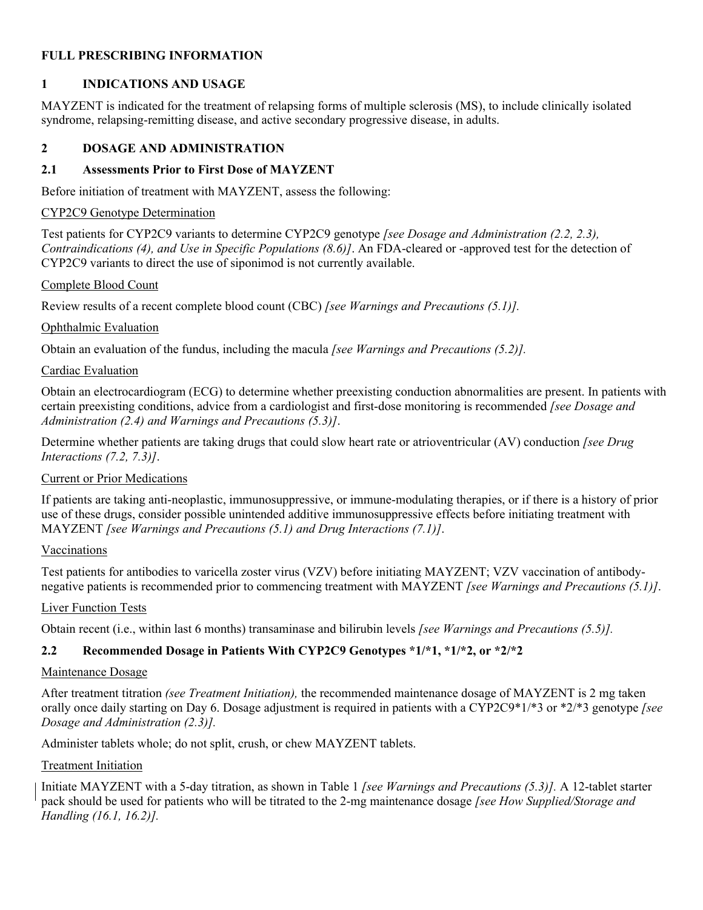**FULL PRESCRIBING INFORMATION**

# 1 INDICATIONS AND USAGE

MAYZENT is indicated for the treatment of relapsing forms of multiple sclerosis (MS), to include clinically isolated syndrome, relapsing-remitting disease, and active secondary progressive disease, in adults.

# 2 DOSAGE AND ADMINISTRATION

## 2.1 Assessments Prior to First Dose of MAYZENT

Before initiation of treatment with MAYZENT, assess the following:

CYP2C9 Genotype Determination

Test patients for CYP2C9 variants to determine CYP2C9 genotype *[see Dosage and Administration (2.2, 2.3), Contraindications (4), and Use in Specific Populations (8.6)]*. An FDA-cleared or -approved test for the detection of CYP2C9 variants to direct the use of siponimod is not currently available.

Complete Blood Count

Review results of a recent complete blood count (CBC) *[see Warnings and Precautions (5.1)].*

Ophthalmic Evaluation

Obtain an evaluation of the fundus, including the macula *[see Warnings and Precautions (5.2)].*

Cardiac Evaluation

Obtain an electrocardiogram (ECG) to determine whether preexisting conduction abnormalities are present. In patients with certain preexisting conditions, advice from a cardiologist and first-dose monitoring is recommended *[see Dosage and Administration (2.4) and Warnings and Precautions (5.3)]*.

Determine whether patients are taking drugs that could slow heart rate or atrioventricular (AV) conduction *[see Drug Interactions (7.2, 7.3)]*.

Current or Prior Medications

If patients are taking anti-neoplastic, immunosuppressive, or immune-modulating therapies, or if there is a history of prior use of these drugs, consider possible unintended additive immunosuppressive effects before initiating treatment with MAYZENT *[see Warnings and Precautions (5.1) and Drug Interactions (7.1)]*.

Vaccinations

Test patients for antibodies to varicella zoster virus (VZV) before initiating MAYZENT; VZV vaccination of antibody-negative patients is recommended prior to commencing treatment with MAYZENT *[see Warnings and Precautions (5.1)]*.

Liver Function Tests

Obtain recent (i.e., within last 6 months) transaminase and bilirubin levels *[see Warnings and Precautions (5.5)].*

## 2.2 Recommended Dosage in Patients With CYP2C9 Genotypes *1/*1, *1/*2, or *2/*2

Maintenance Dosage

After treatment titration *(see Treatment Initiation),* the recommended maintenance dosage of MAYZENT is 2 mg taken orally once daily starting on Day 6. Dosage adjustment is required in patients with a CYP2C9*1/*3 or *2/*3 genotype *[see Dosage and Administration (2.3)].*

Administer tablets whole; do not split, crush, or chew MAYZENT tablets.

Treatment Initiation

Initiate MAYZENT with a 5-day titration, as shown in Table 1 *[see Warnings and Precautions (5.3)].* A 12-tablet starter pack should be used for patients who will be titrated to the 2-mg maintenance dosage *[see How Supplied/Storage and Handling (16.1, 16.2)].*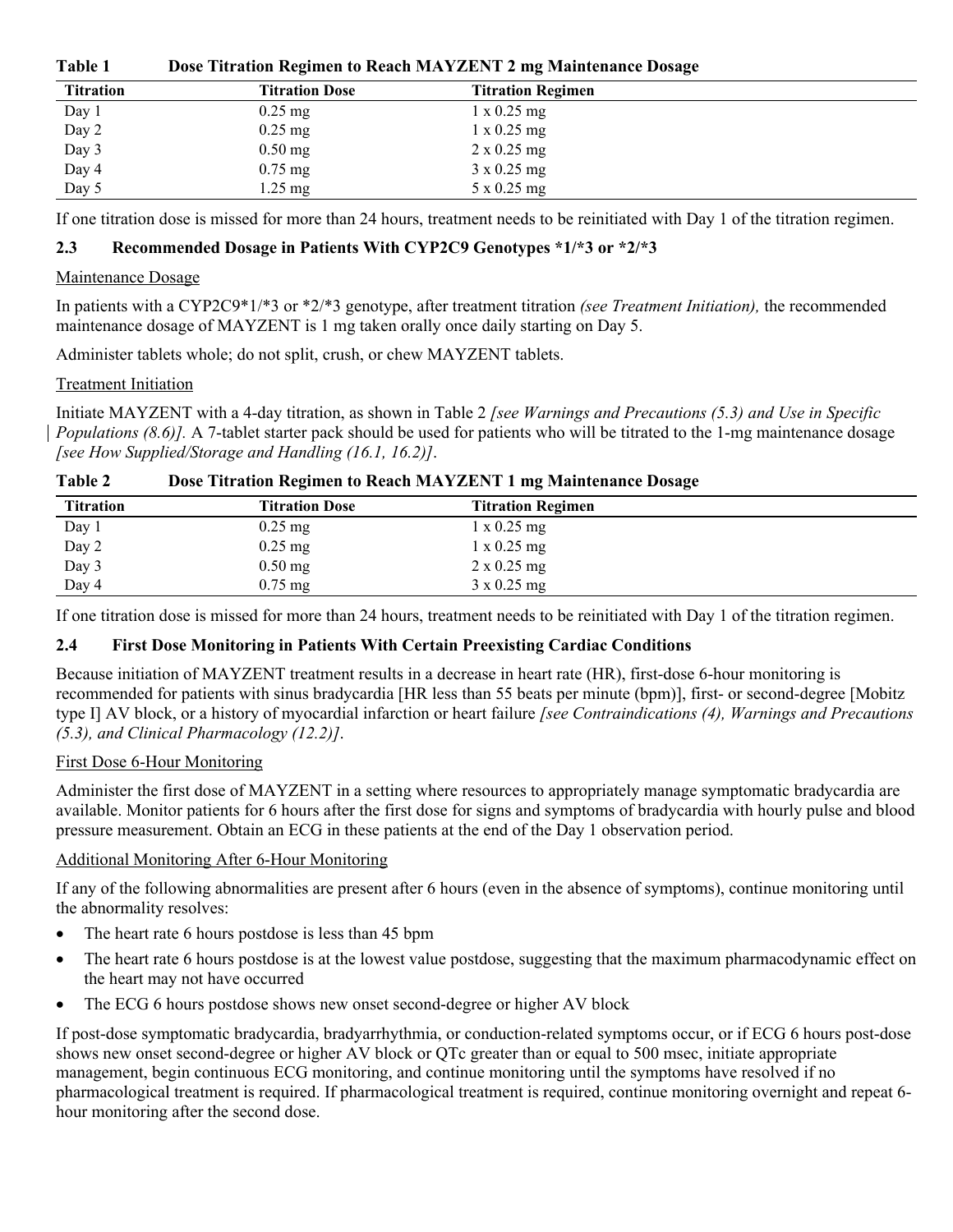**Table 1 Dose Titration Regimen to Reach MAYZENT 2 mg Maintenance Dosage**

| Titration | Titration Dose | Titration Regimen |
|---|---|---|
| Day 1 | 0.25 mg | 1 x 0.25 mg |
| Day 2 | 0.25 mg | 1 x 0.25 mg |
| Day 3 | 0.50 mg | 2 x 0.25 mg |
| Day 4 | 0.75 mg | 3 x 0.25 mg |
| Day 5 | 1.25 mg | 5 x 0.25 mg |

If one titration dose is missed for more than 24 hours, treatment needs to be reinitiated with Day 1 of the titration regimen.

### 2.3 Recommended Dosage in Patients With CYP2C9 Genotypes *1/*3 or *2/*3

Maintenance Dosage

In patients with a CYP2C9*1/*3 or *2/*3 genotype, after treatment titration *(see Treatment Initiation),* the recommended maintenance dosage of MAYZENT is 1 mg taken orally once daily starting on Day 5.

Administer tablets whole; do not split, crush, or chew MAYZENT tablets.

Treatment Initiation

Initiate MAYZENT with a 4-day titration, as shown in Table 2 *[see Warnings and Precautions (5.3) and Use in Specific Populations (8.6)].* A 7-tablet starter pack should be used for patients who will be titrated to the 1-mg maintenance dosage *[see How Supplied/Storage and Handling (16.1, 16.2)]*.

**Table 2 Dose Titration Regimen to Reach MAYZENT 1 mg Maintenance Dosage**

| Titration | Titration Dose | Titration Regimen |
|---|---|---|
| Day 1 | 0.25 mg | 1 x 0.25 mg |
| Day 2 | 0.25 mg | 1 x 0.25 mg |
| Day 3 | 0.50 mg | 2 x 0.25 mg |
| Day 4 | 0.75 mg | 3 x 0.25 mg |

If one titration dose is missed for more than 24 hours, treatment needs to be reinitiated with Day 1 of the titration regimen.

### 2.4 First Dose Monitoring in Patients With Certain Preexisting Cardiac Conditions

Because initiation of MAYZENT treatment results in a decrease in heart rate (HR), first-dose 6-hour monitoring is recommended for patients with sinus bradycardia [HR less than 55 beats per minute (bpm)], first- or second-degree [Mobitz type I] AV block, or a history of myocardial infarction or heart failure *[see Contraindications (4), Warnings and Precautions (5.3), and Clinical Pharmacology (12.2)]*.

First Dose 6-Hour Monitoring

Administer the first dose of MAYZENT in a setting where resources to appropriately manage symptomatic bradycardia are available. Monitor patients for 6 hours after the first dose for signs and symptoms of bradycardia with hourly pulse and blood pressure measurement. Obtain an ECG in these patients at the end of the Day 1 observation period.

Additional Monitoring After 6-Hour Monitoring

If any of the following abnormalities are present after 6 hours (even in the absence of symptoms), continue monitoring until the abnormality resolves:

- The heart rate 6 hours postdose is less than 45 bpm
- The heart rate 6 hours postdose is at the lowest value postdose, suggesting that the maximum pharmacodynamic effect on the heart may not have occurred
- The ECG 6 hours postdose shows new onset second-degree or higher AV block

If post-dose symptomatic bradycardia, bradyarrhythmia, or conduction-related symptoms occur, or if ECG 6 hours post-dose shows new onset second-degree or higher AV block or QTc greater than or equal to 500 msec, initiate appropriate management, begin continuous ECG monitoring, and continue monitoring until the symptoms have resolved if no pharmacological treatment is required. If pharmacological treatment is required, continue monitoring overnight and repeat 6-hour monitoring after the second dose.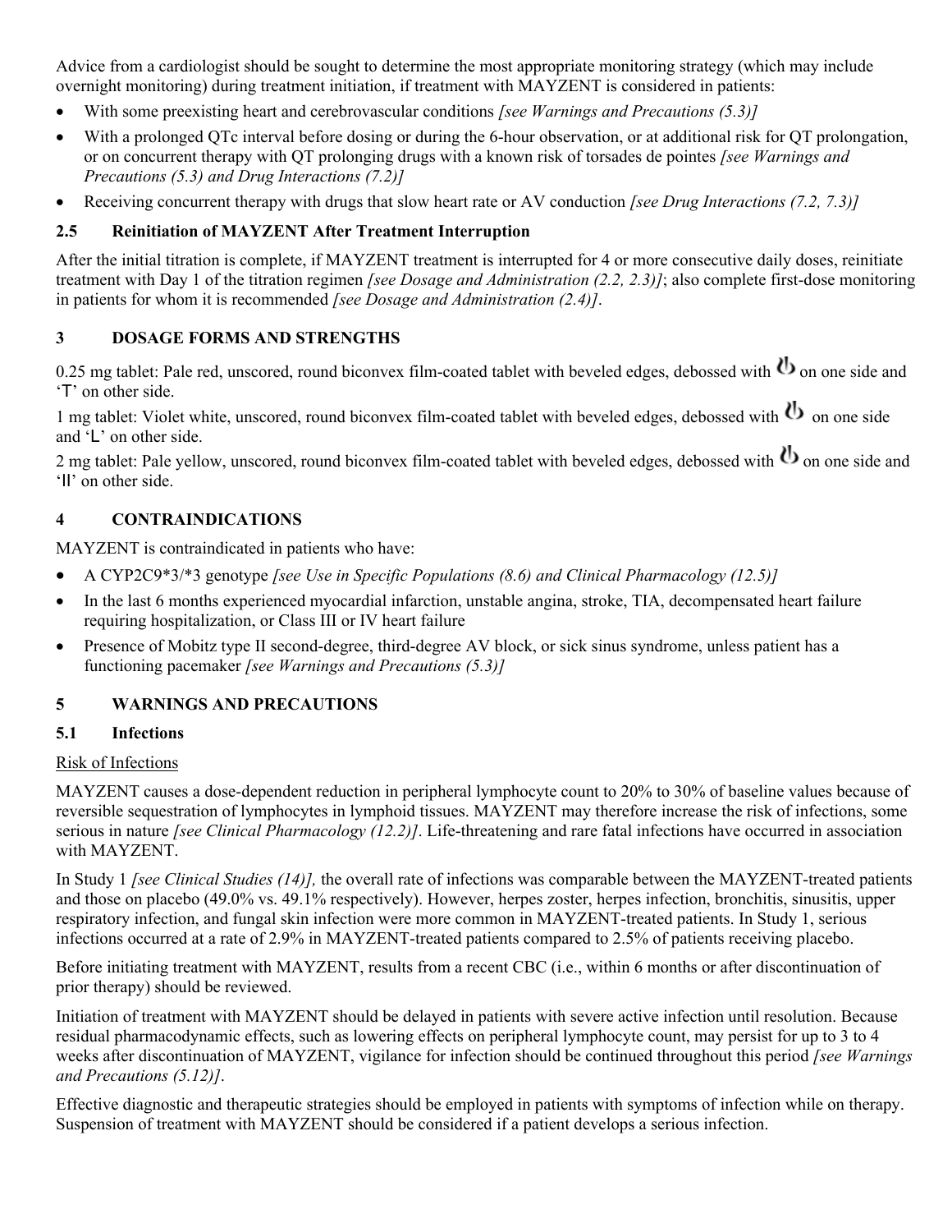Advice from a cardiologist should be sought to determine the most appropriate monitoring strategy (which may include overnight monitoring) during treatment initiation, if treatment with MAYZENT is considered in patients:

- With some preexisting heart and cerebrovascular conditions *[see Warnings and Precautions (5.3)]*
- With a prolonged QTc interval before dosing or during the 6-hour observation, or at additional risk for QT prolongation, or on concurrent therapy with QT prolonging drugs with a known risk of torsades de pointes *[see Warnings and Precautions (5.3) and Drug Interactions (7.2)]*
- Receiving concurrent therapy with drugs that slow heart rate or AV conduction *[see Drug Interactions (7.2, 7.3)]*

### 2.5 Reinitiation of MAYZENT After Treatment Interruption

After the initial titration is complete, if MAYZENT treatment is interrupted for 4 or more consecutive daily doses, reinitiate treatment with Day 1 of the titration regimen *[see Dosage and Administration (2.2, 2.3)]*; also complete first-dose monitoring in patients for whom it is recommended *[see Dosage and Administration (2.4)]*.

## 3 DOSAGE FORMS AND STRENGTHS

0.25 mg tablet: Pale red, unscored, round biconvex film-coated tablet with beveled edges, debossed with ꝺ on one side and 'T' on other side.

1 mg tablet: Violet white, unscored, round biconvex film-coated tablet with beveled edges, debossed with ꝺ on one side and 'L' on other side.

2 mg tablet: Pale yellow, unscored, round biconvex film-coated tablet with beveled edges, debossed with ꝺ on one side and 'II' on other side.

## 4 CONTRAINDICATIONS

MAYZENT is contraindicated in patients who have:

- A CYP2C9*3/*3 genotype *[see Use in Specific Populations (8.6) and Clinical Pharmacology (12.5)]*
- In the last 6 months experienced myocardial infarction, unstable angina, stroke, TIA, decompensated heart failure requiring hospitalization, or Class III or IV heart failure
- Presence of Mobitz type II second-degree, third-degree AV block, or sick sinus syndrome, unless patient has a functioning pacemaker *[see Warnings and Precautions (5.3)]*

## 5 WARNINGS AND PRECAUTIONS

### 5.1 Infections

Risk of Infections

MAYZENT causes a dose-dependent reduction in peripheral lymphocyte count to 20% to 30% of baseline values because of reversible sequestration of lymphocytes in lymphoid tissues. MAYZENT may therefore increase the risk of infections, some serious in nature *[see Clinical Pharmacology (12.2)]*. Life-threatening and rare fatal infections have occurred in association with MAYZENT.

In Study 1 *[see Clinical Studies (14)],* the overall rate of infections was comparable between the MAYZENT-treated patients and those on placebo (49.0% vs. 49.1% respectively). However, herpes zoster, herpes infection, bronchitis, sinusitis, upper respiratory infection, and fungal skin infection were more common in MAYZENT-treated patients. In Study 1, serious infections occurred at a rate of 2.9% in MAYZENT-treated patients compared to 2.5% of patients receiving placebo.

Before initiating treatment with MAYZENT, results from a recent CBC (i.e., within 6 months or after discontinuation of prior therapy) should be reviewed.

Initiation of treatment with MAYZENT should be delayed in patients with severe active infection until resolution. Because residual pharmacodynamic effects, such as lowering effects on peripheral lymphocyte count, may persist for up to 3 to 4 weeks after discontinuation of MAYZENT, vigilance for infection should be continued throughout this period *[see Warnings and Precautions (5.12)]*.

Effective diagnostic and therapeutic strategies should be employed in patients with symptoms of infection while on therapy. Suspension of treatment with MAYZENT should be considered if a patient develops a serious infection.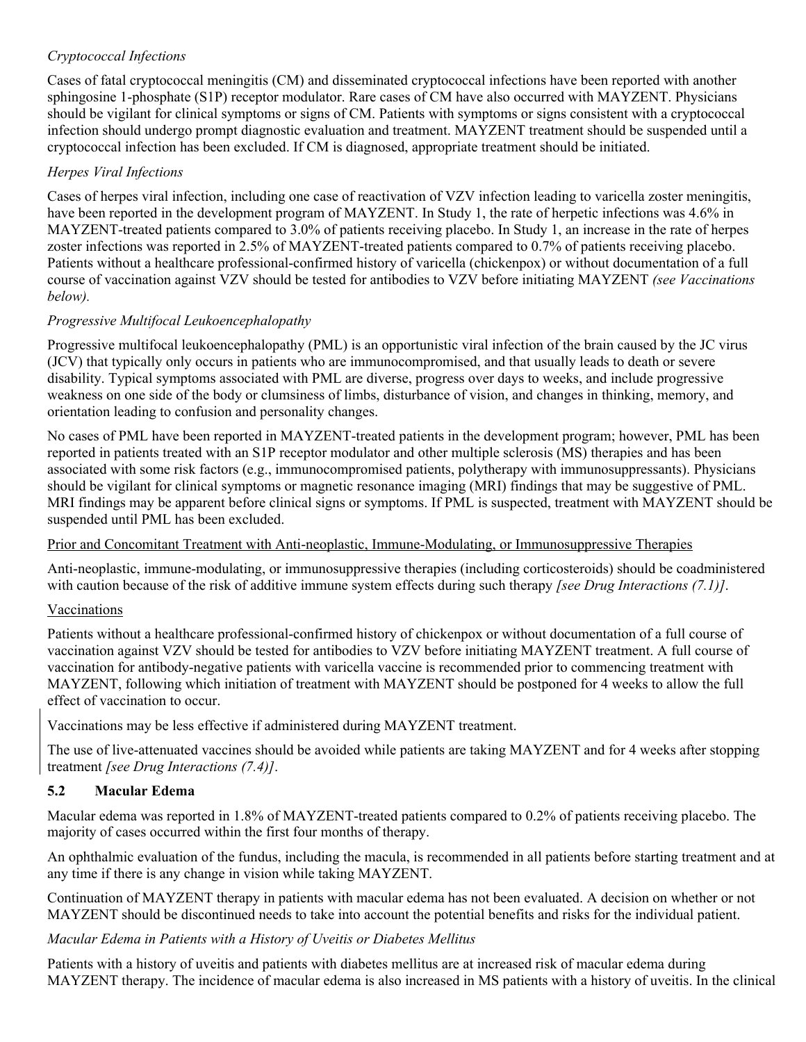*Cryptococcal Infections*

Cases of fatal cryptococcal meningitis (CM) and disseminated cryptococcal infections have been reported with another sphingosine 1-phosphate (S1P) receptor modulator. Rare cases of CM have also occurred with MAYZENT. Physicians should be vigilant for clinical symptoms or signs of CM. Patients with symptoms or signs consistent with a cryptococcal infection should undergo prompt diagnostic evaluation and treatment. MAYZENT treatment should be suspended until a cryptococcal infection has been excluded. If CM is diagnosed, appropriate treatment should be initiated.

*Herpes Viral Infections*

Cases of herpes viral infection, including one case of reactivation of VZV infection leading to varicella zoster meningitis, have been reported in the development program of MAYZENT. In Study 1, the rate of herpetic infections was 4.6% in MAYZENT-treated patients compared to 3.0% of patients receiving placebo. In Study 1, an increase in the rate of herpes zoster infections was reported in 2.5% of MAYZENT-treated patients compared to 0.7% of patients receiving placebo. Patients without a healthcare professional-confirmed history of varicella (chickenpox) or without documentation of a full course of vaccination against VZV should be tested for antibodies to VZV before initiating MAYZENT *(see Vaccinations below).*

*Progressive Multifocal Leukoencephalopathy*

Progressive multifocal leukoencephalopathy (PML) is an opportunistic viral infection of the brain caused by the JC virus (JCV) that typically only occurs in patients who are immunocompromised, and that usually leads to death or severe disability. Typical symptoms associated with PML are diverse, progress over days to weeks, and include progressive weakness on one side of the body or clumsiness of limbs, disturbance of vision, and changes in thinking, memory, and orientation leading to confusion and personality changes.

No cases of PML have been reported in MAYZENT-treated patients in the development program; however, PML has been reported in patients treated with an S1P receptor modulator and other multiple sclerosis (MS) therapies and has been associated with some risk factors (e.g., immunocompromised patients, polytherapy with immunosuppressants). Physicians should be vigilant for clinical symptoms or magnetic resonance imaging (MRI) findings that may be suggestive of PML. MRI findings may be apparent before clinical signs or symptoms. If PML is suspected, treatment with MAYZENT should be suspended until PML has been excluded.

Prior and Concomitant Treatment with Anti-neoplastic, Immune-Modulating, or Immunosuppressive Therapies

Anti-neoplastic, immune-modulating, or immunosuppressive therapies (including corticosteroids) should be coadministered with caution because of the risk of additive immune system effects during such therapy *[see Drug Interactions (7.1)]*.

Vaccinations

Patients without a healthcare professional-confirmed history of chickenpox or without documentation of a full course of vaccination against VZV should be tested for antibodies to VZV before initiating MAYZENT treatment. A full course of vaccination for antibody-negative patients with varicella vaccine is recommended prior to commencing treatment with MAYZENT, following which initiation of treatment with MAYZENT should be postponed for 4 weeks to allow the full effect of vaccination to occur.

Vaccinations may be less effective if administered during MAYZENT treatment.

The use of live-attenuated vaccines should be avoided while patients are taking MAYZENT and for 4 weeks after stopping treatment *[see Drug Interactions (7.4)]*.

### 5.2 Macular Edema

Macular edema was reported in 1.8% of MAYZENT-treated patients compared to 0.2% of patients receiving placebo. The majority of cases occurred within the first four months of therapy.

An ophthalmic evaluation of the fundus, including the macula, is recommended in all patients before starting treatment and at any time if there is any change in vision while taking MAYZENT.

Continuation of MAYZENT therapy in patients with macular edema has not been evaluated. A decision on whether or not MAYZENT should be discontinued needs to take into account the potential benefits and risks for the individual patient.

*Macular Edema in Patients with a History of Uveitis or Diabetes Mellitus*

Patients with a history of uveitis and patients with diabetes mellitus are at increased risk of macular edema during MAYZENT therapy. The incidence of macular edema is also increased in MS patients with a history of uveitis. In the clinical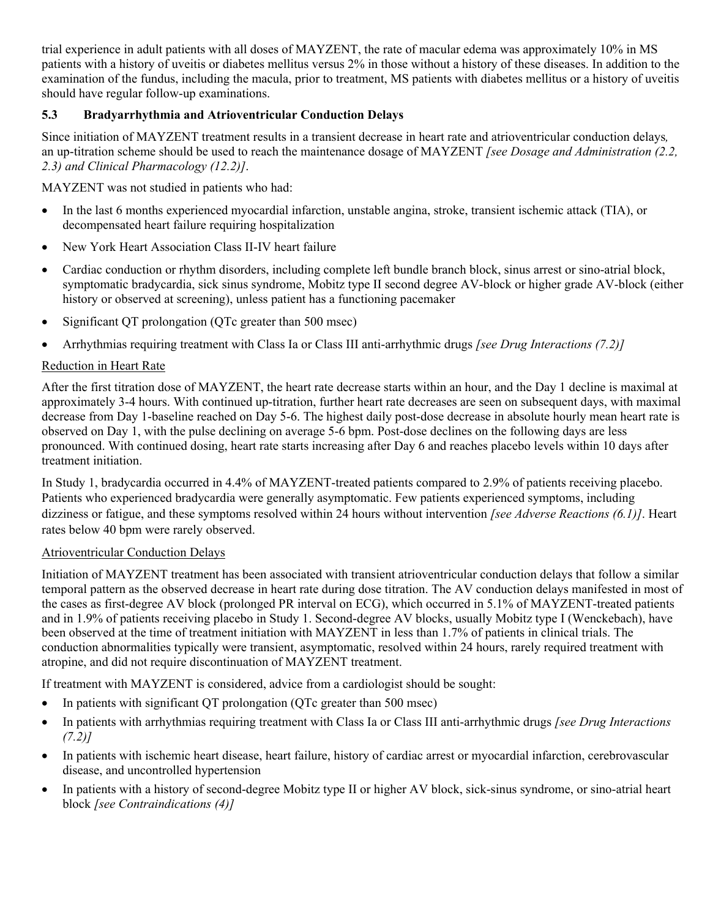trial experience in adult patients with all doses of MAYZENT, the rate of macular edema was approximately 10% in MS patients with a history of uveitis or diabetes mellitus versus 2% in those without a history of these diseases. In addition to the examination of the fundus, including the macula, prior to treatment, MS patients with diabetes mellitus or a history of uveitis should have regular follow-up examinations.

### 5.3 Bradyarrhythmia and Atrioventricular Conduction Delays

Since initiation of MAYZENT treatment results in a transient decrease in heart rate and atrioventricular conduction delays, an up-titration scheme should be used to reach the maintenance dosage of MAYZENT *[see Dosage and Administration (2.2, 2.3) and Clinical Pharmacology (12.2)]*.

MAYZENT was not studied in patients who had:

- In the last 6 months experienced myocardial infarction, unstable angina, stroke, transient ischemic attack (TIA), or decompensated heart failure requiring hospitalization
- New York Heart Association Class II-IV heart failure
- Cardiac conduction or rhythm disorders, including complete left bundle branch block, sinus arrest or sino-atrial block, symptomatic bradycardia, sick sinus syndrome, Mobitz type II second degree AV-block or higher grade AV-block (either history or observed at screening), unless patient has a functioning pacemaker
- Significant QT prolongation (QTc greater than 500 msec)
- Arrhythmias requiring treatment with Class Ia or Class III anti-arrhythmic drugs *[see Drug Interactions (7.2)]*

Reduction in Heart Rate

After the first titration dose of MAYZENT, the heart rate decrease starts within an hour, and the Day 1 decline is maximal at approximately 3-4 hours. With continued up-titration, further heart rate decreases are seen on subsequent days, with maximal decrease from Day 1-baseline reached on Day 5-6. The highest daily post-dose decrease in absolute hourly mean heart rate is observed on Day 1, with the pulse declining on average 5-6 bpm. Post-dose declines on the following days are less pronounced. With continued dosing, heart rate starts increasing after Day 6 and reaches placebo levels within 10 days after treatment initiation.

In Study 1, bradycardia occurred in 4.4% of MAYZENT-treated patients compared to 2.9% of patients receiving placebo. Patients who experienced bradycardia were generally asymptomatic. Few patients experienced symptoms, including dizziness or fatigue, and these symptoms resolved within 24 hours without intervention *[see Adverse Reactions (6.1)]*. Heart rates below 40 bpm were rarely observed.

Atrioventricular Conduction Delays

Initiation of MAYZENT treatment has been associated with transient atrioventricular conduction delays that follow a similar temporal pattern as the observed decrease in heart rate during dose titration. The AV conduction delays manifested in most of the cases as first-degree AV block (prolonged PR interval on ECG), which occurred in 5.1% of MAYZENT-treated patients and in 1.9% of patients receiving placebo in Study 1. Second-degree AV blocks, usually Mobitz type I (Wenckebach), have been observed at the time of treatment initiation with MAYZENT in less than 1.7% of patients in clinical trials. The conduction abnormalities typically were transient, asymptomatic, resolved within 24 hours, rarely required treatment with atropine, and did not require discontinuation of MAYZENT treatment.

If treatment with MAYZENT is considered, advice from a cardiologist should be sought:

- In patients with significant QT prolongation (QTc greater than 500 msec)
- In patients with arrhythmias requiring treatment with Class Ia or Class III anti-arrhythmic drugs *[see Drug Interactions (7.2)]*
- In patients with ischemic heart disease, heart failure, history of cardiac arrest or myocardial infarction, cerebrovascular disease, and uncontrolled hypertension
- In patients with a history of second-degree Mobitz type II or higher AV block, sick-sinus syndrome, or sino-atrial heart block *[see Contraindications (4)]*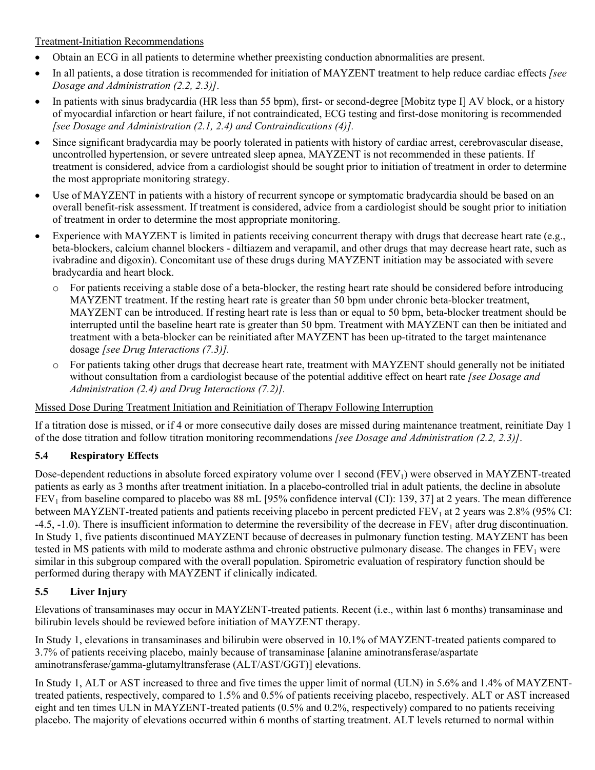Treatment-Initiation Recommendations

- Obtain an ECG in all patients to determine whether preexisting conduction abnormalities are present.
- In all patients, a dose titration is recommended for initiation of MAYZENT treatment to help reduce cardiac effects *[see Dosage and Administration (2.2, 2.3)]*.
- In patients with sinus bradycardia (HR less than 55 bpm), first- or second-degree [Mobitz type I] AV block, or a history of myocardial infarction or heart failure, if not contraindicated, ECG testing and first-dose monitoring is recommended *[see Dosage and Administration (2.1, 2.4) and Contraindications (4)].*
- Since significant bradycardia may be poorly tolerated in patients with history of cardiac arrest, cerebrovascular disease, uncontrolled hypertension, or severe untreated sleep apnea, MAYZENT is not recommended in these patients. If treatment is considered, advice from a cardiologist should be sought prior to initiation of treatment in order to determine the most appropriate monitoring strategy.
- Use of MAYZENT in patients with a history of recurrent syncope or symptomatic bradycardia should be based on an overall benefit-risk assessment. If treatment is considered, advice from a cardiologist should be sought prior to initiation of treatment in order to determine the most appropriate monitoring.
- Experience with MAYZENT is limited in patients receiving concurrent therapy with drugs that decrease heart rate (e.g., beta-blockers, calcium channel blockers - diltiazem and verapamil, and other drugs that may decrease heart rate, such as ivabradine and digoxin). Concomitant use of these drugs during MAYZENT initiation may be associated with severe bradycardia and heart block.
  - For patients receiving a stable dose of a beta-blocker, the resting heart rate should be considered before introducing MAYZENT treatment. If the resting heart rate is greater than 50 bpm under chronic beta-blocker treatment, MAYZENT can be introduced. If resting heart rate is less than or equal to 50 bpm, beta-blocker treatment should be interrupted until the baseline heart rate is greater than 50 bpm. Treatment with MAYZENT can then be initiated and treatment with a beta-blocker can be reinitiated after MAYZENT has been up-titrated to the target maintenance dosage *[see Drug Interactions (7.3)].*
  - For patients taking other drugs that decrease heart rate, treatment with MAYZENT should generally not be initiated without consultation from a cardiologist because of the potential additive effect on heart rate *[see Dosage and Administration (2.4) and Drug Interactions (7.2)].*

Missed Dose During Treatment Initiation and Reinitiation of Therapy Following Interruption

If a titration dose is missed, or if 4 or more consecutive daily doses are missed during maintenance treatment, reinitiate Day 1 of the dose titration and follow titration monitoring recommendations *[see Dosage and Administration (2.2, 2.3)]*.

### 5.4 Respiratory Effects

Dose-dependent reductions in absolute forced expiratory volume over 1 second ($FEV_1$) were observed in MAYZENT-treated patients as early as 3 months after treatment initiation. In a placebo-controlled trial in adult patients, the decline in absolute $FEV_1$ from baseline compared to placebo was 88 mL [95% confidence interval (CI): 139, 37] at 2 years. The mean difference between MAYZENT-treated patients and patients receiving placebo in percent predicted $FEV_1$ at 2 years was 2.8% (95% CI: -4.5, -1.0). There is insufficient information to determine the reversibility of the decrease in $FEV_1$ after drug discontinuation. In Study 1, five patients discontinued MAYZENT because of decreases in pulmonary function testing. MAYZENT has been tested in MS patients with mild to moderate asthma and chronic obstructive pulmonary disease. The changes in $FEV_1$ were similar in this subgroup compared with the overall population. Spirometric evaluation of respiratory function should be performed during therapy with MAYZENT if clinically indicated.

### 5.5 Liver Injury

Elevations of transaminases may occur in MAYZENT-treated patients. Recent (i.e., within last 6 months) transaminase and bilirubin levels should be reviewed before initiation of MAYZENT therapy.

In Study 1, elevations in transaminases and bilirubin were observed in 10.1% of MAYZENT-treated patients compared to 3.7% of patients receiving placebo, mainly because of transaminase [alanine aminotransferase/aspartate aminotransferase/gamma-glutamyltransferase (ALT/AST/GGT)] elevations.

In Study 1, ALT or AST increased to three and five times the upper limit of normal (ULN) in 5.6% and 1.4% of MAYZENT-treated patients, respectively, compared to 1.5% and 0.5% of patients receiving placebo, respectively. ALT or AST increased eight and ten times ULN in MAYZENT-treated patients (0.5% and 0.2%, respectively) compared to no patients receiving placebo. The majority of elevations occurred within 6 months of starting treatment. ALT levels returned to normal within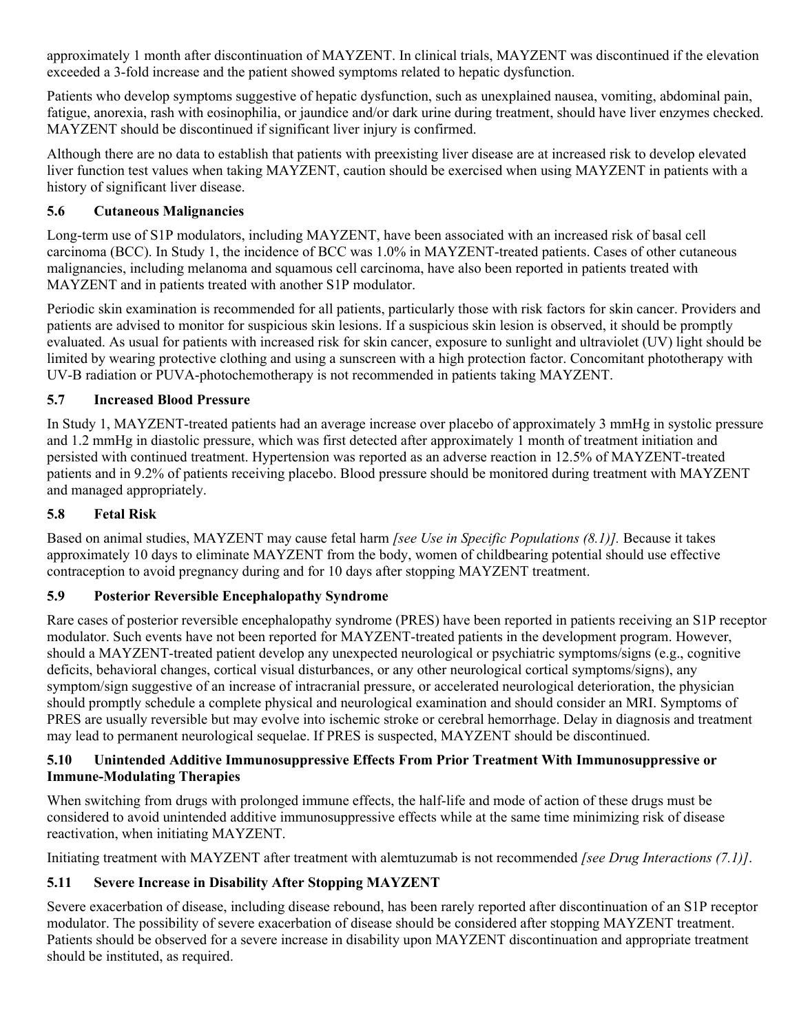approximately 1 month after discontinuation of MAYZENT. In clinical trials, MAYZENT was discontinued if the elevation exceeded a 3-fold increase and the patient showed symptoms related to hepatic dysfunction.

Patients who develop symptoms suggestive of hepatic dysfunction, such as unexplained nausea, vomiting, abdominal pain, fatigue, anorexia, rash with eosinophilia, or jaundice and/or dark urine during treatment, should have liver enzymes checked. MAYZENT should be discontinued if significant liver injury is confirmed.

Although there are no data to establish that patients with preexisting liver disease are at increased risk to develop elevated liver function test values when taking MAYZENT, caution should be exercised when using MAYZENT in patients with a history of significant liver disease.

### 5.6 Cutaneous Malignancies

Long-term use of S1P modulators, including MAYZENT, have been associated with an increased risk of basal cell carcinoma (BCC). In Study 1, the incidence of BCC was 1.0% in MAYZENT-treated patients. Cases of other cutaneous malignancies, including melanoma and squamous cell carcinoma, have also been reported in patients treated with MAYZENT and in patients treated with another S1P modulator.

Periodic skin examination is recommended for all patients, particularly those with risk factors for skin cancer. Providers and patients are advised to monitor for suspicious skin lesions. If a suspicious skin lesion is observed, it should be promptly evaluated. As usual for patients with increased risk for skin cancer, exposure to sunlight and ultraviolet (UV) light should be limited by wearing protective clothing and using a sunscreen with a high protection factor. Concomitant phototherapy with UV-B radiation or PUVA-photochemotherapy is not recommended in patients taking MAYZENT.

### 5.7 Increased Blood Pressure

In Study 1, MAYZENT-treated patients had an average increase over placebo of approximately 3 mmHg in systolic pressure and 1.2 mmHg in diastolic pressure, which was first detected after approximately 1 month of treatment initiation and persisted with continued treatment. Hypertension was reported as an adverse reaction in 12.5% of MAYZENT-treated patients and in 9.2% of patients receiving placebo. Blood pressure should be monitored during treatment with MAYZENT and managed appropriately.

### 5.8 Fetal Risk

Based on animal studies, MAYZENT may cause fetal harm *[see Use in Specific Populations (8.1)]*. Because it takes approximately 10 days to eliminate MAYZENT from the body, women of childbearing potential should use effective contraception to avoid pregnancy during and for 10 days after stopping MAYZENT treatment.

### 5.9 Posterior Reversible Encephalopathy Syndrome

Rare cases of posterior reversible encephalopathy syndrome (PRES) have been reported in patients receiving an S1P receptor modulator. Such events have not been reported for MAYZENT-treated patients in the development program. However, should a MAYZENT-treated patient develop any unexpected neurological or psychiatric symptoms/signs (e.g., cognitive deficits, behavioral changes, cortical visual disturbances, or any other neurological cortical symptoms/signs), any symptom/sign suggestive of an increase of intracranial pressure, or accelerated neurological deterioration, the physician should promptly schedule a complete physical and neurological examination and should consider an MRI. Symptoms of PRES are usually reversible but may evolve into ischemic stroke or cerebral hemorrhage. Delay in diagnosis and treatment may lead to permanent neurological sequelae. If PRES is suspected, MAYZENT should be discontinued.

### 5.10 Unintended Additive Immunosuppressive Effects From Prior Treatment With Immunosuppressive or Immune-Modulating Therapies

When switching from drugs with prolonged immune effects, the half-life and mode of action of these drugs must be considered to avoid unintended additive immunosuppressive effects while at the same time minimizing risk of disease reactivation, when initiating MAYZENT.

Initiating treatment with MAYZENT after treatment with alemtuzumab is not recommended *[see Drug Interactions (7.1)]*.

### 5.11 Severe Increase in Disability After Stopping MAYZENT

Severe exacerbation of disease, including disease rebound, has been rarely reported after discontinuation of an S1P receptor modulator. The possibility of severe exacerbation of disease should be considered after stopping MAYZENT treatment. Patients should be observed for a severe increase in disability upon MAYZENT discontinuation and appropriate treatment should be instituted, as required.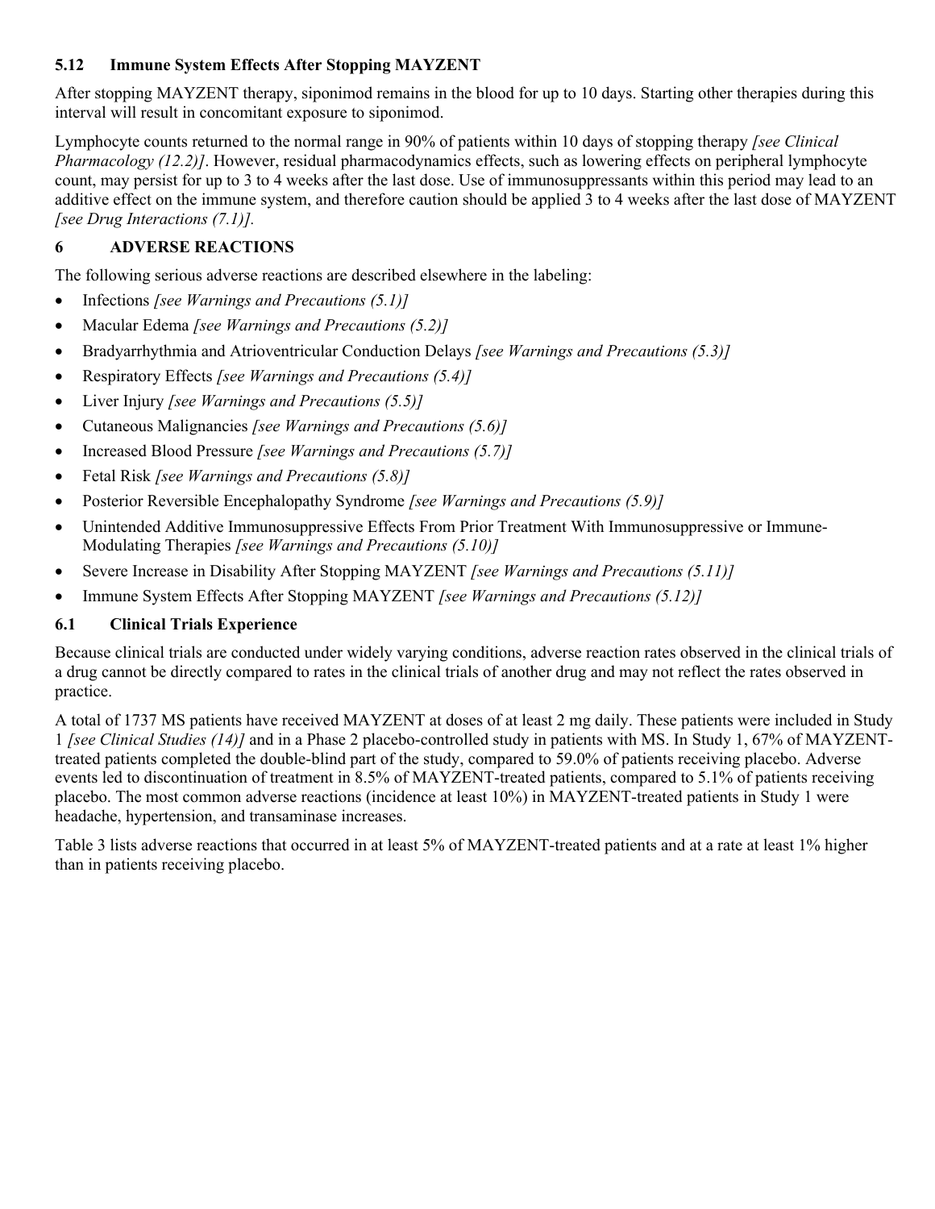### 5.12 Immune System Effects After Stopping MAYZENT

After stopping MAYZENT therapy, siponimod remains in the blood for up to 10 days. Starting other therapies during this interval will result in concomitant exposure to siponimod.

Lymphocyte counts returned to the normal range in 90% of patients within 10 days of stopping therapy *[see Clinical Pharmacology (12.2)]*. However, residual pharmacodynamics effects, such as lowering effects on peripheral lymphocyte count, may persist for up to 3 to 4 weeks after the last dose. Use of immunosuppressants within this period may lead to an additive effect on the immune system, and therefore caution should be applied 3 to 4 weeks after the last dose of MAYZENT *[see Drug Interactions (7.1)]*.

## 6 ADVERSE REACTIONS

The following serious adverse reactions are described elsewhere in the labeling:

- Infections *[see Warnings and Precautions (5.1)]*
- Macular Edema *[see Warnings and Precautions (5.2)]*
- Bradyarrhythmia and Atrioventricular Conduction Delays *[see Warnings and Precautions (5.3)]*
- Respiratory Effects *[see Warnings and Precautions (5.4)]*
- Liver Injury *[see Warnings and Precautions (5.5)]*
- Cutaneous Malignancies *[see Warnings and Precautions (5.6)]*
- Increased Blood Pressure *[see Warnings and Precautions (5.7)]*
- Fetal Risk *[see Warnings and Precautions (5.8)]*
- Posterior Reversible Encephalopathy Syndrome *[see Warnings and Precautions (5.9)]*
- Unintended Additive Immunosuppressive Effects From Prior Treatment With Immunosuppressive or Immune-Modulating Therapies *[see Warnings and Precautions (5.10)]*
- Severe Increase in Disability After Stopping MAYZENT *[see Warnings and Precautions (5.11)]*
- Immune System Effects After Stopping MAYZENT *[see Warnings and Precautions (5.12)]*

### 6.1 Clinical Trials Experience

Because clinical trials are conducted under widely varying conditions, adverse reaction rates observed in the clinical trials of a drug cannot be directly compared to rates in the clinical trials of another drug and may not reflect the rates observed in practice.

A total of 1737 MS patients have received MAYZENT at doses of at least 2 mg daily. These patients were included in Study 1 *[see Clinical Studies (14)]* and in a Phase 2 placebo-controlled study in patients with MS. In Study 1, 67% of MAYZENT-treated patients completed the double-blind part of the study, compared to 59.0% of patients receiving placebo. Adverse events led to discontinuation of treatment in 8.5% of MAYZENT-treated patients, compared to 5.1% of patients receiving placebo. The most common adverse reactions (incidence at least 10%) in MAYZENT-treated patients in Study 1 were headache, hypertension, and transaminase increases.

Table 3 lists adverse reactions that occurred in at least 5% of MAYZENT-treated patients and at a rate at least 1% higher than in patients receiving placebo.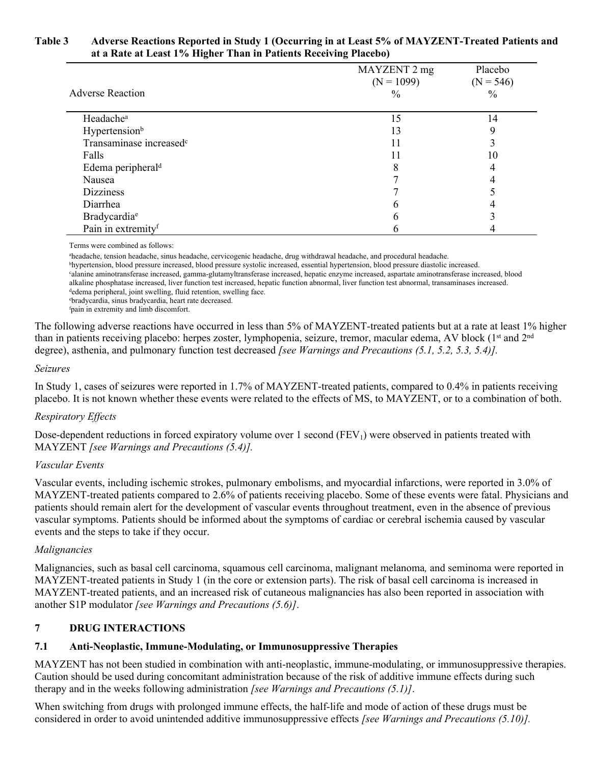**Table 3 Adverse Reactions Reported in Study 1 (Occurring in at Least 5% of MAYZENT-Treated Patients and at a Rate at Least 1% Higher Than in Patients Receiving Placebo)**

| Adverse Reaction | MAYZENT 2 mg (N = 1099) % | Placebo (N = 546) % |
|---|---|---|
| Headache[a] | 15 | 14 |
| Hypertension[b] | 13 | 9 |
| Transaminase increased[c] | 11 | 3 |
| Falls | 11 | 10 |
| Edema peripheral[d] | 8 | 4 |
| Nausea | 7 | 4 |
| Dizziness | 7 | 5 |
| Diarrhea | 6 | 4 |
| Bradycardia[e] | 6 | 3 |
| Pain in extremity[f] | 6 | 4 |

Terms were combined as follows:

[a]headache, tension headache, sinus headache, cervicogenic headache, drug withdrawal headache, and procedural headache.
[b]hypertension, blood pressure increased, blood pressure systolic increased, essential hypertension, blood pressure diastolic increased.
[c]alanine aminotransferase increased, gamma-glutamyltransferase increased, hepatic enzyme increased, aspartate aminotransferase increased, blood alkaline phosphatase increased, liver function test increased, hepatic function abnormal, liver function test abnormal, transaminases increased.
[d]edema peripheral, joint swelling, fluid retention, swelling face.
[e]bradycardia, sinus bradycardia, heart rate decreased.
[f]pain in extremity and limb discomfort.

The following adverse reactions have occurred in less than 5% of MAYZENT-treated patients but at a rate at least 1% higher than in patients receiving placebo: herpes zoster, lymphopenia, seizure, tremor, macular edema, AV block (1st and 2nd degree), asthenia, and pulmonary function test decreased *[see Warnings and Precautions (5.1, 5.2, 5.3, 5.4)].*

*Seizures*

In Study 1, cases of seizures were reported in 1.7% of MAYZENT-treated patients, compared to 0.4% in patients receiving placebo. It is not known whether these events were related to the effects of MS, to MAYZENT, or to a combination of both.

*Respiratory Effects*

Dose-dependent reductions in forced expiratory volume over 1 second ($FEV_1$) were observed in patients treated with MAYZENT *[see Warnings and Precautions (5.4)].*

*Vascular Events*

Vascular events, including ischemic strokes, pulmonary embolisms, and myocardial infarctions, were reported in 3.0% of MAYZENT-treated patients compared to 2.6% of patients receiving placebo. Some of these events were fatal. Physicians and patients should remain alert for the development of vascular events throughout treatment, even in the absence of previous vascular symptoms. Patients should be informed about the symptoms of cardiac or cerebral ischemia caused by vascular events and the steps to take if they occur.

*Malignancies*

Malignancies, such as basal cell carcinoma, squamous cell carcinoma, malignant melanoma*,* and seminoma were reported in MAYZENT-treated patients in Study 1 (in the core or extension parts). The risk of basal cell carcinoma is increased in MAYZENT-treated patients, and an increased risk of cutaneous malignancies has also been reported in association with another S1P modulator *[see Warnings and Precautions (5.6)]*.

## 7 DRUG INTERACTIONS

### 7.1 Anti-Neoplastic, Immune-Modulating, or Immunosuppressive Therapies

MAYZENT has not been studied in combination with anti-neoplastic, immune-modulating, or immunosuppressive therapies. Caution should be used during concomitant administration because of the risk of additive immune effects during such therapy and in the weeks following administration *[see Warnings and Precautions (5.1)]*.

When switching from drugs with prolonged immune effects, the half-life and mode of action of these drugs must be considered in order to avoid unintended additive immunosuppressive effects *[see Warnings and Precautions (5.10)].*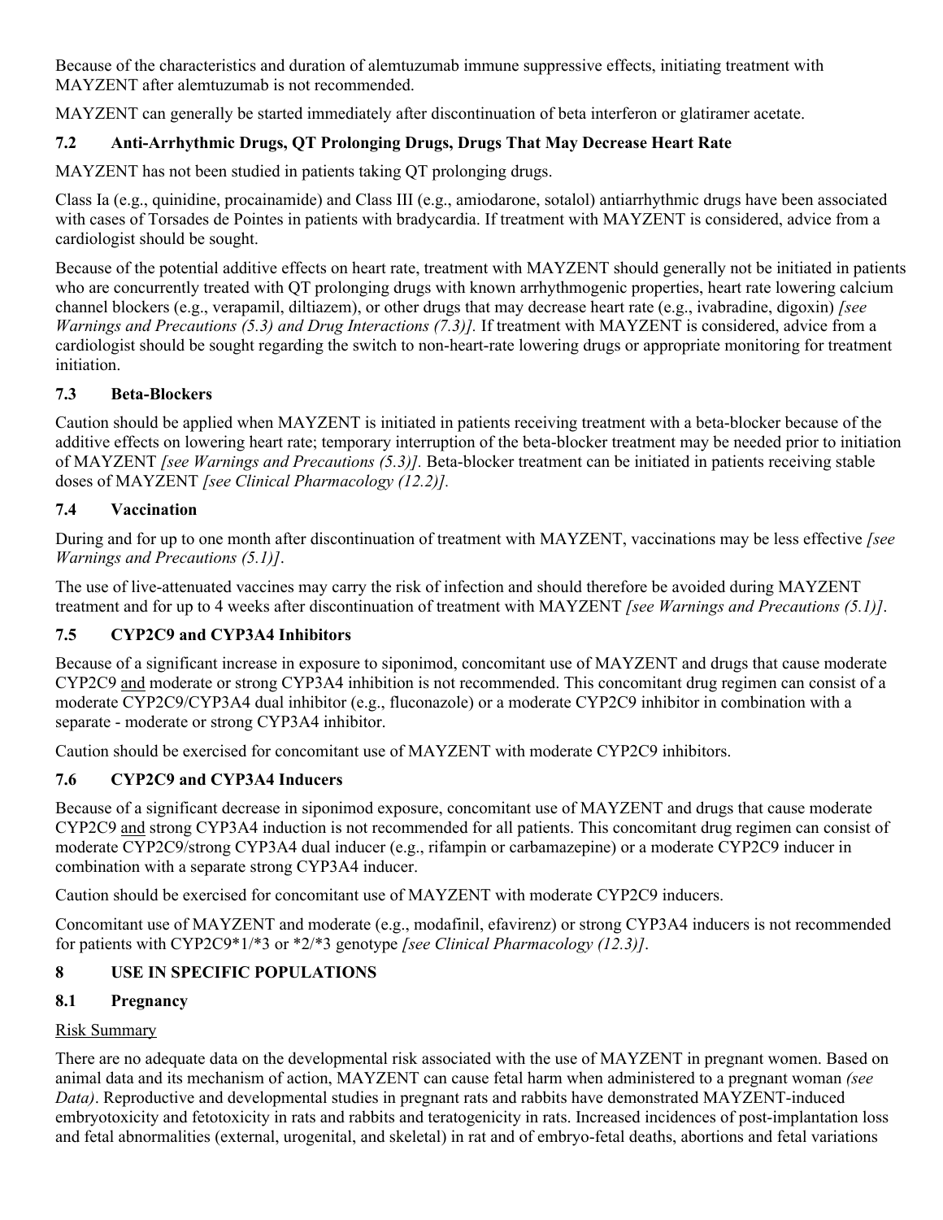Because of the characteristics and duration of alemtuzumab immune suppressive effects, initiating treatment with MAYZENT after alemtuzumab is not recommended.

MAYZENT can generally be started immediately after discontinuation of beta interferon or glatiramer acetate.

### 7.2 Anti-Arrhythmic Drugs, QT Prolonging Drugs, Drugs That May Decrease Heart Rate

MAYZENT has not been studied in patients taking QT prolonging drugs.

Class Ia (e.g., quinidine, procainamide) and Class III (e.g., amiodarone, sotalol) antiarrhythmic drugs have been associated with cases of Torsades de Pointes in patients with bradycardia. If treatment with MAYZENT is considered, advice from a cardiologist should be sought.

Because of the potential additive effects on heart rate, treatment with MAYZENT should generally not be initiated in patients who are concurrently treated with QT prolonging drugs with known arrhythmogenic properties, heart rate lowering calcium channel blockers (e.g., verapamil, diltiazem), or other drugs that may decrease heart rate (e.g., ivabradine, digoxin) *[see Warnings and Precautions (5.3) and Drug Interactions (7.3)]*. If treatment with MAYZENT is considered, advice from a cardiologist should be sought regarding the switch to non-heart-rate lowering drugs or appropriate monitoring for treatment initiation.

### 7.3 Beta-Blockers

Caution should be applied when MAYZENT is initiated in patients receiving treatment with a beta-blocker because of the additive effects on lowering heart rate; temporary interruption of the beta-blocker treatment may be needed prior to initiation of MAYZENT *[see Warnings and Precautions (5.3)]*. Beta-blocker treatment can be initiated in patients receiving stable doses of MAYZENT *[see Clinical Pharmacology (12.2)]*.

### 7.4 Vaccination

During and for up to one month after discontinuation of treatment with MAYZENT, vaccinations may be less effective *[see Warnings and Precautions (5.1)]*.

The use of live-attenuated vaccines may carry the risk of infection and should therefore be avoided during MAYZENT treatment and for up to 4 weeks after discontinuation of treatment with MAYZENT *[see Warnings and Precautions (5.1)]*.

### 7.5 CYP2C9 and CYP3A4 Inhibitors

Because of a significant increase in exposure to siponimod, concomitant use of MAYZENT and drugs that cause moderate CYP2C9 and moderate or strong CYP3A4 inhibition is not recommended. This concomitant drug regimen can consist of a moderate CYP2C9/CYP3A4 dual inhibitor (e.g., fluconazole) or a moderate CYP2C9 inhibitor in combination with a separate - moderate or strong CYP3A4 inhibitor.

Caution should be exercised for concomitant use of MAYZENT with moderate CYP2C9 inhibitors.

### 7.6 CYP2C9 and CYP3A4 Inducers

Because of a significant decrease in siponimod exposure, concomitant use of MAYZENT and drugs that cause moderate CYP2C9 and strong CYP3A4 induction is not recommended for all patients. This concomitant drug regimen can consist of moderate CYP2C9/strong CYP3A4 dual inducer (e.g., rifampin or carbamazepine) or a moderate CYP2C9 inducer in combination with a separate strong CYP3A4 inducer.

Caution should be exercised for concomitant use of MAYZENT with moderate CYP2C9 inducers.

Concomitant use of MAYZENT and moderate (e.g., modafinil, efavirenz) or strong CYP3A4 inducers is not recommended for patients with CYP2C9*1/*3 or *2/*3 genotype *[see Clinical Pharmacology (12.3)]*.

## 8 USE IN SPECIFIC POPULATIONS

### 8.1 Pregnancy

Risk Summary

There are no adequate data on the developmental risk associated with the use of MAYZENT in pregnant women. Based on animal data and its mechanism of action, MAYZENT can cause fetal harm when administered to a pregnant woman *(see Data)*. Reproductive and developmental studies in pregnant rats and rabbits have demonstrated MAYZENT-induced embryotoxicity and fetotoxicity in rats and rabbits and teratogenicity in rats. Increased incidences of post-implantation loss and fetal abnormalities (external, urogenital, and skeletal) in rat and of embryo-fetal deaths, abortions and fetal variations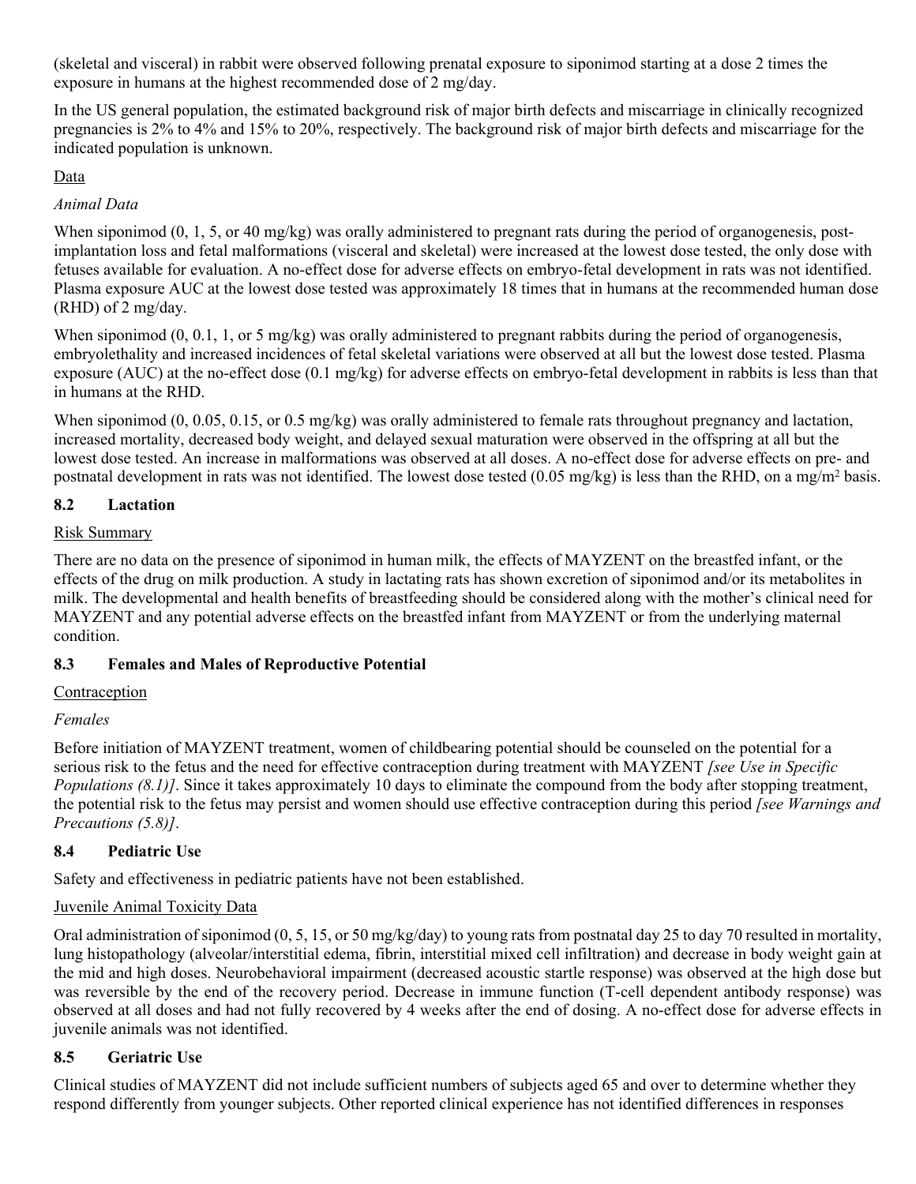(skeletal and visceral) in rabbit were observed following prenatal exposure to siponimod starting at a dose 2 times the exposure in humans at the highest recommended dose of 2 mg/day.

In the US general population, the estimated background risk of major birth defects and miscarriage in clinically recognized pregnancies is 2% to 4% and 15% to 20%, respectively. The background risk of major birth defects and miscarriage for the indicated population is unknown.

Data

*Animal Data*

When siponimod (0, 1, 5, or 40 mg/kg) was orally administered to pregnant rats during the period of organogenesis, post-implantation loss and fetal malformations (visceral and skeletal) were increased at the lowest dose tested, the only dose with fetuses available for evaluation. A no-effect dose for adverse effects on embryo-fetal development in rats was not identified. Plasma exposure AUC at the lowest dose tested was approximately 18 times that in humans at the recommended human dose (RHD) of 2 mg/day.

When siponimod (0, 0.1, 1, or 5 mg/kg) was orally administered to pregnant rabbits during the period of organogenesis, embryolethality and increased incidences of fetal skeletal variations were observed at all but the lowest dose tested. Plasma exposure (AUC) at the no-effect dose (0.1 mg/kg) for adverse effects on embryo-fetal development in rabbits is less than that in humans at the RHD.

When siponimod (0, 0.05, 0.15, or 0.5 mg/kg) was orally administered to female rats throughout pregnancy and lactation, increased mortality, decreased body weight, and delayed sexual maturation were observed in the offspring at all but the lowest dose tested. An increase in malformations was observed at all doses. A no-effect dose for adverse effects on pre- and postnatal development in rats was not identified. The lowest dose tested (0.05 mg/kg) is less than the RHD, on a mg/m$^2$ basis.

## 8.2 Lactation

Risk Summary

There are no data on the presence of siponimod in human milk, the effects of MAYZENT on the breastfed infant, or the effects of the drug on milk production. A study in lactating rats has shown excretion of siponimod and/or its metabolites in milk. The developmental and health benefits of breastfeeding should be considered along with the mother's clinical need for MAYZENT and any potential adverse effects on the breastfed infant from MAYZENT or from the underlying maternal condition.

## 8.3 Females and Males of Reproductive Potential

Contraception

*Females*

Before initiation of MAYZENT treatment, women of childbearing potential should be counseled on the potential for a serious risk to the fetus and the need for effective contraception during treatment with MAYZENT *[see Use in Specific Populations (8.1)]*. Since it takes approximately 10 days to eliminate the compound from the body after stopping treatment, the potential risk to the fetus may persist and women should use effective contraception during this period *[see Warnings and Precautions (5.8)]*.

## 8.4 Pediatric Use

Safety and effectiveness in pediatric patients have not been established.

Juvenile Animal Toxicity Data

Oral administration of siponimod (0, 5, 15, or 50 mg/kg/day) to young rats from postnatal day 25 to day 70 resulted in mortality, lung histopathology (alveolar/interstitial edema, fibrin, interstitial mixed cell infiltration) and decrease in body weight gain at the mid and high doses. Neurobehavioral impairment (decreased acoustic startle response) was observed at the high dose but was reversible by the end of the recovery period. Decrease in immune function (T-cell dependent antibody response) was observed at all doses and had not fully recovered by 4 weeks after the end of dosing. A no-effect dose for adverse effects in juvenile animals was not identified.

## 8.5 Geriatric Use

Clinical studies of MAYZENT did not include sufficient numbers of subjects aged 65 and over to determine whether they respond differently from younger subjects. Other reported clinical experience has not identified differences in responses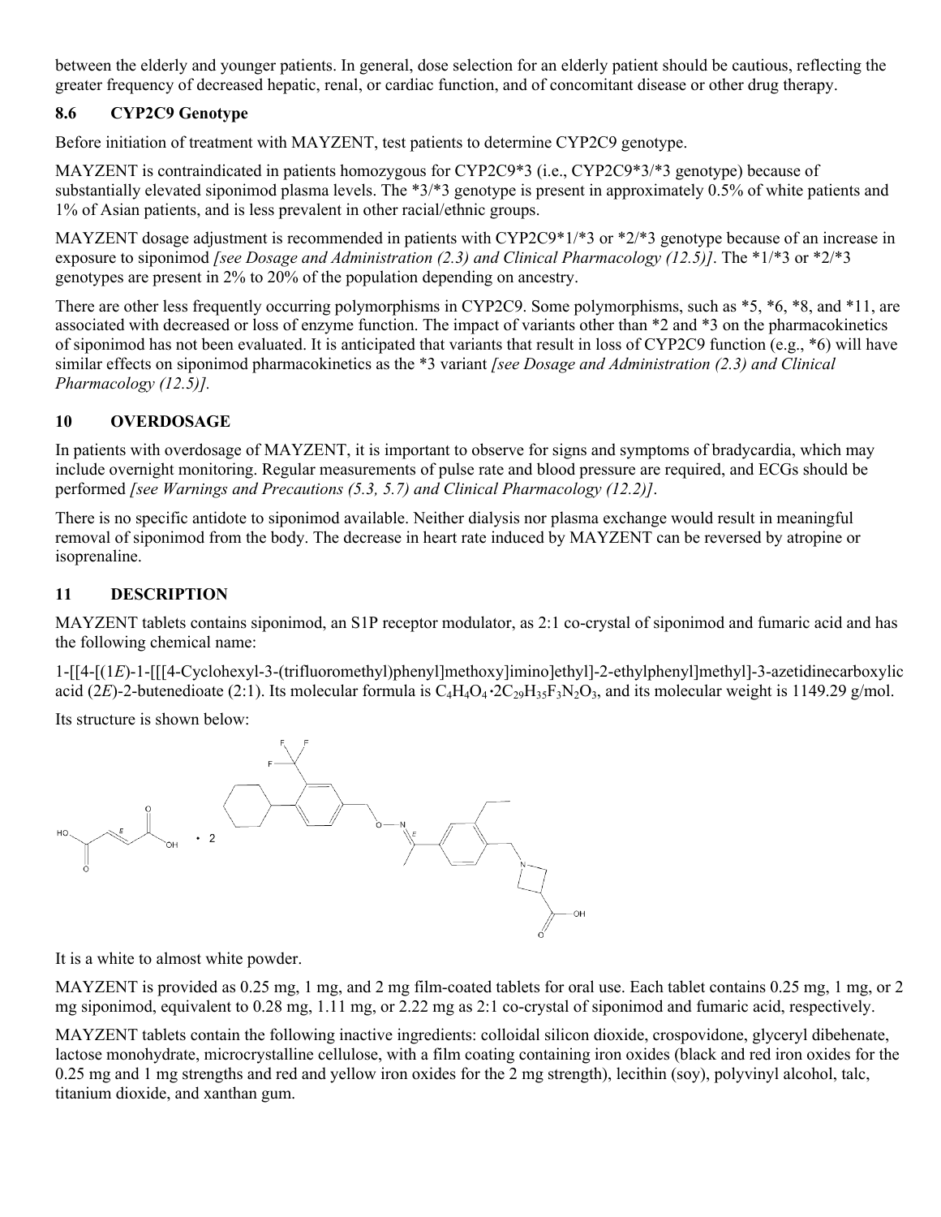between the elderly and younger patients. In general, dose selection for an elderly patient should be cautious, reflecting the greater frequency of decreased hepatic, renal, or cardiac function, and of concomitant disease or other drug therapy.

### 8.6 CYP2C9 Genotype

Before initiation of treatment with MAYZENT, test patients to determine CYP2C9 genotype.

MAYZENT is contraindicated in patients homozygous for CYP2C9*3 (i.e., CYP2C9*3/*3 genotype) because of substantially elevated siponimod plasma levels. The *3/*3 genotype is present in approximately 0.5% of white patients and 1% of Asian patients, and is less prevalent in other racial/ethnic groups.

MAYZENT dosage adjustment is recommended in patients with CYP2C9*1/*3 or *2/*3 genotype because of an increase in exposure to siponimod *[see Dosage and Administration (2.3) and Clinical Pharmacology (12.5)]*. The *1/*3 or *2/*3 genotypes are present in 2% to 20% of the population depending on ancestry.

There are other less frequently occurring polymorphisms in CYP2C9. Some polymorphisms, such as *5, *6, *8, and *11, are associated with decreased or loss of enzyme function. The impact of variants other than *2 and *3 on the pharmacokinetics of siponimod has not been evaluated. It is anticipated that variants that result in loss of CYP2C9 function (e.g., *6) will have similar effects on siponimod pharmacokinetics as the *3 variant *[see Dosage and Administration (2.3) and Clinical Pharmacology (12.5)].*

## 10 OVERDOSAGE

In patients with overdosage of MAYZENT, it is important to observe for signs and symptoms of bradycardia, which may include overnight monitoring. Regular measurements of pulse rate and blood pressure are required, and ECGs should be performed *[see Warnings and Precautions (5.3, 5.7) and Clinical Pharmacology (12.2)]*.

There is no specific antidote to siponimod available. Neither dialysis nor plasma exchange would result in meaningful removal of siponimod from the body. The decrease in heart rate induced by MAYZENT can be reversed by atropine or isoprenaline.

## 11 DESCRIPTION

MAYZENT tablets contains siponimod, an S1P receptor modulator, as 2:1 co-crystal of siponimod and fumaric acid and has the following chemical name:

1-[[4-[(1*E*)-1-[[[4-Cyclohexyl-3-(trifluoromethyl)phenyl]methoxy]imino]ethyl]-2-ethylphenyl]methyl]-3-azetidinecarboxylic acid (2*E*)-2-butenedioate (2:1). Its molecular formula is $C_4H_4O_4 \cdot 2C_{29}H_{35}F_3N_2O_3$, and its molecular weight is 1149.29 g/mol.

Its structure is shown below:

It is a white to almost white powder.

MAYZENT is provided as 0.25 mg, 1 mg, and 2 mg film-coated tablets for oral use. Each tablet contains 0.25 mg, 1 mg, or 2 mg siponimod, equivalent to 0.28 mg, 1.11 mg, or 2.22 mg as 2:1 co-crystal of siponimod and fumaric acid, respectively.

MAYZENT tablets contain the following inactive ingredients: colloidal silicon dioxide, crospovidone, glyceryl dibehenate, lactose monohydrate, microcrystalline cellulose, with a film coating containing iron oxides (black and red iron oxides for the 0.25 mg and 1 mg strengths and red and yellow iron oxides for the 2 mg strength), lecithin (soy), polyvinyl alcohol, talc, titanium dioxide, and xanthan gum.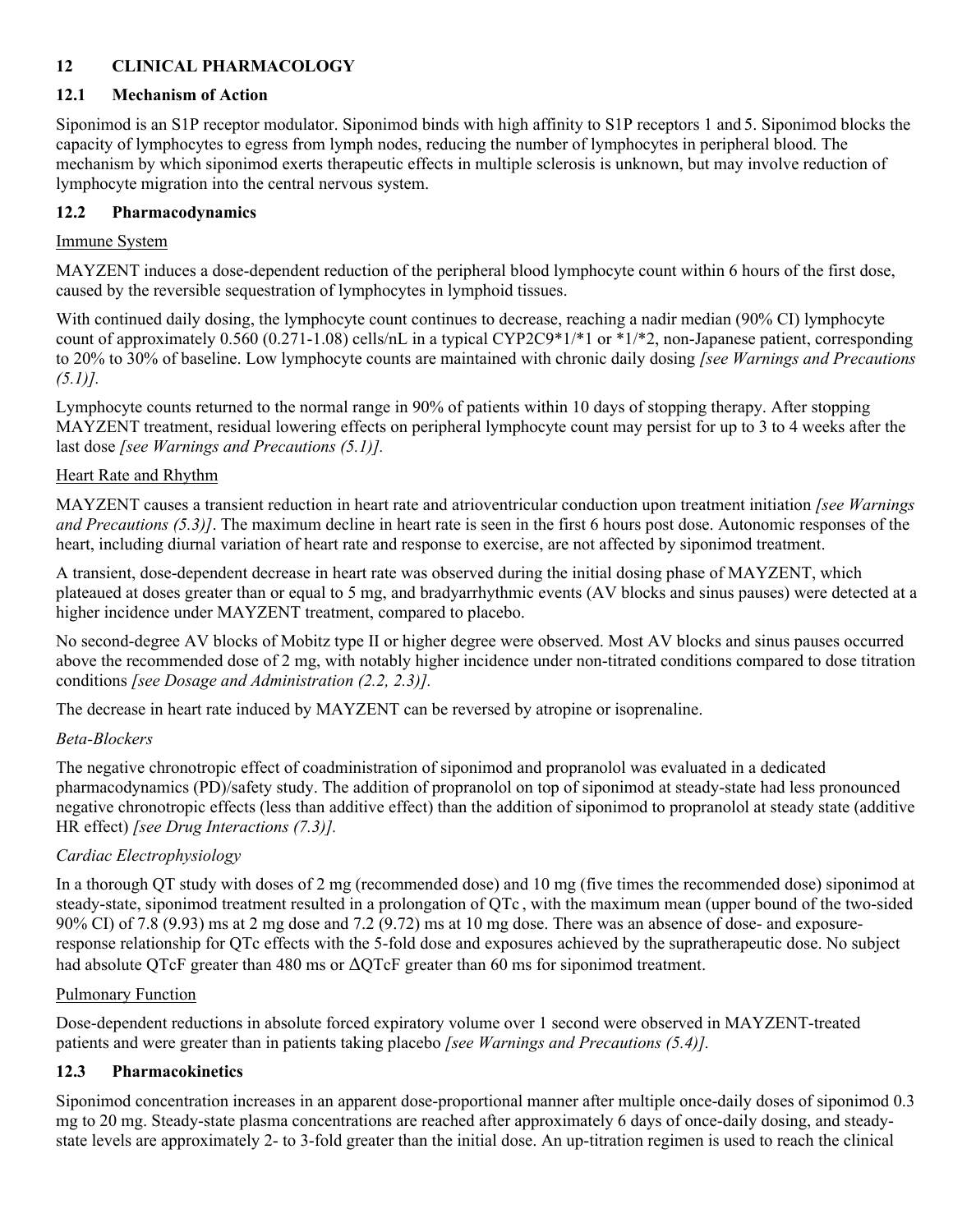## 12 CLINICAL PHARMACOLOGY

### 12.1 Mechanism of Action

Siponimod is an S1P receptor modulator. Siponimod binds with high affinity to S1P receptors 1 and 5. Siponimod blocks the capacity of lymphocytes to egress from lymph nodes, reducing the number of lymphocytes in peripheral blood. The mechanism by which siponimod exerts therapeutic effects in multiple sclerosis is unknown, but may involve reduction of lymphocyte migration into the central nervous system.

### 12.2 Pharmacodynamics

Immune System

MAYZENT induces a dose-dependent reduction of the peripheral blood lymphocyte count within 6 hours of the first dose, caused by the reversible sequestration of lymphocytes in lymphoid tissues.

With continued daily dosing, the lymphocyte count continues to decrease, reaching a nadir median (90% CI) lymphocyte count of approximately 0.560 (0.271-1.08) cells/nL in a typical CYP2C9*1/*1 or *1/*2, non-Japanese patient, corresponding to 20% to 30% of baseline. Low lymphocyte counts are maintained with chronic daily dosing *[see Warnings and Precautions (5.1)].*

Lymphocyte counts returned to the normal range in 90% of patients within 10 days of stopping therapy. After stopping MAYZENT treatment, residual lowering effects on peripheral lymphocyte count may persist for up to 3 to 4 weeks after the last dose *[see Warnings and Precautions (5.1)].*

Heart Rate and Rhythm

MAYZENT causes a transient reduction in heart rate and atrioventricular conduction upon treatment initiation *[see Warnings and Precautions (5.3)]*. The maximum decline in heart rate is seen in the first 6 hours post dose. Autonomic responses of the heart, including diurnal variation of heart rate and response to exercise, are not affected by siponimod treatment.

A transient, dose-dependent decrease in heart rate was observed during the initial dosing phase of MAYZENT, which plateaued at doses greater than or equal to 5 mg, and bradyarrhythmic events (AV blocks and sinus pauses) were detected at a higher incidence under MAYZENT treatment, compared to placebo.

No second-degree AV blocks of Mobitz type II or higher degree were observed. Most AV blocks and sinus pauses occurred above the recommended dose of 2 mg, with notably higher incidence under non-titrated conditions compared to dose titration conditions *[see Dosage and Administration (2.2, 2.3)].*

The decrease in heart rate induced by MAYZENT can be reversed by atropine or isoprenaline.

*Beta-Blockers*

The negative chronotropic effect of coadministration of siponimod and propranolol was evaluated in a dedicated pharmacodynamics (PD)/safety study. The addition of propranolol on top of siponimod at steady-state had less pronounced negative chronotropic effects (less than additive effect) than the addition of siponimod to propranolol at steady state (additive HR effect) *[see Drug Interactions (7.3)].*

*Cardiac Electrophysiology*

In a thorough QT study with doses of 2 mg (recommended dose) and 10 mg (five times the recommended dose) siponimod at steady-state, siponimod treatment resulted in a prolongation of QTc , with the maximum mean (upper bound of the two-sided 90% CI) of 7.8 (9.93) ms at 2 mg dose and 7.2 (9.72) ms at 10 mg dose. There was an absence of dose- and exposure-response relationship for QTc effects with the 5-fold dose and exposures achieved by the supratherapeutic dose. No subject had absolute QTcF greater than 480 ms or ΔQTcF greater than 60 ms for siponimod treatment.

Pulmonary Function

Dose-dependent reductions in absolute forced expiratory volume over 1 second were observed in MAYZENT-treated patients and were greater than in patients taking placebo *[see Warnings and Precautions (5.4)].*

### 12.3 Pharmacokinetics

Siponimod concentration increases in an apparent dose-proportional manner after multiple once-daily doses of siponimod 0.3 mg to 20 mg. Steady-state plasma concentrations are reached after approximately 6 days of once-daily dosing, and steady-state levels are approximately 2- to 3-fold greater than the initial dose. An up-titration regimen is used to reach the clinical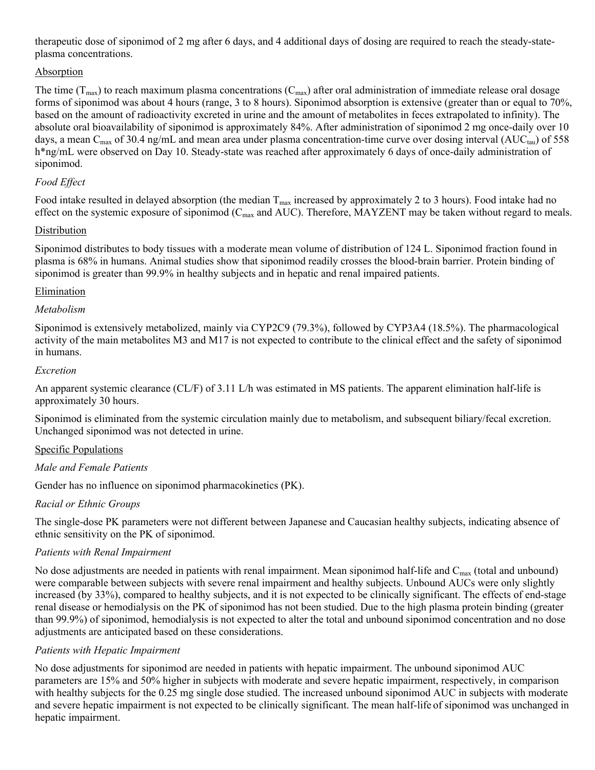therapeutic dose of siponimod of 2 mg after 6 days, and 4 additional days of dosing are required to reach the steady-state-plasma concentrations.

Absorption

The time ($T_{max}$) to reach maximum plasma concentrations ($C_{max}$) after oral administration of immediate release oral dosage forms of siponimod was about 4 hours (range, 3 to 8 hours). Siponimod absorption is extensive (greater than or equal to 70%, based on the amount of radioactivity excreted in urine and the amount of metabolites in feces extrapolated to infinity). The absolute oral bioavailability of siponimod is approximately 84%. After administration of siponimod 2 mg once-daily over 10 days, a mean $C_{max}$ of 30.4 ng/mL and mean area under plasma concentration-time curve over dosing interval ($AUC_{tau}$) of 558 h*ng/mL were observed on Day 10. Steady-state was reached after approximately 6 days of once-daily administration of siponimod.

*Food Effect*

Food intake resulted in delayed absorption (the median $T_{max}$ increased by approximately 2 to 3 hours). Food intake had no effect on the systemic exposure of siponimod ($C_{max}$ and AUC). Therefore, MAYZENT may be taken without regard to meals.

Distribution

Siponimod distributes to body tissues with a moderate mean volume of distribution of 124 L. Siponimod fraction found in plasma is 68% in humans. Animal studies show that siponimod readily crosses the blood-brain barrier. Protein binding of siponimod is greater than 99.9% in healthy subjects and in hepatic and renal impaired patients.

Elimination

*Metabolism*

Siponimod is extensively metabolized, mainly via CYP2C9 (79.3%), followed by CYP3A4 (18.5%). The pharmacological activity of the main metabolites M3 and M17 is not expected to contribute to the clinical effect and the safety of siponimod in humans.

*Excretion*

An apparent systemic clearance (CL/F) of 3.11 L/h was estimated in MS patients. The apparent elimination half-life is approximately 30 hours.

Siponimod is eliminated from the systemic circulation mainly due to metabolism, and subsequent biliary/fecal excretion. Unchanged siponimod was not detected in urine.

Specific Populations

*Male and Female Patients*

Gender has no influence on siponimod pharmacokinetics (PK).

*Racial or Ethnic Groups*

The single-dose PK parameters were not different between Japanese and Caucasian healthy subjects, indicating absence of ethnic sensitivity on the PK of siponimod.

*Patients with Renal Impairment*

No dose adjustments are needed in patients with renal impairment. Mean siponimod half-life and $C_{max}$ (total and unbound) were comparable between subjects with severe renal impairment and healthy subjects. Unbound AUCs were only slightly increased (by 33%), compared to healthy subjects, and it is not expected to be clinically significant. The effects of end-stage renal disease or hemodialysis on the PK of siponimod has not been studied. Due to the high plasma protein binding (greater than 99.9%) of siponimod, hemodialysis is not expected to alter the total and unbound siponimod concentration and no dose adjustments are anticipated based on these considerations.

*Patients with Hepatic Impairment*

No dose adjustments for siponimod are needed in patients with hepatic impairment. The unbound siponimod AUC parameters are 15% and 50% higher in subjects with moderate and severe hepatic impairment, respectively, in comparison with healthy subjects for the 0.25 mg single dose studied. The increased unbound siponimod AUC in subjects with moderate and severe hepatic impairment is not expected to be clinically significant. The mean half-life of siponimod was unchanged in hepatic impairment.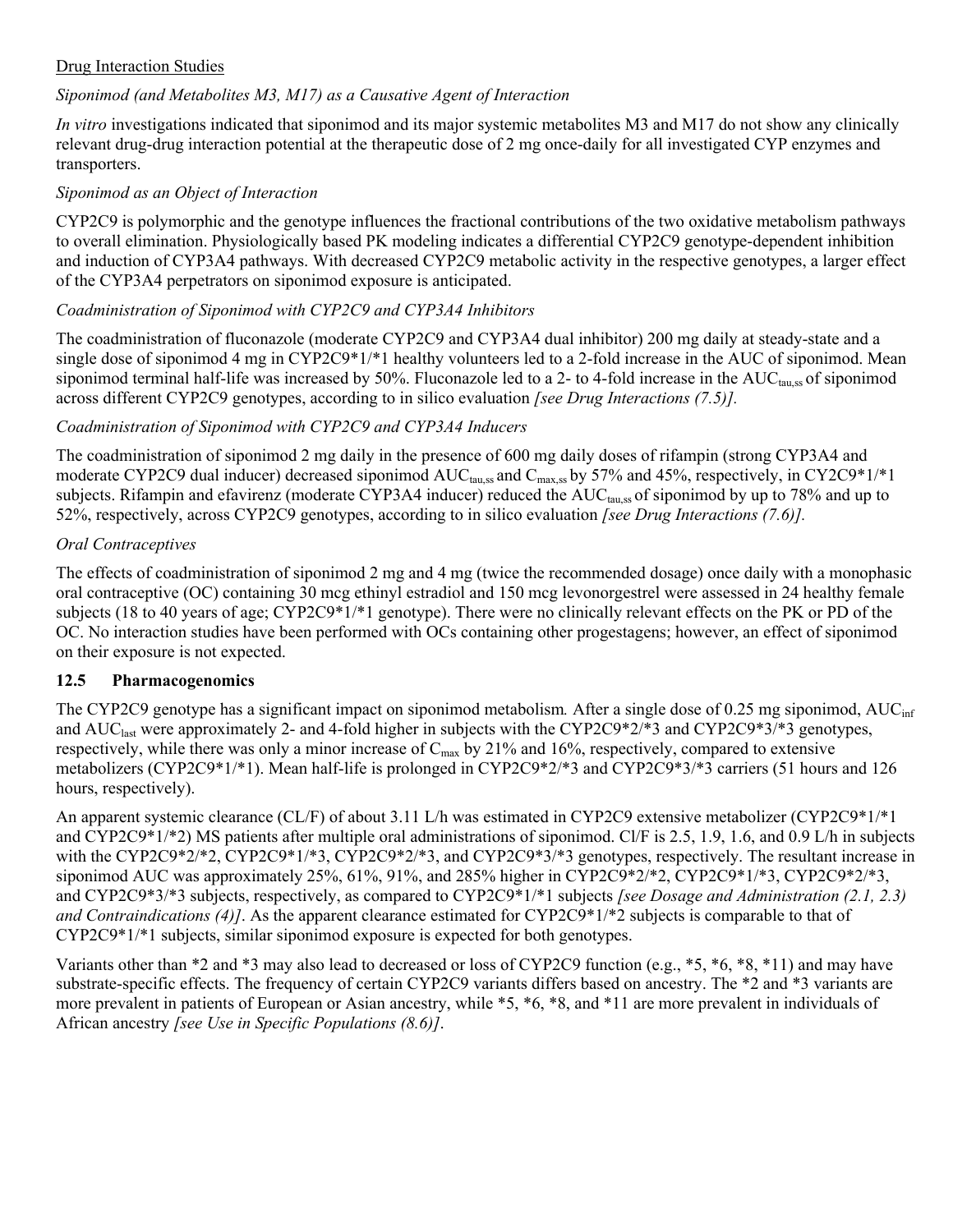Drug Interaction Studies

*Siponimod (and Metabolites M3, M17) as a Causative Agent of Interaction*

*In vitro* investigations indicated that siponimod and its major systemic metabolites M3 and M17 do not show any clinically relevant drug-drug interaction potential at the therapeutic dose of 2 mg once-daily for all investigated CYP enzymes and transporters.

*Siponimod as an Object of Interaction*

CYP2C9 is polymorphic and the genotype influences the fractional contributions of the two oxidative metabolism pathways to overall elimination. Physiologically based PK modeling indicates a differential CYP2C9 genotype-dependent inhibition and induction of CYP3A4 pathways. With decreased CYP2C9 metabolic activity in the respective genotypes, a larger effect of the CYP3A4 perpetrators on siponimod exposure is anticipated.

*Coadministration of Siponimod with CYP2C9 and CYP3A4 Inhibitors*

The coadministration of fluconazole (moderate CYP2C9 and CYP3A4 dual inhibitor) 200 mg daily at steady-state and a single dose of siponimod 4 mg in CYP2C9*1/*1 healthy volunteers led to a 2-fold increase in the AUC of siponimod. Mean siponimod terminal half-life was increased by 50%. Fluconazole led to a 2- to 4-fold increase in the $AUC_{tau,ss}$ of siponimod across different CYP2C9 genotypes, according to in silico evaluation *[see Drug Interactions (7.5)].*

*Coadministration of Siponimod with CYP2C9 and CYP3A4 Inducers*

The coadministration of siponimod 2 mg daily in the presence of 600 mg daily doses of rifampin (strong CYP3A4 and moderate CYP2C9 dual inducer) decreased siponimod $AUC_{tau,ss}$ and $C_{max,ss}$ by 57% and 45%, respectively, in CY2C9*1/*1 subjects. Rifampin and efavirenz (moderate CYP3A4 inducer) reduced the $AUC_{tau,ss}$ of siponimod by up to 78% and up to 52%, respectively, across CYP2C9 genotypes, according to in silico evaluation *[see Drug Interactions (7.6)].*

*Oral Contraceptives*

The effects of coadministration of siponimod 2 mg and 4 mg (twice the recommended dosage) once daily with a monophasic oral contraceptive (OC) containing 30 mcg ethinyl estradiol and 150 mcg levonorgestrel were assessed in 24 healthy female subjects (18 to 40 years of age; CYP2C9*1/*1 genotype). There were no clinically relevant effects on the PK or PD of the OC. No interaction studies have been performed with OCs containing other progestagens; however, an effect of siponimod on their exposure is not expected.

### 12.5 Pharmacogenomics

The CYP2C9 genotype has a significant impact on siponimod metabolism. After a single dose of 0.25 mg siponimod, $AUC_{inf}$ and $AUC_{last}$ were approximately 2- and 4-fold higher in subjects with the CYP2C9*2/*3 and CYP2C9*3/*3 genotypes, respectively, while there was only a minor increase of $C_{max}$ by 21% and 16%, respectively, compared to extensive metabolizers (CYP2C9*1/*1). Mean half-life is prolonged in CYP2C9*2/*3 and CYP2C9*3/*3 carriers (51 hours and 126 hours, respectively).

An apparent systemic clearance (CL/F) of about 3.11 L/h was estimated in CYP2C9 extensive metabolizer (CYP2C9*1/*1 and CYP2C9*1/*2) MS patients after multiple oral administrations of siponimod. Cl/F is 2.5, 1.9, 1.6, and 0.9 L/h in subjects with the CYP2C9*2/*2, CYP2C9*1/*3, CYP2C9*2/*3, and CYP2C9*3/*3 genotypes, respectively. The resultant increase in siponimod AUC was approximately 25%, 61%, 91%, and 285% higher in CYP2C9*2/*2, CYP2C9*1/*3, CYP2C9*2/*3, and CYP2C9*3/*3 subjects, respectively, as compared to CYP2C9*1/*1 subjects *[see Dosage and Administration (2.1, 2.3) and Contraindications (4)]*. As the apparent clearance estimated for CYP2C9*1/*2 subjects is comparable to that of CYP2C9*1/*1 subjects, similar siponimod exposure is expected for both genotypes.

Variants other than *2 and *3 may also lead to decreased or loss of CYP2C9 function (e.g., *5, *6, *8, *11) and may have substrate-specific effects. The frequency of certain CYP2C9 variants differs based on ancestry. The *2 and *3 variants are more prevalent in patients of European or Asian ancestry, while *5, *6, *8, and *11 are more prevalent in individuals of African ancestry *[see Use in Specific Populations (8.6)]*.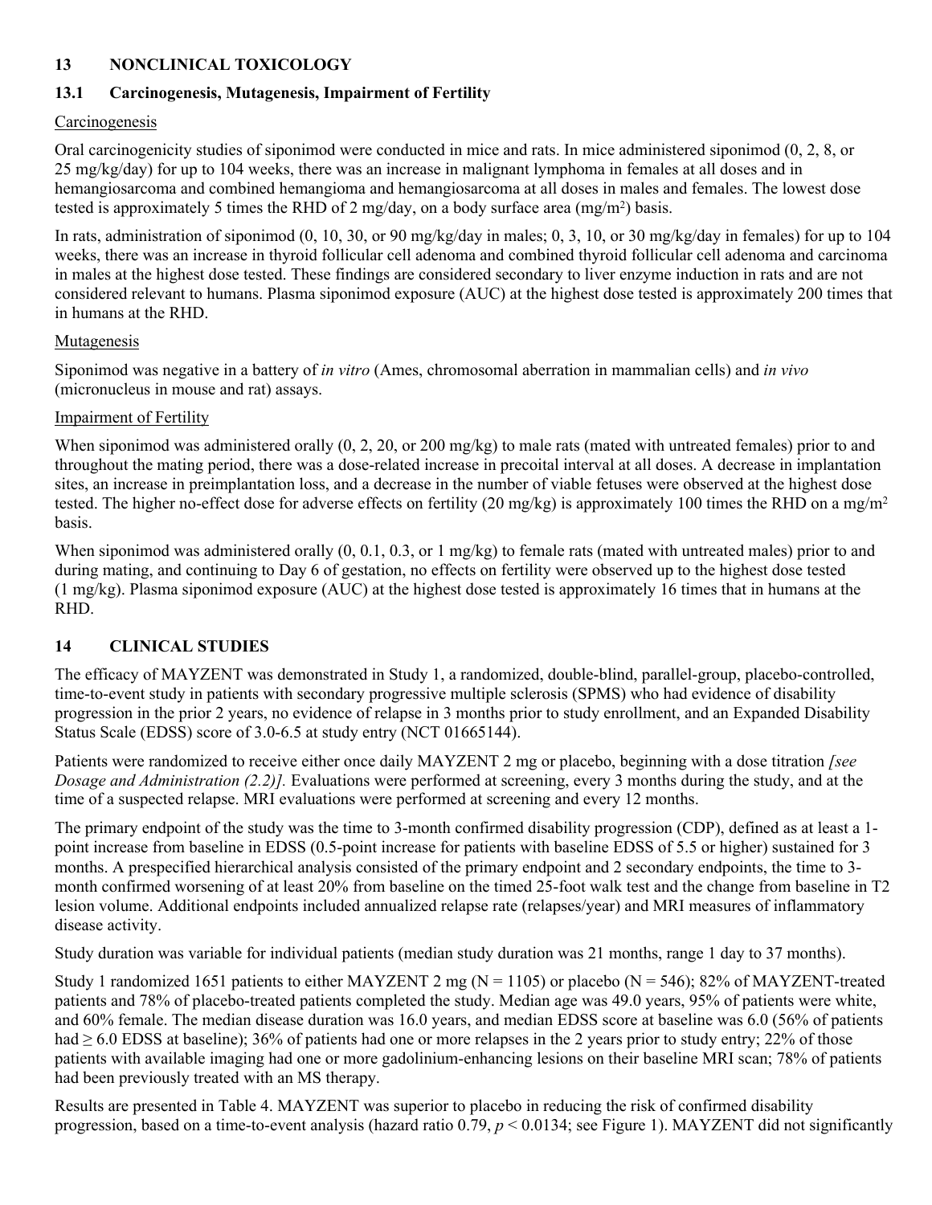## 13 NONCLINICAL TOXICOLOGY

### 13.1 Carcinogenesis, Mutagenesis, Impairment of Fertility

Carcinogenesis

Oral carcinogenicity studies of siponimod were conducted in mice and rats. In mice administered siponimod (0, 2, 8, or 25 mg/kg/day) for up to 104 weeks, there was an increase in malignant lymphoma in females at all doses and in hemangiosarcoma and combined hemangioma and hemangiosarcoma at all doses in males and females. The lowest dose tested is approximately 5 times the RHD of 2 mg/day, on a body surface area (mg/m$^2$) basis.

In rats, administration of siponimod (0, 10, 30, or 90 mg/kg/day in males; 0, 3, 10, or 30 mg/kg/day in females) for up to 104 weeks, there was an increase in thyroid follicular cell adenoma and combined thyroid follicular cell adenoma and carcinoma in males at the highest dose tested. These findings are considered secondary to liver enzyme induction in rats and are not considered relevant to humans. Plasma siponimod exposure (AUC) at the highest dose tested is approximately 200 times that in humans at the RHD.

Mutagenesis

Siponimod was negative in a battery of *in vitro* (Ames, chromosomal aberration in mammalian cells) and *in vivo* (micronucleus in mouse and rat) assays.

Impairment of Fertility

When siponimod was administered orally (0, 2, 20, or 200 mg/kg) to male rats (mated with untreated females) prior to and throughout the mating period, there was a dose-related increase in precoital interval at all doses. A decrease in implantation sites, an increase in preimplantation loss, and a decrease in the number of viable fetuses were observed at the highest dose tested. The higher no-effect dose for adverse effects on fertility (20 mg/kg) is approximately 100 times the RHD on a mg/m$^2$ basis.

When siponimod was administered orally (0, 0.1, 0.3, or 1 mg/kg) to female rats (mated with untreated males) prior to and during mating, and continuing to Day 6 of gestation, no effects on fertility were observed up to the highest dose tested (1 mg/kg). Plasma siponimod exposure (AUC) at the highest dose tested is approximately 16 times that in humans at the RHD.

## 14 CLINICAL STUDIES

The efficacy of MAYZENT was demonstrated in Study 1, a randomized, double-blind, parallel-group, placebo-controlled, time-to-event study in patients with secondary progressive multiple sclerosis (SPMS) who had evidence of disability progression in the prior 2 years, no evidence of relapse in 3 months prior to study enrollment, and an Expanded Disability Status Scale (EDSS) score of 3.0-6.5 at study entry (NCT 01665144).

Patients were randomized to receive either once daily MAYZENT 2 mg or placebo, beginning with a dose titration *[see Dosage and Administration (2.2)].* Evaluations were performed at screening, every 3 months during the study, and at the time of a suspected relapse. MRI evaluations were performed at screening and every 12 months.

The primary endpoint of the study was the time to 3-month confirmed disability progression (CDP), defined as at least a 1-point increase from baseline in EDSS (0.5-point increase for patients with baseline EDSS of 5.5 or higher) sustained for 3 months. A prespecified hierarchical analysis consisted of the primary endpoint and 2 secondary endpoints, the time to 3-month confirmed worsening of at least 20% from baseline on the timed 25-foot walk test and the change from baseline in T2 lesion volume. Additional endpoints included annualized relapse rate (relapses/year) and MRI measures of inflammatory disease activity.

Study duration was variable for individual patients (median study duration was 21 months, range 1 day to 37 months).

Study 1 randomized 1651 patients to either MAYZENT 2 mg (N = 1105) or placebo (N = 546); 82% of MAYZENT-treated patients and 78% of placebo-treated patients completed the study. Median age was 49.0 years, 95% of patients were white, and 60% female. The median disease duration was 16.0 years, and median EDSS score at baseline was 6.0 (56% of patients had ≥ 6.0 EDSS at baseline); 36% of patients had one or more relapses in the 2 years prior to study entry; 22% of those patients with available imaging had one or more gadolinium-enhancing lesions on their baseline MRI scan; 78% of patients had been previously treated with an MS therapy.

Results are presented in Table 4. MAYZENT was superior to placebo in reducing the risk of confirmed disability progression, based on a time-to-event analysis (hazard ratio 0.79, $p < 0.0134$; see Figure 1). MAYZENT did not significantly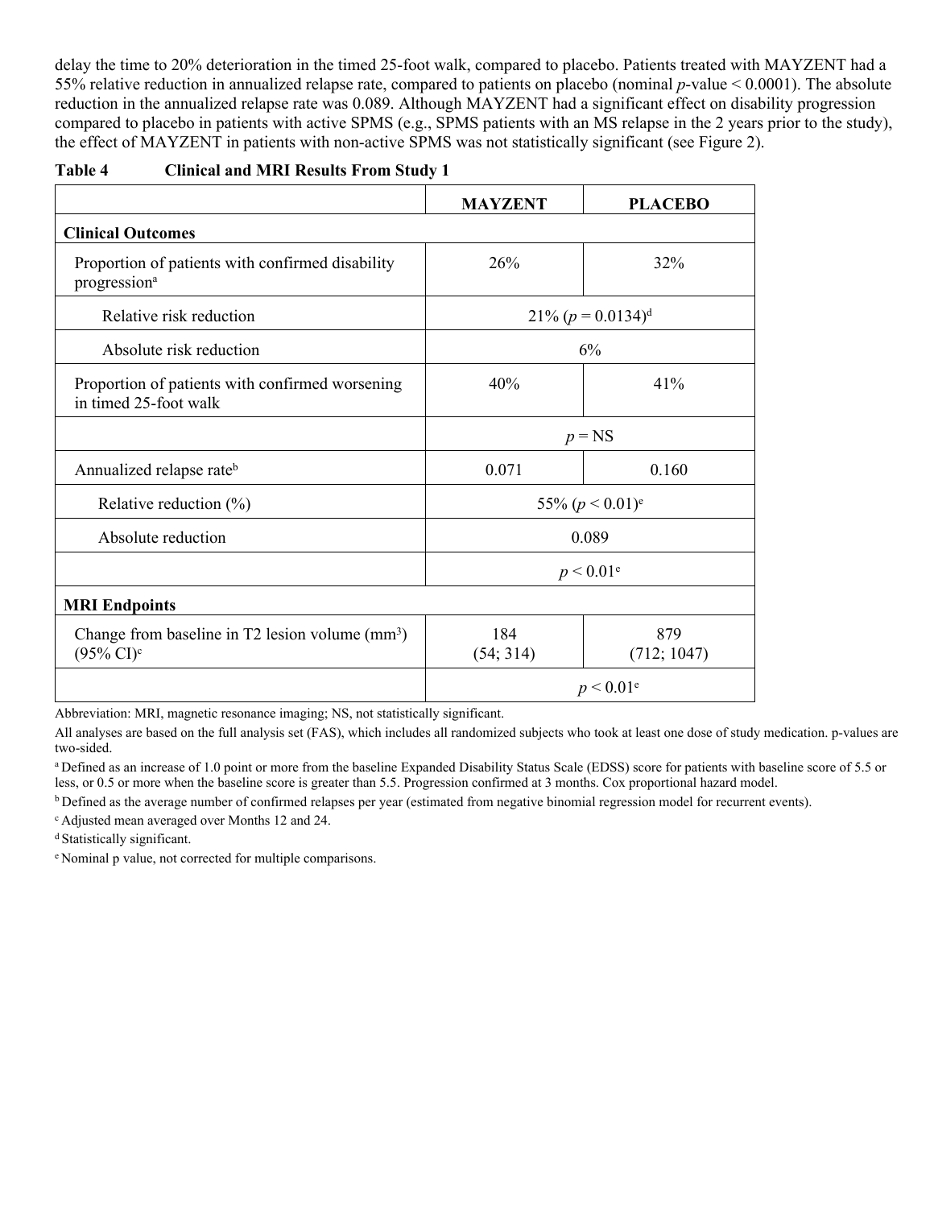delay the time to 20% deterioration in the timed 25-foot walk, compared to placebo. Patients treated with MAYZENT had a 55% relative reduction in annualized relapse rate, compared to patients on placebo (nominal *p*-value < 0.0001). The absolute reduction in the annualized relapse rate was 0.089. Although MAYZENT had a significant effect on disability progression compared to placebo in patients with active SPMS (e.g., SPMS patients with an MS relapse in the 2 years prior to the study), the effect of MAYZENT in patients with non-active SPMS was not statistically significant (see Figure 2).

**Table 4 Clinical and MRI Results From Study 1**

| | MAYZENT | PLACEBO |
|---|---|---|
| **Clinical Outcomes** | | |
| Proportion of patients with confirmed disability progression[a] | 26% | 32% |
| Relative risk reduction | 21% ($p = 0.0134$)[d] | |
| Absolute risk reduction | 6% | |
| Proportion of patients with confirmed worsening in timed 25-foot walk | 40% | 41% |
| | *p* = NS | |
| Annualized relapse rate[b] | 0.071 | 0.160 |
| Relative reduction (%) | 55% ($p < 0.01$)[e] | |
| Absolute reduction | 0.089 | |
| | $p < 0.01$[e] | |
| **MRI Endpoints** | | |
| Change from baseline in T2 lesion volume ($mm^3$) (95% CI)[c] | 184 (54; 314) | 879 (712; 1047) |
| | $p < 0.01$[e] | |

Abbreviation: MRI, magnetic resonance imaging; NS, not statistically significant.

All analyses are based on the full analysis set (FAS), which includes all randomized subjects who took at least one dose of study medication. p-values are two-sided.

[a] Defined as an increase of 1.0 point or more from the baseline Expanded Disability Status Scale (EDSS) score for patients with baseline score of 5.5 or less, or 0.5 or more when the baseline score is greater than 5.5. Progression confirmed at 3 months. Cox proportional hazard model.

[b] Defined as the average number of confirmed relapses per year (estimated from negative binomial regression model for recurrent events).

[c] Adjusted mean averaged over Months 12 and 24.

[d] Statistically significant.

[e] Nominal p value, not corrected for multiple comparisons.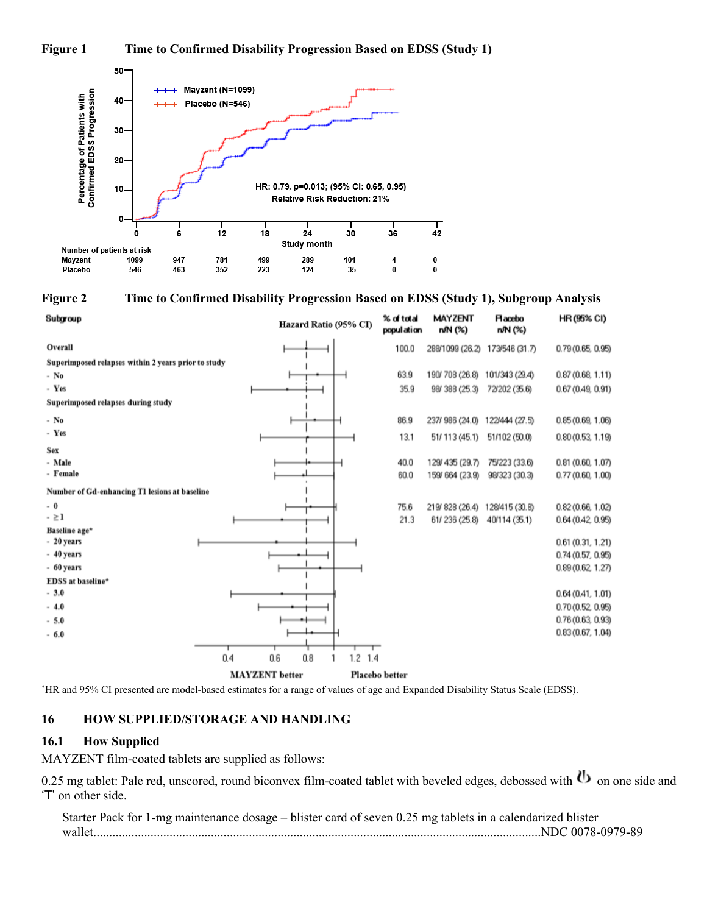**Figure 1 Time to Confirmed Disability Progression Based on EDSS (Study 1)**

Mayzent (N=1099)
Placebo (N=546)

HR: 0.79, p=0.013; (95% CI: 0.65, 0.95)
Relative Risk Reduction: 21%

| Number of patients at risk | 0 | 6 | 12 | 18 | 24 | 30 | 36 | 42 |
|---|---|---|---|---|---|---|---|---|
| Mayzent | 1099 | 947 | 781 | 499 | 289 | 101 | 4 | 0 |
| Placebo | 546 | 463 | 352 | 223 | 124 | 35 | 0 | 0 |

**Figure 2 Time to Confirmed Disability Progression Based on EDSS (Study 1), Subgroup Analysis**

| Subgroup | % of total population | MAYZENT n/N (%) | Placebo n/N (%) | HR (95% CI) |
|---|---|---|---|---|
| Overall | 100.0 | 288/1099 (26.2) | 173/546 (31.7) | 0.79 (0.65, 0.95) |
| Superimposed relapses within 2 years prior to study | | | | |
| - No | 63.9 | 190/ 708 (26.8) | 101/343 (29.4) | 0.87 (0.68, 1.11) |
| - Yes | 35.9 | 98/ 388 (25.3) | 72/202 (35.6) | 0.67 (0.49, 0.91) |
| Superimposed relapses during study | | | | |
| - No | 86.9 | 237/ 986 (24.0) | 122/444 (27.5) | 0.85 (0.69, 1.06) |
| - Yes | 13.1 | 51/ 113 (45.1) | 51/102 (50.0) | 0.80 (0.53, 1.19) |
| Sex | | | | |
| - Male | 40.0 | 129/ 435 (29.7) | 75/223 (33.6) | 0.81 (0.60, 1.07) |
| - Female | 60.0 | 159/ 664 (23.9) | 98/323 (30.3) | 0.77 (0.60, 1.00) |
| Number of Gd-enhancing T1 lesions at baseline | | | | |
| - 0 | 75.6 | 219/ 828 (26.4) | 128/415 (30.8) | 0.82 (0.66, 1.02) |
| - ≥ 1 | 21.3 | 61/ 236 (25.8) | 40/114 (35.1) | 0.64 (0.42, 0.95) |
| Baseline age* | | | | |
| - 20 years | | | | 0.61 (0.31, 1.21) |
| - 40 years | | | | 0.74 (0.57, 0.95) |
| - 60 years | | | | 0.89 (0.62, 1.27) |
| EDSS at baseline* | | | | |
| - 3.0 | | | | 0.64 (0.41, 1.01) |
| - 4.0 | | | | 0.70 (0.52, 0.95) |
| - 5.0 | | | | 0.76 (0.63, 0.93) |
| - 6.0 | | | | 0.83 (0.67, 1.04) |

MAYZENT better | Placebo better

*HR and 95% CI presented are model-based estimates for a range of values of age and Expanded Disability Status Scale (EDSS).

## 16 HOW SUPPLIED/STORAGE AND HANDLING

### 16.1 How Supplied

MAYZENT film-coated tablets are supplied as follows:

0.25 mg tablet: Pale red, unscored, round biconvex film-coated tablet with beveled edges, debossed with [logo] on one side and 'T' on other side.

Starter Pack for 1-mg maintenance dosage – blister card of seven 0.25 mg tablets in a calendarized blister wallet.......................................................................................................................................NDC 0078-0979-89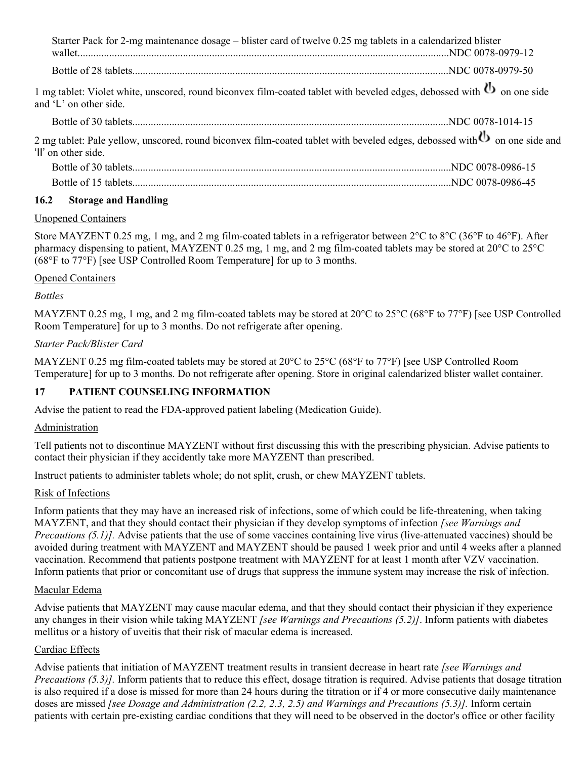Starter Pack for 2-mg maintenance dosage – blister card of twelve 0.25 mg tablets in a calendarized blister wallet..........................................................................................................................................NDC 0078-0979-12

Bottle of 28 tablets.......................................................................................................................NDC 0078-0979-50

1 mg tablet: Violet white, unscored, round biconvex film-coated tablet with beveled edges, debossed with logo on one side and 'L' on other side.

Bottle of 30 tablets.......................................................................................................................NDC 0078-1014-15

2 mg tablet: Pale yellow, unscored, round biconvex film-coated tablet with beveled edges, debossed with logo on one side and 'II' on other side.

Bottle of 30 tablets........................................................................................................................NDC 0078-0986-15

Bottle of 15 tablets........................................................................................................................NDC 0078-0986-45

### 16.2 Storage and Handling

Unopened Containers

Store MAYZENT 0.25 mg, 1 mg, and 2 mg film-coated tablets in a refrigerator between 2°C to 8°C (36°F to 46°F). After pharmacy dispensing to patient, MAYZENT 0.25 mg, 1 mg, and 2 mg film-coated tablets may be stored at 20°C to 25°C (68°F to 77°F) [see USP Controlled Room Temperature] for up to 3 months.

Opened Containers

*Bottles*

MAYZENT 0.25 mg, 1 mg, and 2 mg film-coated tablets may be stored at 20°C to 25°C (68°F to 77°F) [see USP Controlled Room Temperature] for up to 3 months. Do not refrigerate after opening.

*Starter Pack/Blister Card*

MAYZENT 0.25 mg film-coated tablets may be stored at 20°C to 25°C (68°F to 77°F) [see USP Controlled Room Temperature] for up to 3 months. Do not refrigerate after opening. Store in original calendarized blister wallet container.

## 17 PATIENT COUNSELING INFORMATION

Advise the patient to read the FDA-approved patient labeling (Medication Guide).

Administration

Tell patients not to discontinue MAYZENT without first discussing this with the prescribing physician. Advise patients to contact their physician if they accidently take more MAYZENT than prescribed.

Instruct patients to administer tablets whole; do not split, crush, or chew MAYZENT tablets.

Risk of Infections

Inform patients that they may have an increased risk of infections, some of which could be life-threatening, when taking MAYZENT, and that they should contact their physician if they develop symptoms of infection *[see Warnings and Precautions (5.1)]*. Advise patients that the use of some vaccines containing live virus (live-attenuated vaccines) should be avoided during treatment with MAYZENT and MAYZENT should be paused 1 week prior and until 4 weeks after a planned vaccination. Recommend that patients postpone treatment with MAYZENT for at least 1 month after VZV vaccination. Inform patients that prior or concomitant use of drugs that suppress the immune system may increase the risk of infection.

Macular Edema

Advise patients that MAYZENT may cause macular edema, and that they should contact their physician if they experience any changes in their vision while taking MAYZENT *[see Warnings and Precautions (5.2)]*. Inform patients with diabetes mellitus or a history of uveitis that their risk of macular edema is increased.

Cardiac Effects

Advise patients that initiation of MAYZENT treatment results in transient decrease in heart rate *[see Warnings and Precautions (5.3)]*. Inform patients that to reduce this effect, dosage titration is required. Advise patients that dosage titration is also required if a dose is missed for more than 24 hours during the titration or if 4 or more consecutive daily maintenance doses are missed *[see Dosage and Administration (2.2, 2.3, 2.5) and Warnings and Precautions (5.3)]*. Inform certain patients with certain pre-existing cardiac conditions that they will need to be observed in the doctor's office or other facility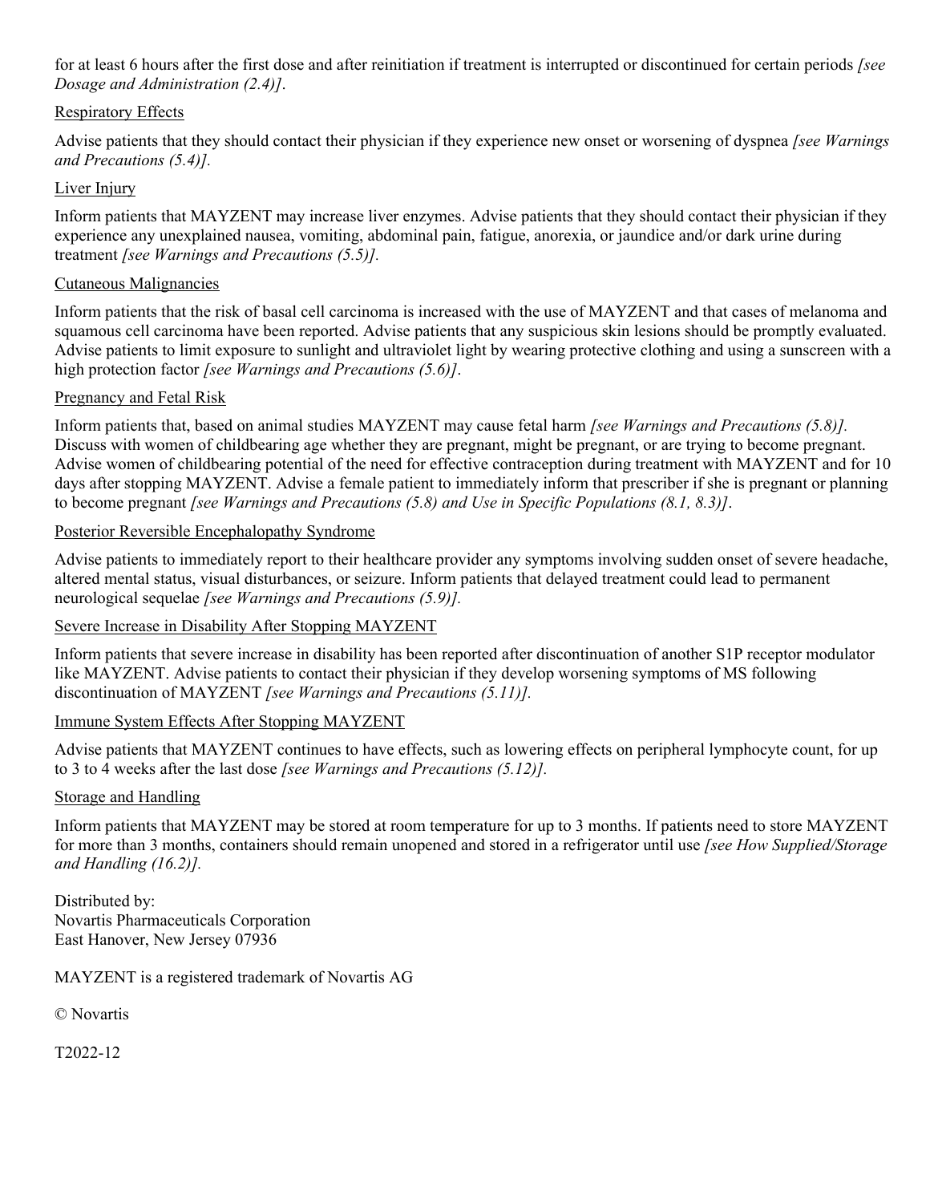for at least 6 hours after the first dose and after reinitiation if treatment is interrupted or discontinued for certain periods *[see Dosage and Administration (2.4)]*.

Respiratory Effects

Advise patients that they should contact their physician if they experience new onset or worsening of dyspnea *[see Warnings and Precautions (5.4)].*

Liver Injury

Inform patients that MAYZENT may increase liver enzymes. Advise patients that they should contact their physician if they experience any unexplained nausea, vomiting, abdominal pain, fatigue, anorexia, or jaundice and/or dark urine during treatment *[see Warnings and Precautions (5.5)].*

Cutaneous Malignancies

Inform patients that the risk of basal cell carcinoma is increased with the use of MAYZENT and that cases of melanoma and squamous cell carcinoma have been reported. Advise patients that any suspicious skin lesions should be promptly evaluated. Advise patients to limit exposure to sunlight and ultraviolet light by wearing protective clothing and using a sunscreen with a high protection factor *[see Warnings and Precautions (5.6)]*.

Pregnancy and Fetal Risk

Inform patients that, based on animal studies MAYZENT may cause fetal harm *[see Warnings and Precautions (5.8)].* Discuss with women of childbearing age whether they are pregnant, might be pregnant, or are trying to become pregnant. Advise women of childbearing potential of the need for effective contraception during treatment with MAYZENT and for 10 days after stopping MAYZENT. Advise a female patient to immediately inform that prescriber if she is pregnant or planning to become pregnant *[see Warnings and Precautions (5.8) and Use in Specific Populations (8.1, 8.3)]*.

Posterior Reversible Encephalopathy Syndrome

Advise patients to immediately report to their healthcare provider any symptoms involving sudden onset of severe headache, altered mental status, visual disturbances, or seizure. Inform patients that delayed treatment could lead to permanent neurological sequelae *[see Warnings and Precautions (5.9)].*

Severe Increase in Disability After Stopping MAYZENT

Inform patients that severe increase in disability has been reported after discontinuation of another S1P receptor modulator like MAYZENT. Advise patients to contact their physician if they develop worsening symptoms of MS following discontinuation of MAYZENT *[see Warnings and Precautions (5.11)].*

Immune System Effects After Stopping MAYZENT

Advise patients that MAYZENT continues to have effects, such as lowering effects on peripheral lymphocyte count, for up to 3 to 4 weeks after the last dose *[see Warnings and Precautions (5.12)].*

Storage and Handling

Inform patients that MAYZENT may be stored at room temperature for up to 3 months. If patients need to store MAYZENT for more than 3 months, containers should remain unopened and stored in a refrigerator until use *[see How Supplied/Storage and Handling (16.2)].*

Distributed by:
Novartis Pharmaceuticals Corporation
East Hanover, New Jersey 07936

MAYZENT is a registered trademark of Novartis AG

© Novartis

T2022-12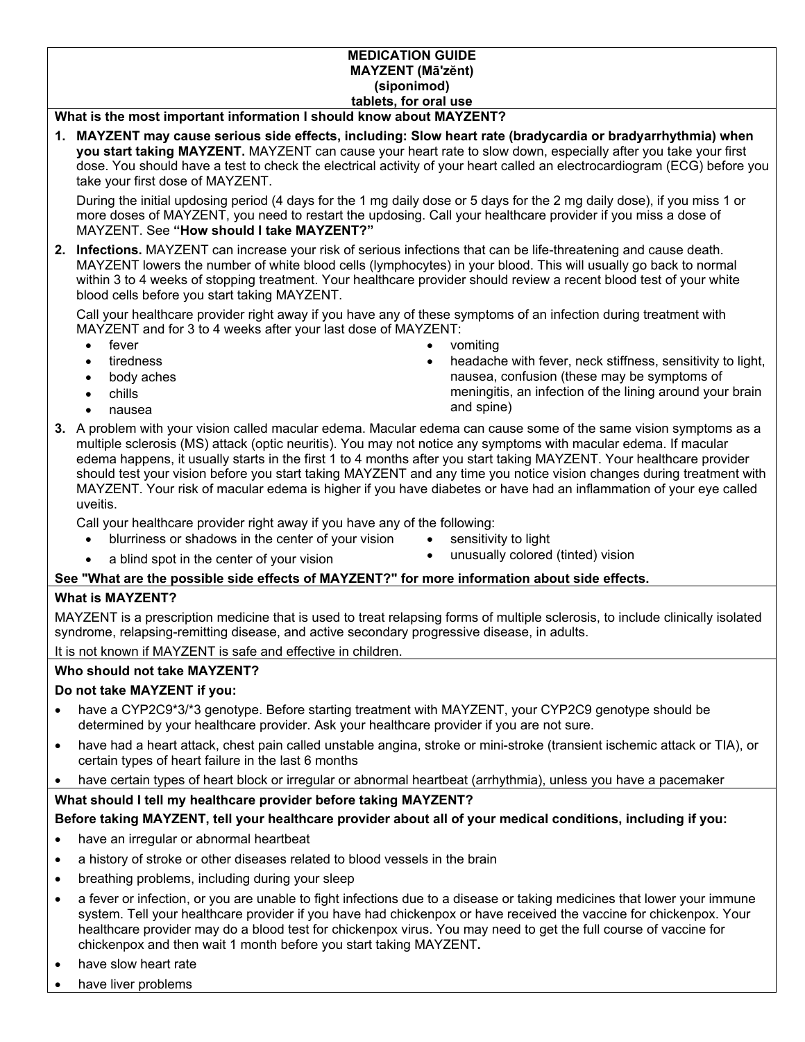**MEDICATION GUIDE**
**MAYZENT (Mā'zĕnt)**
**(siponimod)**
**tablets, for oral use**

**What is the most important information I should know about MAYZENT?**

1. **MAYZENT may cause serious side effects, including: Slow heart rate (bradycardia or bradyarrhythmia) when you start taking MAYZENT.** MAYZENT can cause your heart rate to slow down, especially after you take your first dose. You should have a test to check the electrical activity of your heart called an electrocardiogram (ECG) before you take your first dose of MAYZENT.

   During the initial updosing period (4 days for the 1 mg daily dose or 5 days for the 2 mg daily dose), if you miss 1 or more doses of MAYZENT, you need to restart the updosing. Call your healthcare provider if you miss a dose of MAYZENT. See **"How should I take MAYZENT?"**

2. **Infections.** MAYZENT can increase your risk of serious infections that can be life-threatening and cause death. MAYZENT lowers the number of white blood cells (lymphocytes) in your blood. This will usually go back to normal within 3 to 4 weeks of stopping treatment. Your healthcare provider should review a recent blood test of your white blood cells before you start taking MAYZENT.

   Call your healthcare provider right away if you have any of these symptoms of an infection during treatment with MAYZENT and for 3 to 4 weeks after your last dose of MAYZENT:
   - fever
   - tiredness
   - body aches
   - chills
   - nausea
   - vomiting
   - headache with fever, neck stiffness, sensitivity to light, nausea, confusion (these may be symptoms of meningitis, an infection of the lining around your brain and spine)

3. A problem with your vision called macular edema. Macular edema can cause some of the same vision symptoms as a multiple sclerosis (MS) attack (optic neuritis). You may not notice any symptoms with macular edema. If macular edema happens, it usually starts in the first 1 to 4 months after you start taking MAYZENT. Your healthcare provider should test your vision before you start taking MAYZENT and any time you notice vision changes during treatment with MAYZENT. Your risk of macular edema is higher if you have diabetes or have had an inflammation of your eye called uveitis.

   Call your healthcare provider right away if you have any of the following:
   - blurriness or shadows in the center of your vision
   - a blind spot in the center of your vision
   - sensitivity to light
   - unusually colored (tinted) vision

**See "What are the possible side effects of MAYZENT?" for more information about side effects.**

**What is MAYZENT?**

MAYZENT is a prescription medicine that is used to treat relapsing forms of multiple sclerosis, to include clinically isolated syndrome, relapsing-remitting disease, and active secondary progressive disease, in adults.

It is not known if MAYZENT is safe and effective in children.

**Who should not take MAYZENT?**

**Do not take MAYZENT if you:**

- have a CYP2C9*3/*3 genotype. Before starting treatment with MAYZENT, your CYP2C9 genotype should be determined by your healthcare provider. Ask your healthcare provider if you are not sure.
- have had a heart attack, chest pain called unstable angina, stroke or mini-stroke (transient ischemic attack or TIA), or certain types of heart failure in the last 6 months
- have certain types of heart block or irregular or abnormal heartbeat (arrhythmia), unless you have a pacemaker

**What should I tell my healthcare provider before taking MAYZENT?**

**Before taking MAYZENT, tell your healthcare provider about all of your medical conditions, including if you:**

- have an irregular or abnormal heartbeat
- a history of stroke or other diseases related to blood vessels in the brain
- breathing problems, including during your sleep
- a fever or infection, or you are unable to fight infections due to a disease or taking medicines that lower your immune system. Tell your healthcare provider if you have had chickenpox or have received the vaccine for chickenpox. Your healthcare provider may do a blood test for chickenpox virus. You may need to get the full course of vaccine for chickenpox and then wait 1 month before you start taking MAYZENT**.**
- have slow heart rate
- have liver problems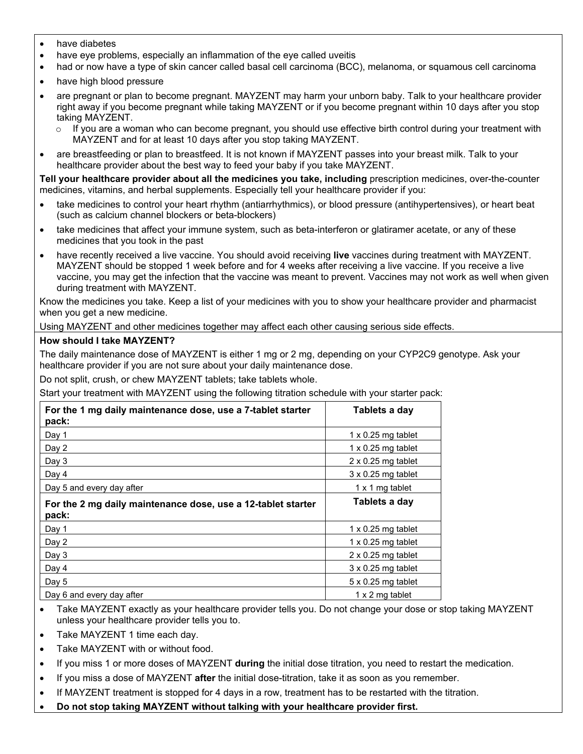- have diabetes
- have eye problems, especially an inflammation of the eye called uveitis
- had or now have a type of skin cancer called basal cell carcinoma (BCC), melanoma, or squamous cell carcinoma
- have high blood pressure
- are pregnant or plan to become pregnant. MAYZENT may harm your unborn baby. Talk to your healthcare provider right away if you become pregnant while taking MAYZENT or if you become pregnant within 10 days after you stop taking MAYZENT.
  - If you are a woman who can become pregnant, you should use effective birth control during your treatment with MAYZENT and for at least 10 days after you stop taking MAYZENT.
- are breastfeeding or plan to breastfeed. It is not known if MAYZENT passes into your breast milk. Talk to your healthcare provider about the best way to feed your baby if you take MAYZENT.

**Tell your healthcare provider about all the medicines you take, including** prescription medicines, over-the-counter medicines, vitamins, and herbal supplements. Especially tell your healthcare provider if you:

- take medicines to control your heart rhythm (antiarrhythmics), or blood pressure (antihypertensives), or heart beat (such as calcium channel blockers or beta-blockers)
- take medicines that affect your immune system, such as beta-interferon or glatiramer acetate, or any of these medicines that you took in the past
- have recently received a live vaccine. You should avoid receiving **live** vaccines during treatment with MAYZENT. MAYZENT should be stopped 1 week before and for 4 weeks after receiving a live vaccine. If you receive a live vaccine, you may get the infection that the vaccine was meant to prevent. Vaccines may not work as well when given during treatment with MAYZENT.

Know the medicines you take. Keep a list of your medicines with you to show your healthcare provider and pharmacist when you get a new medicine.

Using MAYZENT and other medicines together may affect each other causing serious side effects.

**How should I take MAYZENT?**

The daily maintenance dose of MAYZENT is either 1 mg or 2 mg, depending on your CYP2C9 genotype. Ask your healthcare provider if you are not sure about your daily maintenance dose.

Do not split, crush, or chew MAYZENT tablets; take tablets whole.

Start your treatment with MAYZENT using the following titration schedule with your starter pack:

| **For the 1 mg daily maintenance dose, use a 7-tablet starter pack:** | **Tablets a day** |
|---|---|
| Day 1 | 1 x 0.25 mg tablet |
| Day 2 | 1 x 0.25 mg tablet |
| Day 3 | 2 x 0.25 mg tablet |
| Day 4 | 3 x 0.25 mg tablet |
| Day 5 and every day after | 1 x 1 mg tablet |
| **For the 2 mg daily maintenance dose, use a 12-tablet starter pack:** | **Tablets a day** |
| Day 1 | 1 x 0.25 mg tablet |
| Day 2 | 1 x 0.25 mg tablet |
| Day 3 | 2 x 0.25 mg tablet |
| Day 4 | 3 x 0.25 mg tablet |
| Day 5 | 5 x 0.25 mg tablet |
| Day 6 and every day after | 1 x 2 mg tablet |

- Take MAYZENT exactly as your healthcare provider tells you. Do not change your dose or stop taking MAYZENT unless your healthcare provider tells you to.
- Take MAYZENT 1 time each day.
- Take MAYZENT with or without food.
- If you miss 1 or more doses of MAYZENT **during** the initial dose titration, you need to restart the medication.
- If you miss a dose of MAYZENT **after** the initial dose-titration, take it as soon as you remember.
- If MAYZENT treatment is stopped for 4 days in a row, treatment has to be restarted with the titration.
- **Do not stop taking MAYZENT without talking with your healthcare provider first.**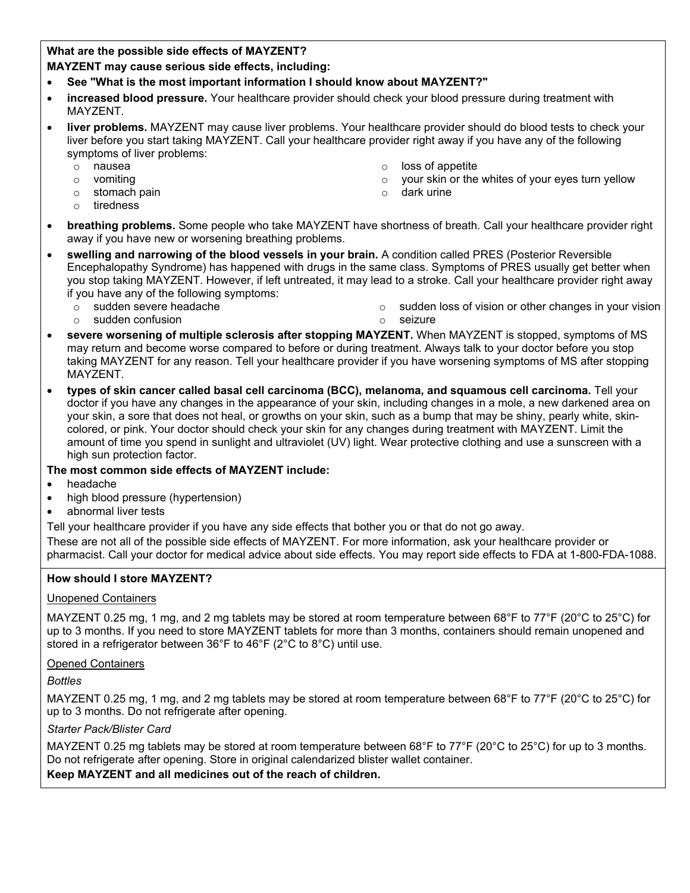**What are the possible side effects of MAYZENT?**

**MAYZENT may cause serious side effects, including:**

- **See "What is the most important information I should know about MAYZENT?"**
- **increased blood pressure.** Your healthcare provider should check your blood pressure during treatment with MAYZENT.
- **liver problems.** MAYZENT may cause liver problems. Your healthcare provider should do blood tests to check your liver before you start taking MAYZENT. Call your healthcare provider right away if you have any of the following symptoms of liver problems:
  - nausea
  - vomiting
  - stomach pain
  - tiredness
  - loss of appetite
  - your skin or the whites of your eyes turn yellow
  - dark urine
- **breathing problems.** Some people who take MAYZENT have shortness of breath. Call your healthcare provider right away if you have new or worsening breathing problems.
- **swelling and narrowing of the blood vessels in your brain.** A condition called PRES (Posterior Reversible Encephalopathy Syndrome) has happened with drugs in the same class. Symptoms of PRES usually get better when you stop taking MAYZENT. However, if left untreated, it may lead to a stroke. Call your healthcare provider right away if you have any of the following symptoms:
  - sudden severe headache
  - sudden confusion
  - sudden loss of vision or other changes in your vision
  - seizure
- **severe worsening of multiple sclerosis after stopping MAYZENT.** When MAYZENT is stopped, symptoms of MS may return and become worse compared to before or during treatment. Always talk to your doctor before you stop taking MAYZENT for any reason. Tell your healthcare provider if you have worsening symptoms of MS after stopping MAYZENT.
- **types of skin cancer called basal cell carcinoma (BCC), melanoma, and squamous cell carcinoma.** Tell your doctor if you have any changes in the appearance of your skin, including changes in a mole, a new darkened area on your skin, a sore that does not heal, or growths on your skin, such as a bump that may be shiny, pearly white, skin-colored, or pink. Your doctor should check your skin for any changes during treatment with MAYZENT. Limit the amount of time you spend in sunlight and ultraviolet (UV) light. Wear protective clothing and use a sunscreen with a high sun protection factor.

**The most common side effects of MAYZENT include:**

- headache
- high blood pressure (hypertension)
- abnormal liver tests

Tell your healthcare provider if you have any side effects that bother you or that do not go away.

These are not all of the possible side effects of MAYZENT. For more information, ask your healthcare provider or pharmacist. Call your doctor for medical advice about side effects. You may report side effects to FDA at 1-800-FDA-1088.

**How should I store MAYZENT?**

Unopened Containers

MAYZENT 0.25 mg, 1 mg, and 2 mg tablets may be stored at room temperature between 68°F to 77°F (20°C to 25°C) for up to 3 months. If you need to store MAYZENT tablets for more than 3 months, containers should remain unopened and stored in a refrigerator between 36°F to 46°F (2°C to 8°C) until use.

Opened Containers

*Bottles*

MAYZENT 0.25 mg, 1 mg, and 2 mg tablets may be stored at room temperature between 68°F to 77°F (20°C to 25°C) for up to 3 months. Do not refrigerate after opening.

*Starter Pack/Blister Card*

MAYZENT 0.25 mg tablets may be stored at room temperature between 68°F to 77°F (20°C to 25°C) for up to 3 months. Do not refrigerate after opening. Store in original calendarized blister wallet container.

**Keep MAYZENT and all medicines out of the reach of children.**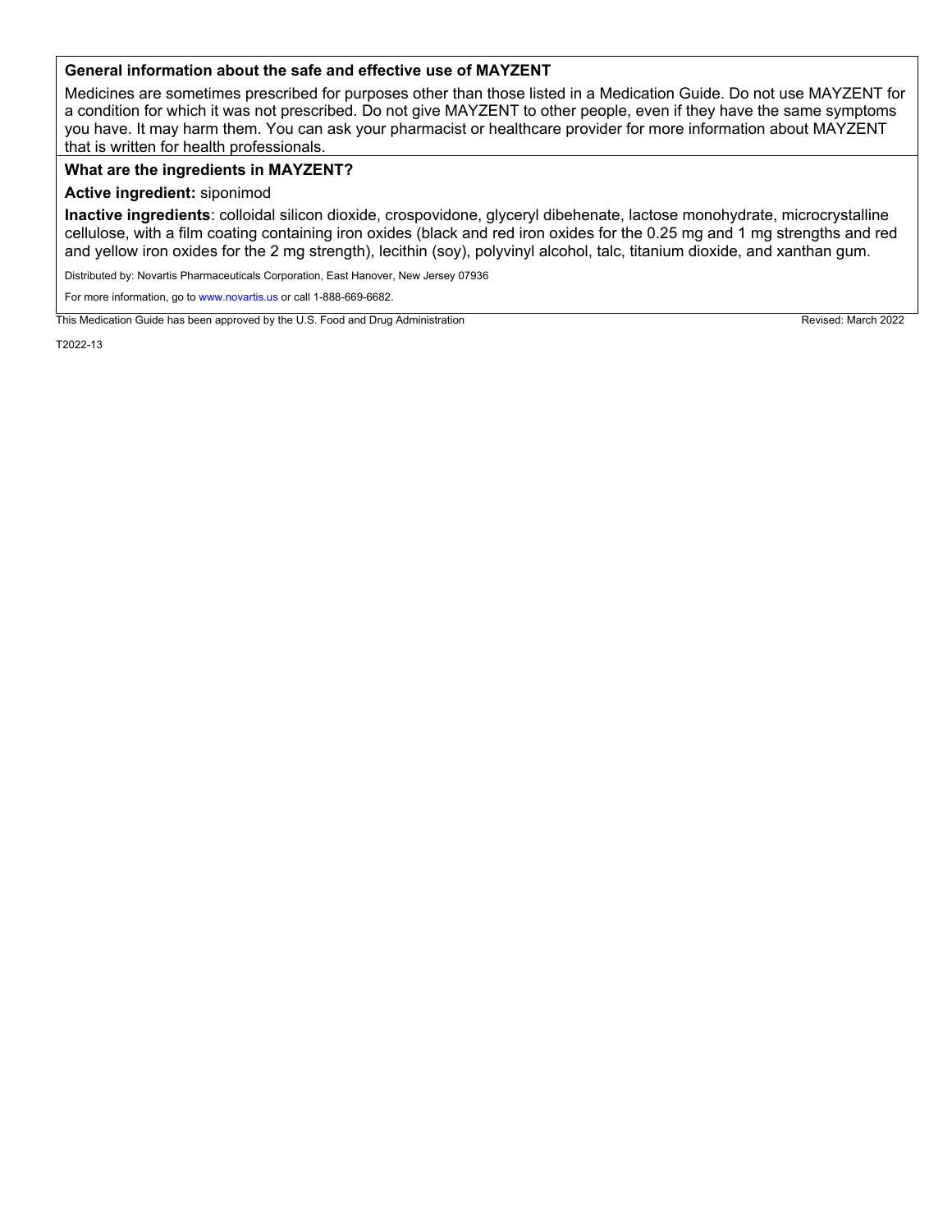**General information about the safe and effective use of MAYZENT**

Medicines are sometimes prescribed for purposes other than those listed in a Medication Guide. Do not use MAYZENT for a condition for which it was not prescribed. Do not give MAYZENT to other people, even if they have the same symptoms you have. It may harm them. You can ask your pharmacist or healthcare provider for more information about MAYZENT that is written for health professionals.

**What are the ingredients in MAYZENT?**

**Active ingredient:** siponimod

**Inactive ingredients**: colloidal silicon dioxide, crospovidone, glyceryl dibehenate, lactose monohydrate, microcrystalline cellulose, with a film coating containing iron oxides (black and red iron oxides for the 0.25 mg and 1 mg strengths and red and yellow iron oxides for the 2 mg strength), lecithin (soy), polyvinyl alcohol, talc, titanium dioxide, and xanthan gum.

Distributed by: Novartis Pharmaceuticals Corporation, East Hanover, New Jersey 07936

For more information, go to www.novartis.us or call 1-888-669-6682.

This Medication Guide has been approved by the U.S. Food and Drug Administration

Revised: March 2022

T2022-13